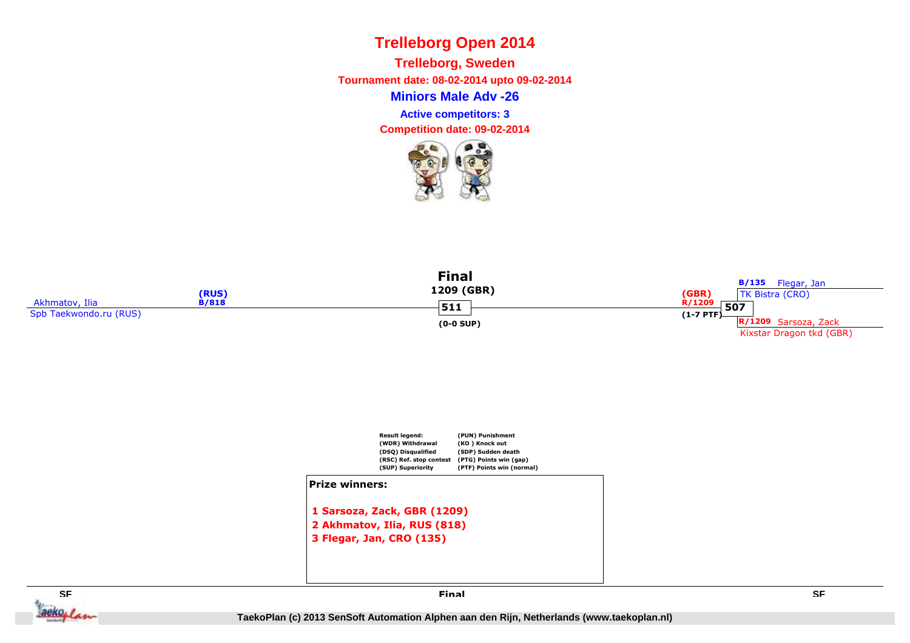# Trelleborg Open 2014

## Trelleborg, Sweden

**Tournament date: 08-02-2014 upto 09-02-2014**

**Miniors Male Adv -26**

**Active competitors: 3**

**Competition date: 09-02-2014**

**Final**

**1209 (GBR)**

Akhmatov, Ilia (RUS) B/818
Spb Taekwondo.ru (RUS)

**511**
(0-0 SUP)

B/135 Flegar, Jan
TK Bistra (CRO)

(GBR) R/1209
**507**
(1-7 PTF)

R/1209 Sarsoza, Zack
Kixstar Dragon tkd (GBR)

| Result legend: | |
|---|---|
| (WDR) Withdrawal | (PUN) Punishment |
| (DSQ) Disqualified | (KO ) Knock out |
| (RSC) Ref. stop contest | (SDP) Sudden death |
| (SUP) Superiority | (PTG) Points win (gap) |
| | (PTF) Points win (normal) |

**Prize winners:**

1. **Sarsoza, Zack, GBR (1209)**
2. **Akhmatov, Ilia, RUS (818)**
3. **Flegar, Jan, CRO (135)**

SF | Final | SF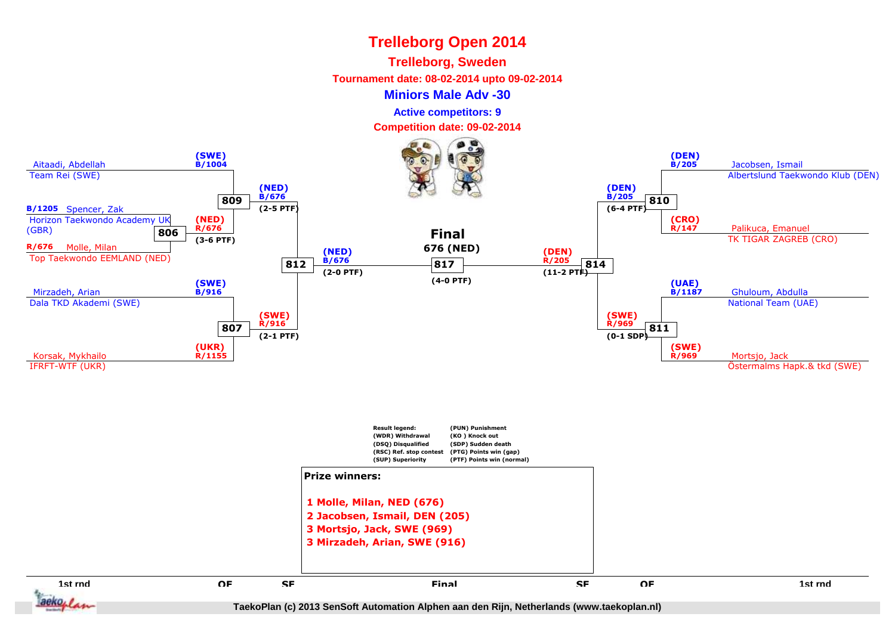# Trelleborg Open 2014

## Trelleborg, Sweden

**Tournament date: 08-02-2014 upto 09-02-2014**

### Miniors Male Adv -30

**Active competitors: 9**

**Competition date: 09-02-2014**

**Left side (1st rnd / QF / SF):**

- Aitaadi, Abdellah — Team Rei (SWE) — (SWE) B/1004
- B/1205 Spencer, Zak — Horizon Taekwondo Academy UK (GBR)
- R/676 Molle, Milan — Top Taekwondo EEMLAND (NED)
- 806: (NED) R/676 (3-6 PTF)
- 809: (NED) B/676 (2-5 PTF)
- Mirzadeh, Arian — Dala TKD Akademi (SWE) — (SWE) B/916
- Korsak, Mykhailo — IFRFT-WTF (UKR) — (UKR) R/1155
- 807: (SWE) R/916 (2-1 PTF)
- 812: (NED) B/676 (2-0 PTF)

**Final**

676 (NED)

817 (4-0 PTF)

**Right side (1st rnd / QF / SF):**

- Jacobsen, Ismail — Albertslund Taekwondo Klub (DEN) — (DEN) B/205
- Palikuca, Emanuel — TK TIGAR ZAGREB (CRO) — (CRO) R/147
- 810: (DEN) B/205 (6-4 PTF)
- Ghuloum, Abdulla — National Team (UAE) — (UAE) B/1187
- Mortsjo, Jack — Östermalms Hapk.& tkd (SWE) — (SWE) R/969
- 811: (SWE) R/969 (0-1 SDP)
- 814: (DEN) R/205 (11-2 PTF)

**Result legend:**

| | |
|---|---|
| (WDR) Withdrawal | (PUN) Punishment |
| (DSQ) Disqualified | (KO ) Knock out |
| (RSC) Ref. stop contest | (SDP) Sudden death |
| (SUP) Superiority | (PTG) Points win (gap) |
| | (PTF) Points win (normal) |

**Prize winners:**

1 Molle, Milan, NED (676)
2 Jacobsen, Ismail, DEN (205)
3 Mortsjo, Jack, SWE (969)
3 Mirzadeh, Arian, SWE (916)

1st rnd | QF | SF | Final | SF | QF | 1st rnd

TaekoPlan (c) 2013 SenSoft Automation Alphen aan den Rijn, Netherlands (www.taekoplan.nl)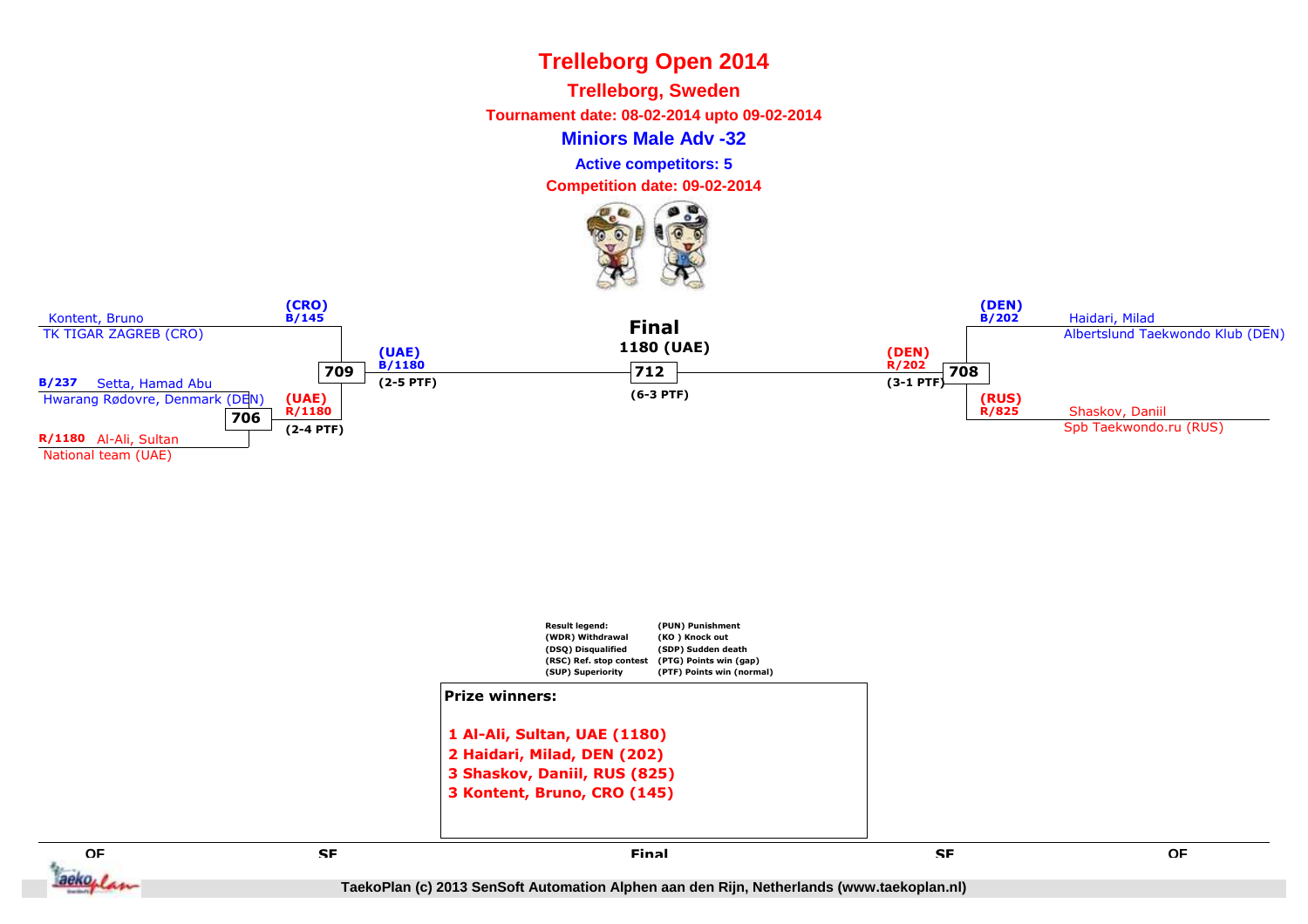# Trelleborg Open 2014

## Trelleborg, Sweden

**Tournament date: 08-02-2014 upto 09-02-2014**

**Miniors Male Adv -32**

**Active competitors: 5**

**Competition date: 09-02-2014**

Kontent, Bruno
TK TIGAR ZAGREB (CRO)

(CRO)
B/145

B/237 Setta, Hamad Abu
Hwarang Rødovre, Denmark (DEN)

706

R/1180 Al-Ali, Sultan
National team (UAE)

(UAE)
R/1180
(2-4 PTF)

709

(UAE)
B/1180
(2-5 PTF)

**Final**
**1180 (UAE)**

712
(6-3 PTF)

(DEN)
R/202
(3-1 PTF)

708

(DEN)
B/202

Haidari, Milad
Albertslund Taekwondo Klub (DEN)

(RUS)
R/825

Shaskov, Daniil
Spb Taekwondo.ru (RUS)

| Result legend: | (PUN) Punishment |
|---|---|
| (WDR) Withdrawal | (KO ) Knock out |
| (DSQ) Disqualified | (SDP) Sudden death |
| (RSC) Ref. stop contest | (PTG) Points win (gap) |
| (SUP) Superiority | (PTF) Points win (normal) |

**Prize winners:**

**1 Al-Ali, Sultan, UAE (1180)**
**2 Haidari, Milad, DEN (202)**
**3 Shaskov, Daniil, RUS (825)**
**3 Kontent, Bruno, CRO (145)**

QF SF Final SF QF

TaekoPlan (c) 2013 SenSoft Automation Alphen aan den Rijn, Netherlands (www.taekoplan.nl)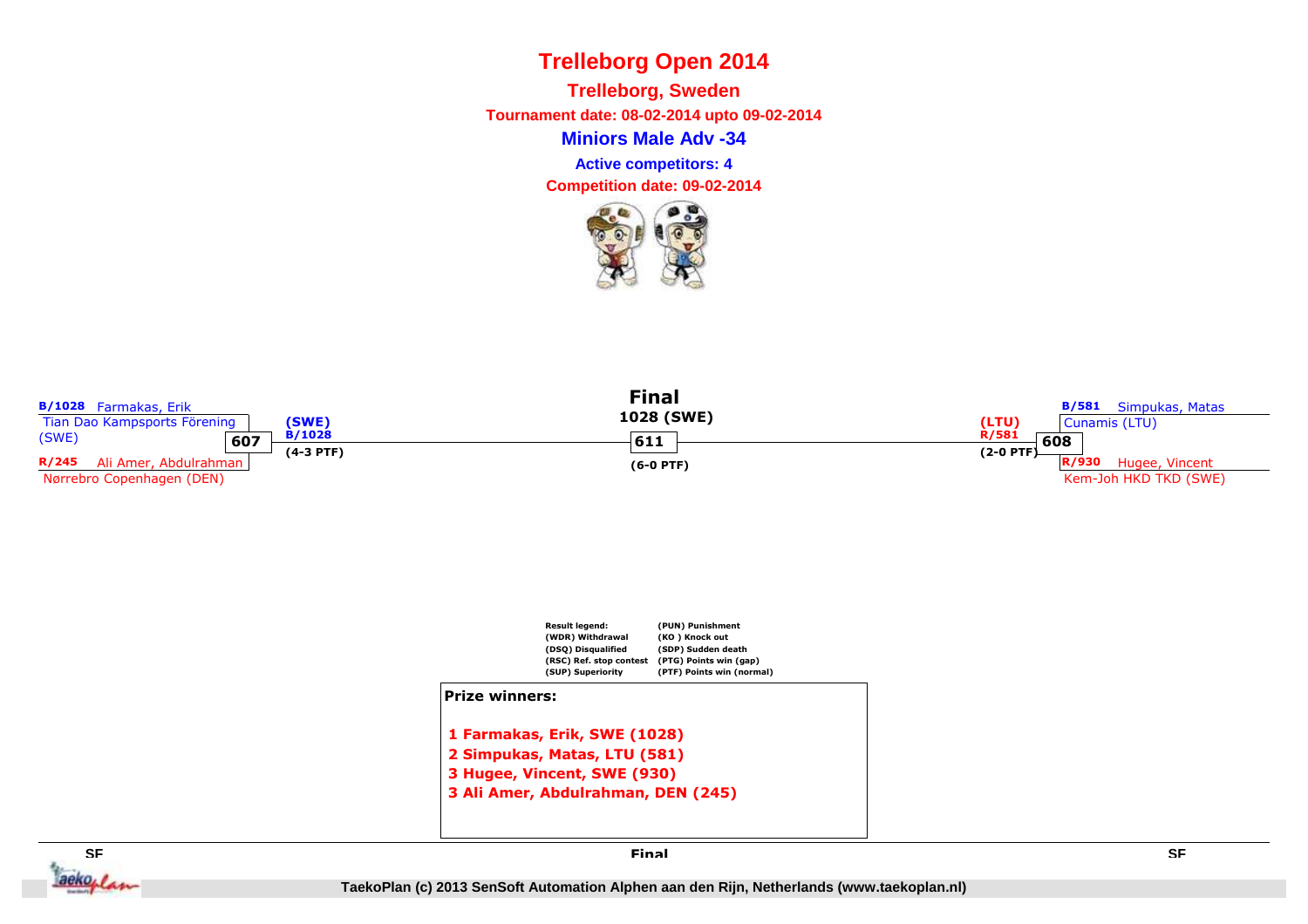# Trelleborg Open 2014

## Trelleborg, Sweden

**Tournament date: 08-02-2014 upto 09-02-2014**

### Miniors Male Adv -34

**Active competitors: 4**

**Competition date: 09-02-2014**

**B/1028** Farmakas, Erik
Tian Dao Kampsports Förening (SWE)

**607**

**R/245** Ali Amer, Abdulrahman
Nørrebro Copenhagen (DEN)

**(SWE)**
**B/1028**
**(4-3 PTF)**

**Final**

**1028 (SWE)**

**611**

**(6-0 PTF)**

**(LTU)**
**R/581**
**(2-0 PTF)**

**B/581** Simpukas, Matas
Cunamis (LTU)

**608**

**R/930** Hugee, Vincent
Kem-Joh HKD TKD (SWE)

| Result legend: | |
|---|---|
| (WDR) Withdrawal | (PUN) Punishment |
| (DSQ) Disqualified | (KO ) Knock out |
| (RSC) Ref. stop contest | (SDP) Sudden death |
| (SUP) Superiority | (PTG) Points win (gap) |
| | (PTF) Points win (normal) |

**Prize winners:**

1. **Farmakas, Erik, SWE (1028)**
2. **Simpukas, Matas, LTU (581)**
3. **Hugee, Vincent, SWE (930)**
3. **Ali Amer, Abdulrahman, DEN (245)**

SF | Final | SF

TaekoPlan (c) 2013 SenSoft Automation Alphen aan den Rijn, Netherlands (www.taekoplan.nl)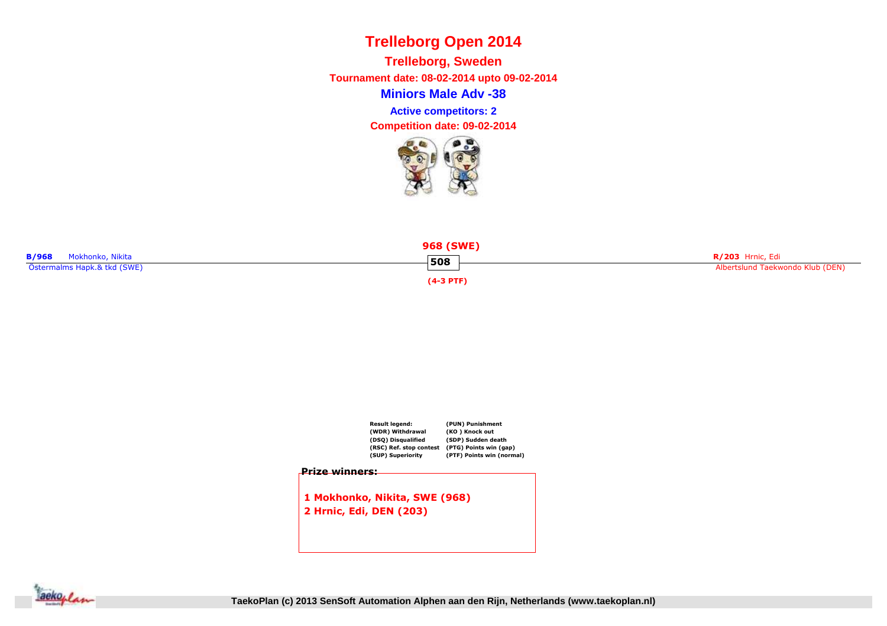# Trelleborg Open 2014

## Trelleborg, Sweden

**Tournament date: 08-02-2014 upto 09-02-2014**

### Miniors Male Adv -38

**Active competitors: 2**

**Competition date: 09-02-2014**

**B/968** Mokhonko, Nikita
Östermalms Hapk.& tkd (SWE)

**R/203** Hrnic, Edi
Albertslund Taekwondo Klub (DEN)

**968 (SWE)**

**508**

**(4-3 PTF)**

| Result legend: | |
|---|---|
| (WDR) Withdrawal | (PUN) Punishment |
| (DSQ) Disqualified | (KO ) Knock out |
| (RSC) Ref. stop contest | (SDP) Sudden death |
| (SUP) Superiority | (PTG) Points win (gap) |
| | (PTF) Points win (normal) |

**Prize winners:**

**1 Mokhonko, Nikita, SWE (968)**
**2 Hrnic, Edi, DEN (203)**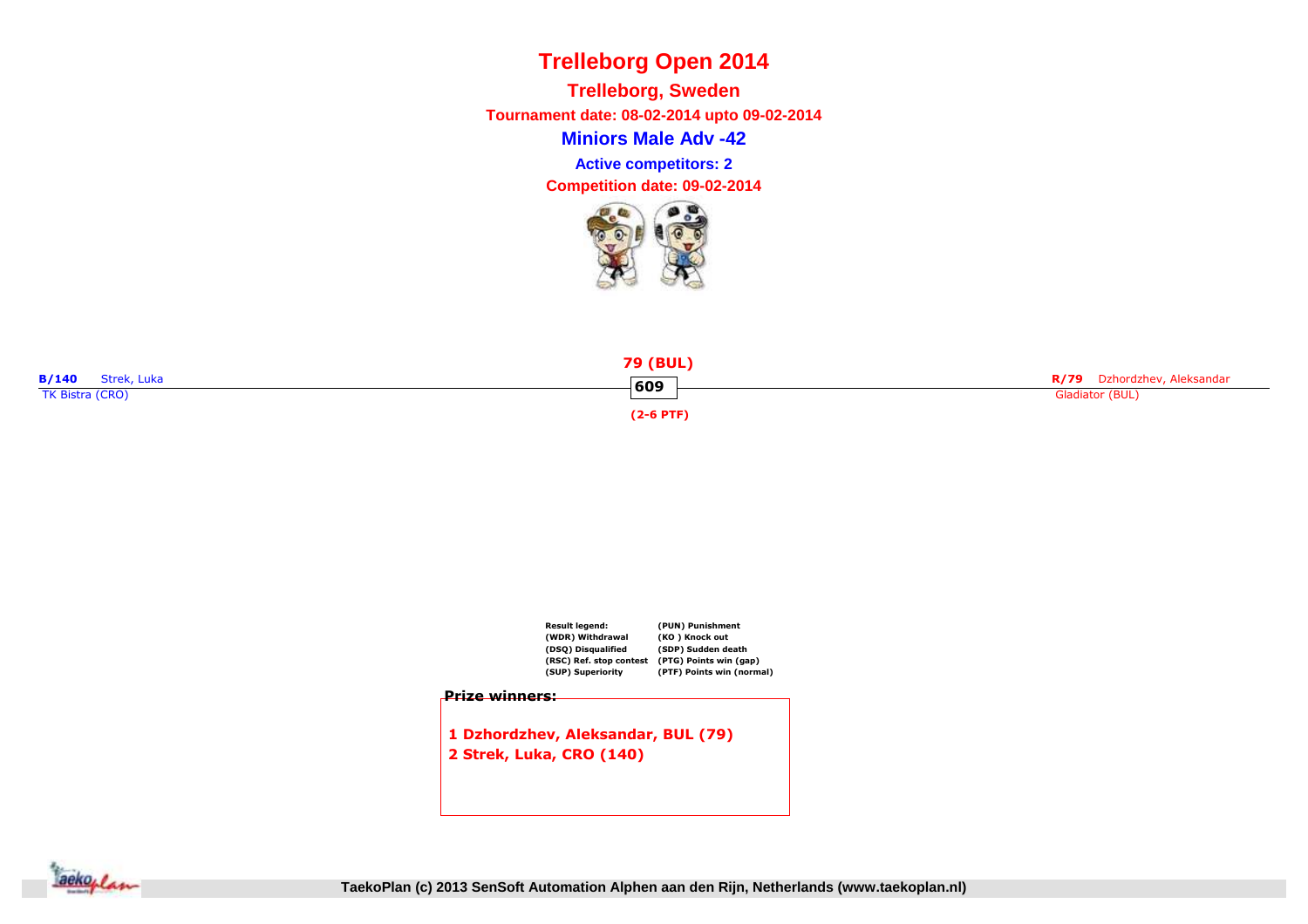# Trelleborg Open 2014

## Trelleborg, Sweden

**Tournament date: 08-02-2014 upto 09-02-2014**

## Miniors Male Adv -42

**Active competitors: 2**

**Competition date: 09-02-2014**

**B/140** Strek, Luka
TK Bistra (CRO)

**79 (BUL)**
**609**
**(2-6 PTF)**

**R/79** Dzhordzhev, Aleksandar
Gladiator (BUL)

| Result legend: | (PUN) Punishment |
| --- | --- |
| (WDR) Withdrawal | (KO ) Knock out |
| (DSQ) Disqualified | (SDP) Sudden death |
| (RSC) Ref. stop contest | (PTG) Points win (gap) |
| (SUP) Superiority | (PTF) Points win (normal) |

**Prize winners:**

**1 Dzhordzhev, Aleksandar, BUL (79)**
**2 Strek, Luka, CRO (140)**

TaekoPlan (c) 2013 SenSoft Automation Alphen aan den Rijn, Netherlands (www.taekoplan.nl)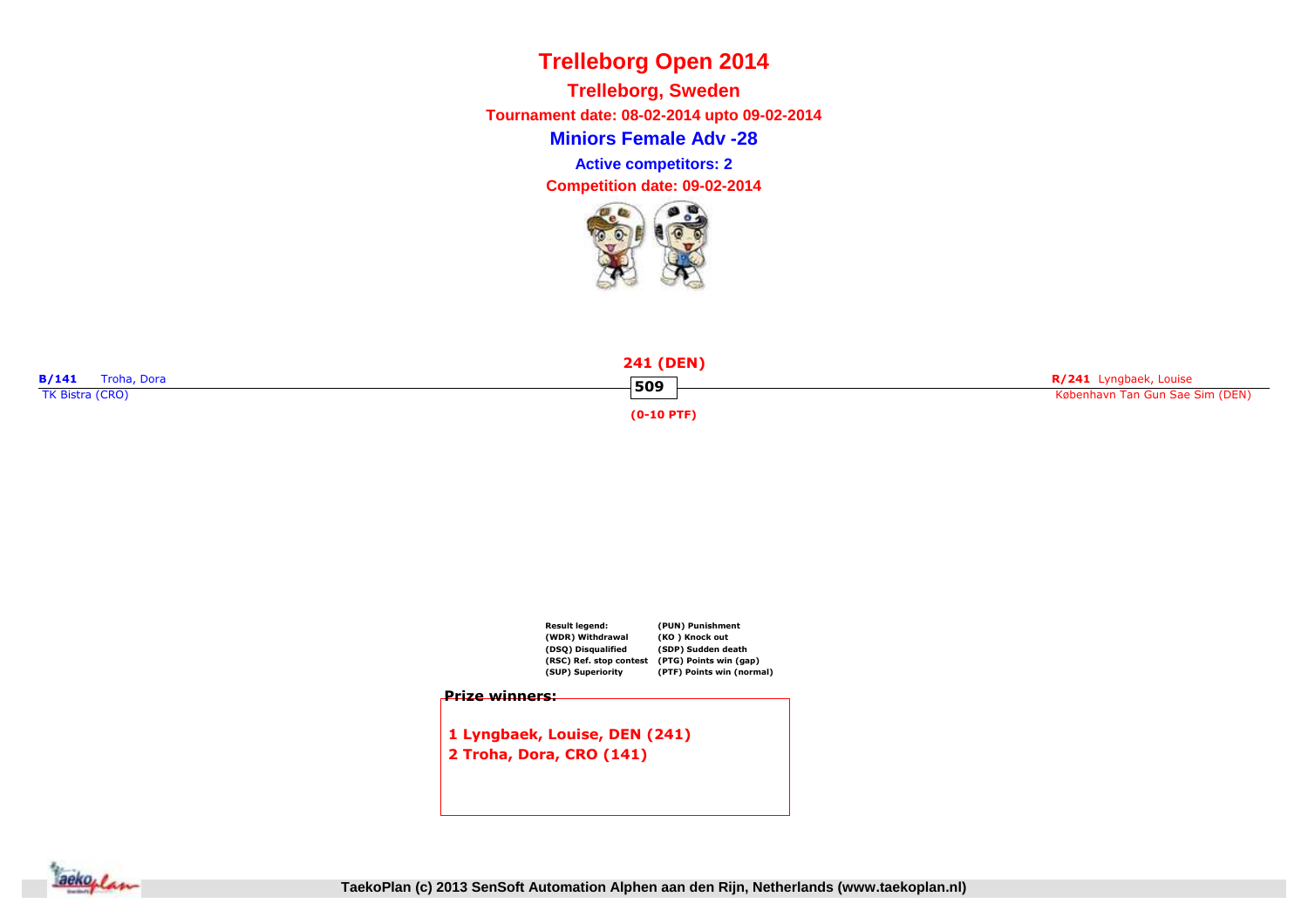# Trelleborg Open 2014

## Trelleborg, Sweden

**Tournament date: 08-02-2014 upto 09-02-2014**

## Miniors Female Adv -28

**Active competitors: 2**

**Competition date: 09-02-2014**

**B/141** Troha, Dora
TK Bistra (CRO)

**241 (DEN)**

**509**

**(0-10 PTF)**

**R/241** Lyngbaek, Louise
København Tan Gun Sae Sim (DEN)

**Result legend:**

| | |
|---|---|
| (WDR) Withdrawal | (PUN) Punishment |
| (DSQ) Disqualified | (KO ) Knock out |
| (RSC) Ref. stop contest | (SDP) Sudden death |
| (SUP) Superiority | (PTG) Points win (gap) |
| | (PTF) Points win (normal) |

**Prize winners:**

1 Lyngbaek, Louise, DEN (241)
2 Troha, Dora, CRO (141)

TaekoPlan (c) 2013 SenSoft Automation Alphen aan den Rijn, Netherlands (www.taekoplan.nl)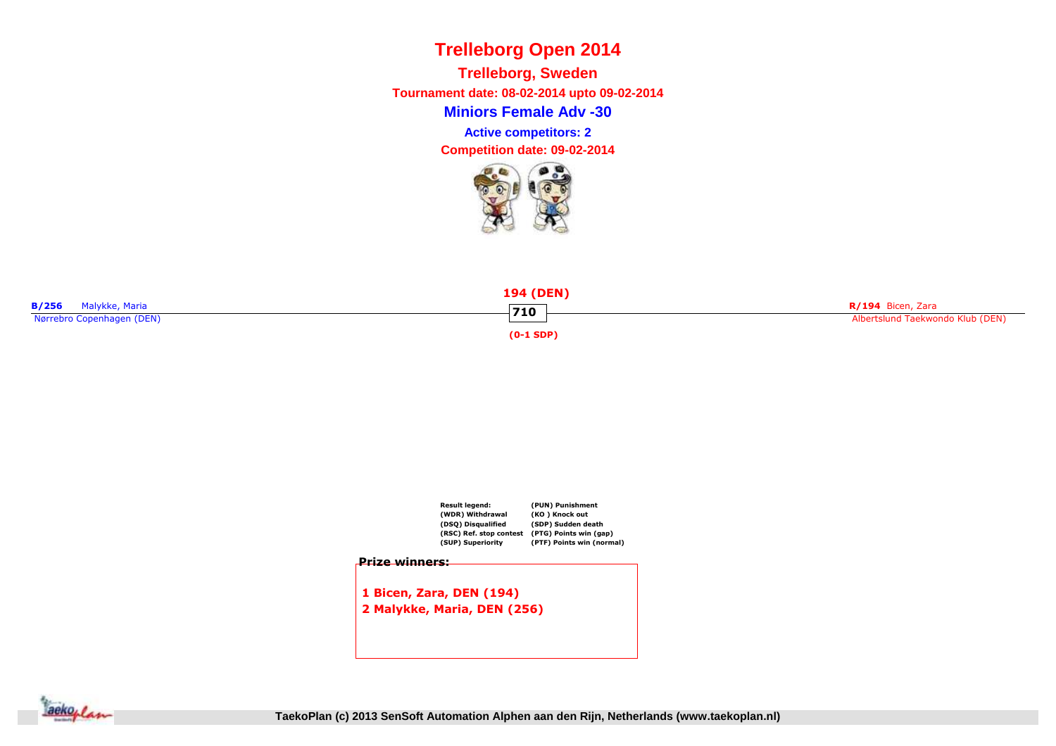# Trelleborg Open 2014

## Trelleborg, Sweden

**Tournament date: 08-02-2014 upto 09-02-2014**

## Miniors Female Adv -30

**Active competitors: 2**

**Competition date: 09-02-2014**

**194 (DEN)**

**B/256** Malykke, Maria
Nørrebro Copenhagen (DEN)

**710**

**(0-1 SDP)**

**R/194** Bicen, Zara
Albertslund Taekwondo Klub (DEN)

| Result legend: | (PUN) Punishment |
|---|---|
| (WDR) Withdrawal | (KO ) Knock out |
| (DSQ) Disqualified | (SDP) Sudden death |
| (RSC) Ref. stop contest | (PTG) Points win (gap) |
| (SUP) Superiority | (PTF) Points win (normal) |

**Prize winners:**

**1 Bicen, Zara, DEN (194)**
**2 Malykke, Maria, DEN (256)**

TaekoPlan (c) 2013 SenSoft Automation Alphen aan den Rijn, Netherlands (www.taekoplan.nl)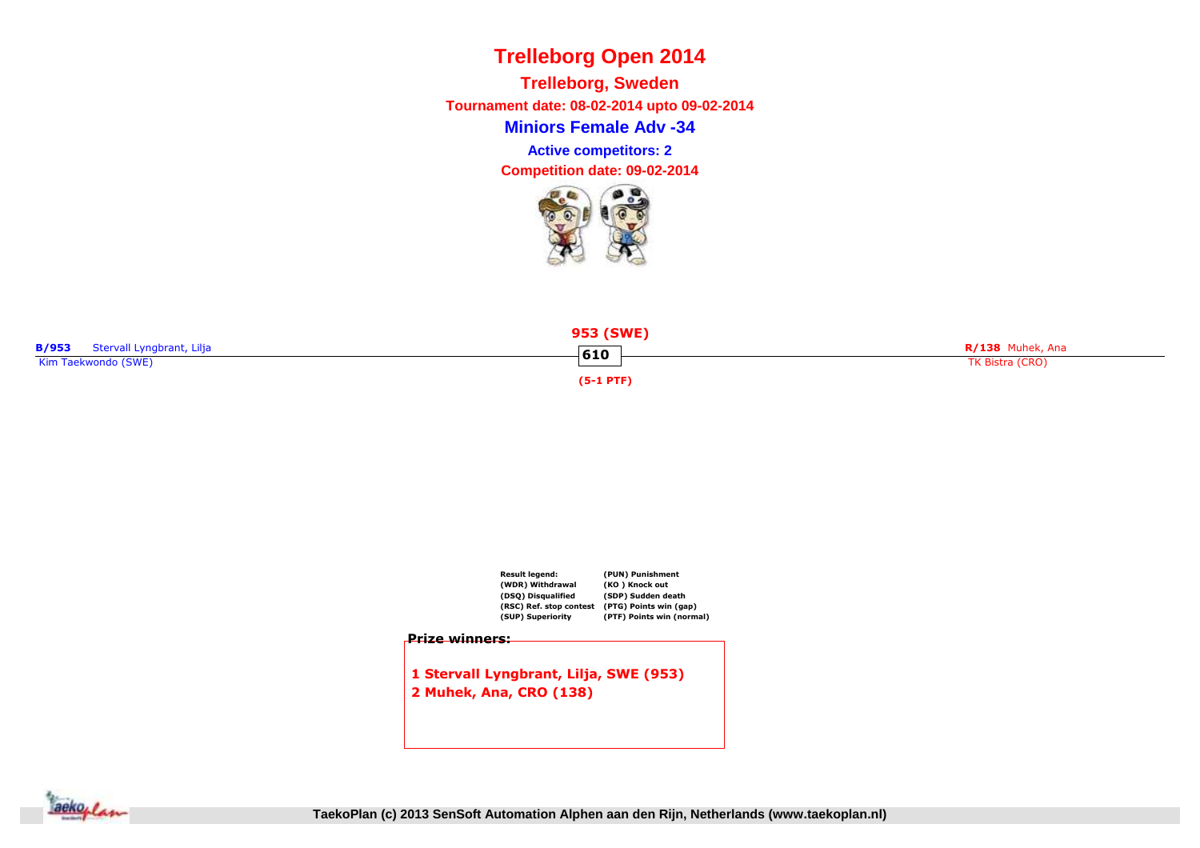# Trelleborg Open 2014

## Trelleborg, Sweden

**Tournament date: 08-02-2014 upto 09-02-2014**

## Miniors Female Adv -34

**Active competitors: 2**

**Competition date: 09-02-2014**

**B/953** Stervall Lyngbrant, Lilja
Kim Taekwondo (SWE)

**953 (SWE)**

**610**

**(5-1 PTF)**

**R/138** Muhek, Ana
TK Bistra (CRO)

**Result legend:**
(WDR) Withdrawal
(DSQ) Disqualified
(RSC) Ref. stop contest
(SUP) Superiority
(PUN) Punishment
(KO ) Knock out
(SDP) Sudden death
(PTG) Points win (gap)
(PTF) Points win (normal)

**Prize winners:**

**1 Stervall Lyngbrant, Lilja, SWE (953)**
**2 Muhek, Ana, CRO (138)**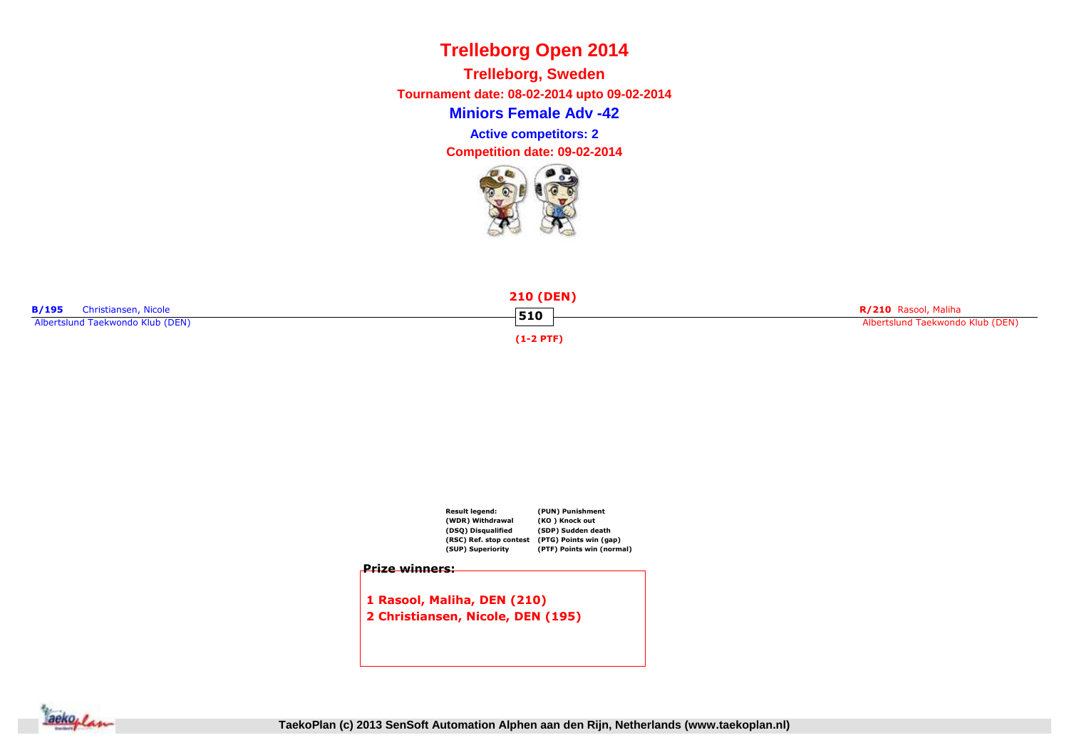# Trelleborg Open 2014

## Trelleborg, Sweden

**Tournament date: 08-02-2014 upto 09-02-2014**

## Miniors Female Adv -42

**Active competitors: 2**

**Competition date: 09-02-2014**

**B/195** Christiansen, Nicole
Albertslund Taekwondo Klub (DEN)

**210 (DEN)**
**510**
**(1-2 PTF)**

**R/210** Rasool, Maliha
Albertslund Taekwondo Klub (DEN)

| Result legend: | (PUN) Punishment |
|---|---|
| (WDR) Withdrawal | (KO ) Knock out |
| (DSQ) Disqualified | (SDP) Sudden death |
| (RSC) Ref. stop contest | (PTG) Points win (gap) |
| (SUP) Superiority | (PTF) Points win (normal) |

**Prize winners:**

**1 Rasool, Maliha, DEN (210)**
**2 Christiansen, Nicole, DEN (195)**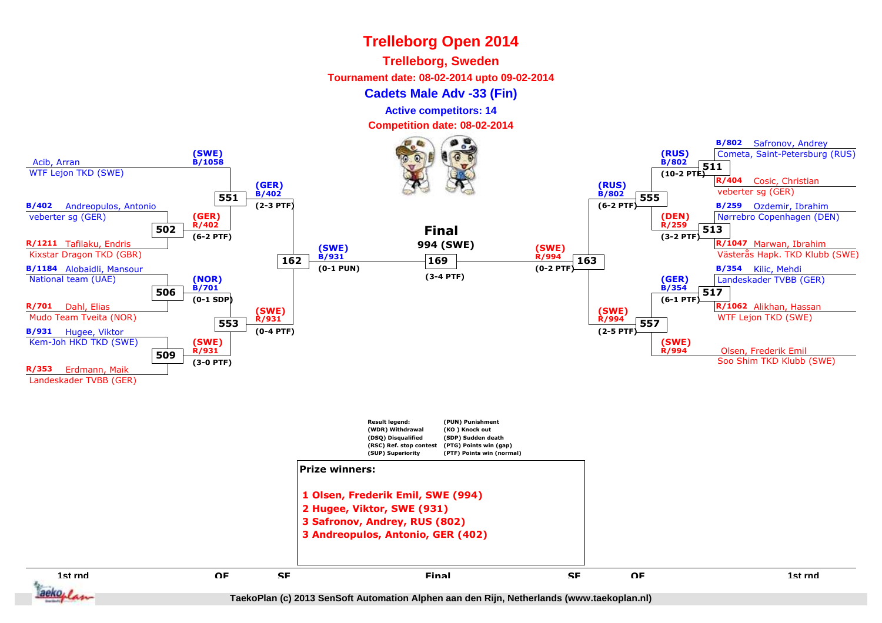# Trelleborg Open 2014

## Trelleborg, Sweden

**Tournament date: 08-02-2014 upto 09-02-2014**

### Cadets Male Adv -33 (Fin)

**Active competitors: 14**

**Competition date: 08-02-2014**

Acib, Arran
WTF Lejon TKD (SWE)

(SWE) B/1058

551

B/402 Andreopulos, Antonio
veberter sg (GER)

502

(GER) R/402
(6-2 PTF)

(GER) B/402
(2-3 PTF)

R/1211 Tafilaku, Endris
Kixstar Dragon TKD (GBR)

162

(SWE) B/931
(0-1 PUN)

B/1184 Alobaidli, Mansour
National team (UAE)

506

(NOR) B/701
(0-1 SDP)

R/701 Dahl, Elias
Mudo Team Tveita (NOR)

553

(SWE) R/931
(0-4 PTF)

B/931 Hugee, Viktor
Kem-Joh HKD TKD (SWE)

509

(SWE) R/931
(3-0 PTF)

R/353 Erdmann, Maik
Landeskader TVBB (GER)

**Final**

**994 (SWE)**

169

(3-4 PTF)

B/802 Safronov, Andrey
Cometa, Saint-Petersburg (RUS)

511

(RUS) B/802
(10-2 PTF)

R/404 Cosic, Christian
veberter sg (GER)

555

(RUS) B/802
(6-2 PTF)

B/259 Ozdemir, Ibrahim
Nørrebro Copenhagen (DEN)

513

(DEN) R/259
(3-2 PTF)

R/1047 Marwan, Ibrahim
Västerås Hapk. TKD Klubb (SWE)

163

(SWE) R/994
(0-2 PTF)

B/354 Kilic, Mehdi
Landeskader TVBB (GER)

517

(GER) B/354
(6-1 PTF)

R/1062 Alikhan, Hassan
WTF Lejon TKD (SWE)

557

(SWE) R/994
(2-5 PTF)

(SWE) R/994
Olsen, Frederik Emil
Soo Shim TKD Klubb (SWE)

| Result legend: | |
|---|---|
| (WDR) Withdrawal | (PUN) Punishment |
| (DSQ) Disqualified | (KO ) Knock out |
| (RSC) Ref. stop contest | (SDP) Sudden death |
| (SUP) Superiority | (PTG) Points win (gap) |
| | (PTF) Points win (normal) |

**Prize winners:**

1 Olsen, Frederik Emil, SWE (994)
2 Hugee, Viktor, SWE (931)
3 Safronov, Andrey, RUS (802)
3 Andreopulos, Antonio, GER (402)

1st rnd | QF | SF | Final | SF | QF | 1st rnd

TaekoPlan (c) 2013 SenSoft Automation Alphen aan den Rijn, Netherlands (www.taekoplan.nl)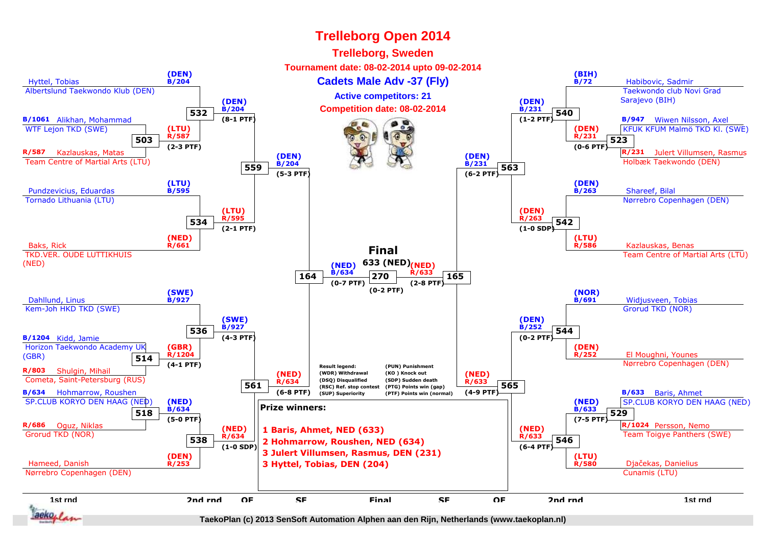# Trelleborg Open 2014

## Trelleborg, Sweden

**Tournament date: 08-02-2014 upto 09-02-2014**

## Cadets Male Adv -37 (Fly)

**Active competitors: 21**

**Competition date: 08-02-2014**

### Left side

**1st round**

- B/1061 Alikhan, Mohammad – WTF Lejon TKD (SWE) vs R/587 Kazlauskas, Matas – Team Centre of Martial Arts (LTU) — Match 503: (LTU) R/587 (2-3 PTF)
- B/1204 Kidd, Jamie – Horizon Taekwondo Academy UK (GBR) vs R/803 Shulgin, Mihail – Cometa, Saint-Petersburg (RUS) — Match 514: (GBR) R/1204 (4-1 PTF)
- B/634 Hohmarrow, Roushen – SP.CLUB KORYO DEN HAAG (NED) vs R/686 Oguz, Niklas – Grorud TKD (NOR) — Match 518: (NED) B/634 (5-0 PTF)

**2nd round**

- Match 532: Hyttel, Tobias – Albertslund Taekwondo Klub (DEN) (DEN) B/204 vs (LTU) R/587 — (DEN) B/204 (8-1 PTF)
- Match 534: Pundzevicius, Eduardas – Tornado Lithuania (LTU) (LTU) B/595 vs Baks, Rick – TKD.VER. OUDE LUTTIKHUIS (NED) (NED) R/661 — (LTU) R/595 (2-1 PTF)
- Match 536: Dahllund, Linus – Kem-Joh HKD TKD (SWE) (SWE) B/927 vs (GBR) R/1204 — (SWE) B/927 (4-3 PTF)
- Match 538: (NED) B/634 vs Hameed, Danish – Nørrebro Copenhagen (DEN) (DEN) R/253 — (NED) R/634 (1-0 SDP)

**QF**

- Match 559: (DEN) B/204 (5-3 PTF)
- Match 561: (NED) R/634 (6-8 PTF)

**SF**

- Match 164: (NED) B/634 (0-7 PTF)

### Right side

**1st round**

- B/947 Wiwen Nilsson, Axel – KFUK KFUM Malmö TKD Kl. (SWE) vs R/231 Julert Villumsen, Rasmus – Holbæk Taekwondo (DEN) — Match 523: (DEN) R/231 (0-6 PTF)
- B/633 Baris, Ahmet – SP.CLUB KORYO DEN HAAG (NED) vs R/1024 Persson, Nemo – Team Toigye Panthers (SWE) — Match 529: (NED) B/633 (7-5 PTF)

**2nd round**

- Match 540: Habibovic, Sadmir – Taekwondo club Novi Grad Sarajevo (BIH) (BIH) B/72 vs (DEN) R/231 — (DEN) B/231 (1-2 PTF)
- Match 542: Shareef, Bilal – Nørrebro Copenhagen (DEN) (DEN) B/263 vs Kazlauskas, Benas – Team Centre of Martial Arts (LTU) (LTU) R/586 — (DEN) R/263 (1-0 SDP)
- Match 544: Widjusveen, Tobias – Grorud TKD (NOR) (NOR) B/691 vs El Moughni, Younes – Nørrebro Copenhagen (DEN) (DEN) R/252 — (DEN) B/252 (0-2 PTF)
- Match 546: (NED) B/633 vs Djačekas, Danielius – Cunamis (LTU) (LTU) R/580 — (NED) R/633 (6-4 PTF)

**QF**

- Match 563: (DEN) B/231 (6-2 PTF)
- Match 565: (NED) R/633 (4-9 PTF)

**SF**

- Match 165: (NED) R/633 (2-8 PTF)

### Final

Match 270: (NED) B/634 vs (NED) R/633 — **633 (NED)** (0-2 PTF)

### Prize winners:

1 Baris, Ahmet, NED (633)
2 Hohmarrow, Roushen, NED (634)
3 Julert Villumsen, Rasmus, DEN (231)
3 Hyttel, Tobias, DEN (204)

**Result legend:**

| | |
|---|---|
| (WDR) Withdrawal | (PUN) Punishment |
| (DSQ) Disqualified | (KO ) Knock out |
| (RSC) Ref. stop contest | (SDP) Sudden death |
| (SUP) Superiority | (PTG) Points win (gap) |
| | (PTF) Points win (normal) |

1st rnd | 2nd rnd | QF | SF | Final | SF | QF | 2nd rnd | 1st rnd

TaekoPlan (c) 2013 SenSoft Automation Alphen aan den Rijn, Netherlands (www.taekoplan.nl)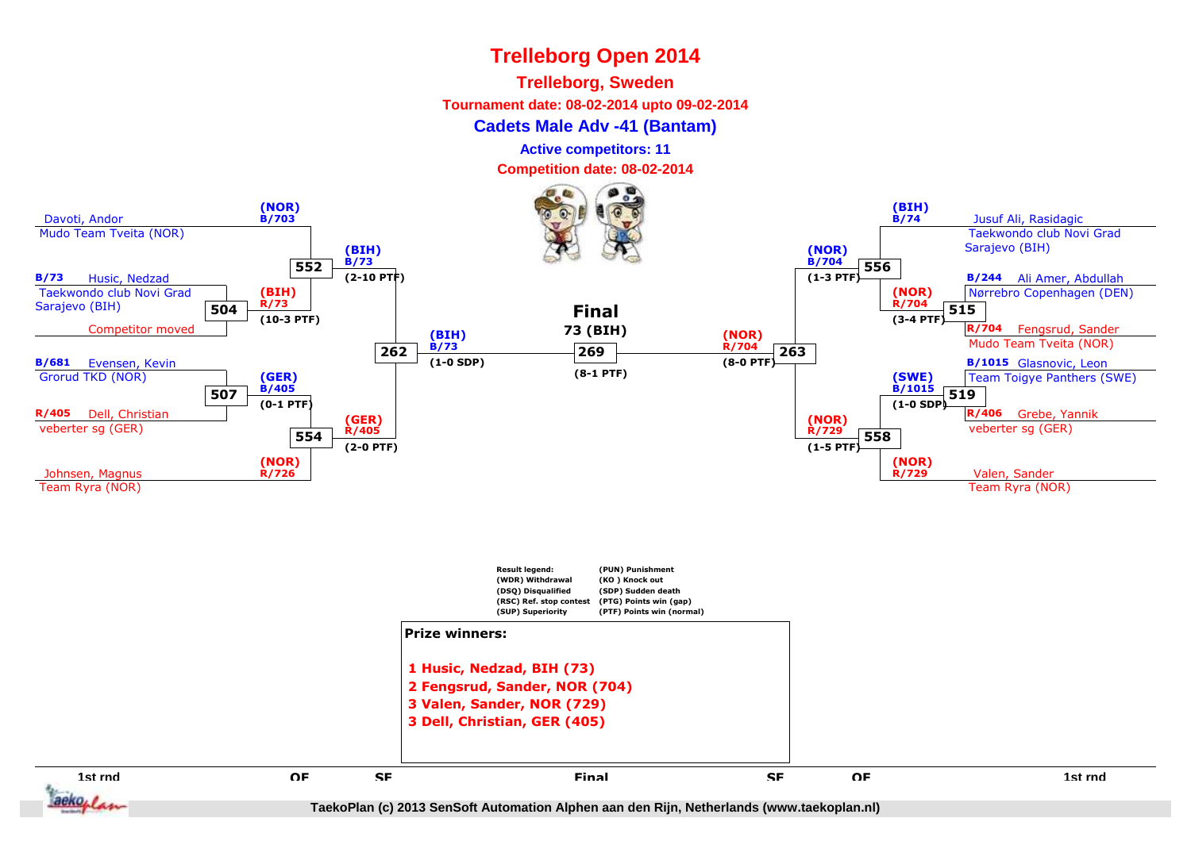# Trelleborg Open 2014

## Trelleborg, Sweden

**Tournament date: 08-02-2014 upto 09-02-2014**

### Cadets Male Adv -41 (Bantam)

**Active competitors: 11**

**Competition date: 08-02-2014**

## Left side

### 1st round / QF

- Davoti, Andor — Mudo Team Tveita (NOR) — (NOR) B/703
- B/73 Husic, Nedzad — Taekwondo club Novi Grad Sarajevo (BIH) — Competitor moved
- Match 504: (BIH) R/73 (10-3 PTF)
- Match 552: (BIH) B/73 (2-10 PTF)
- B/681 Evensen, Kevin — Grorud TKD (NOR)
- R/405 Dell, Christian — veberter sg (GER)
- Match 507: (GER) B/405 (0-1 PTF)
- Johnsen, Magnus — Team Ryra (NOR) — (NOR) R/726
- Match 554: (GER) R/405 (2-0 PTF)

### SF

- Match 262: (BIH) B/73 (1-0 SDP)

## Final

**Final**

**73 (BIH)**

- Match 269: (8-1 PTF)

## Right side

### SF

- Match 263: (NOR) R/704 (8-0 PTF)

### 1st round / QF

- Jusuf Ali, Rasidagic — Taekwondo club Novi Grad Sarajevo (BIH) — (BIH) B/74
- B/244 Ali Amer, Abdullah — Nørrebro Copenhagen (DEN)
- R/704 Fengsrud, Sander — Mudo Team Tveita (NOR)
- Match 515: (NOR) R/704 (3-4 PTF)
- Match 556: (NOR) B/704 (1-3 PTF)
- B/1015 Glasnovic, Leon — Team Toigye Panthers (SWE)
- R/406 Grebe, Yannik — veberter sg (GER)
- Match 519: (SWE) B/1015 (1-0 SDP)
- Valen, Sander — Team Ryra (NOR) — (NOR) R/729
- Match 558: (NOR) R/729 (1-5 PTF)

| Result legend: | |
|---|---|
| (WDR) Withdrawal | (PUN) Punishment |
| (DSQ) Disqualified | (KO ) Knock out |
| (RSC) Ref. stop contest | (SDP) Sudden death |
| (SUP) Superiority | (PTG) Points win (gap) |
| | (PTF) Points win (normal) |

**Prize winners:**

1 Husic, Nedzad, BIH (73)
2 Fengsrud, Sander, NOR (704)
3 Valen, Sander, NOR (729)
3 Dell, Christian, GER (405)

1st rnd | QF | SF | Final | SF | QF | 1st rnd

TaekoPlan (c) 2013 SenSoft Automation Alphen aan den Rijn, Netherlands (www.taekoplan.nl)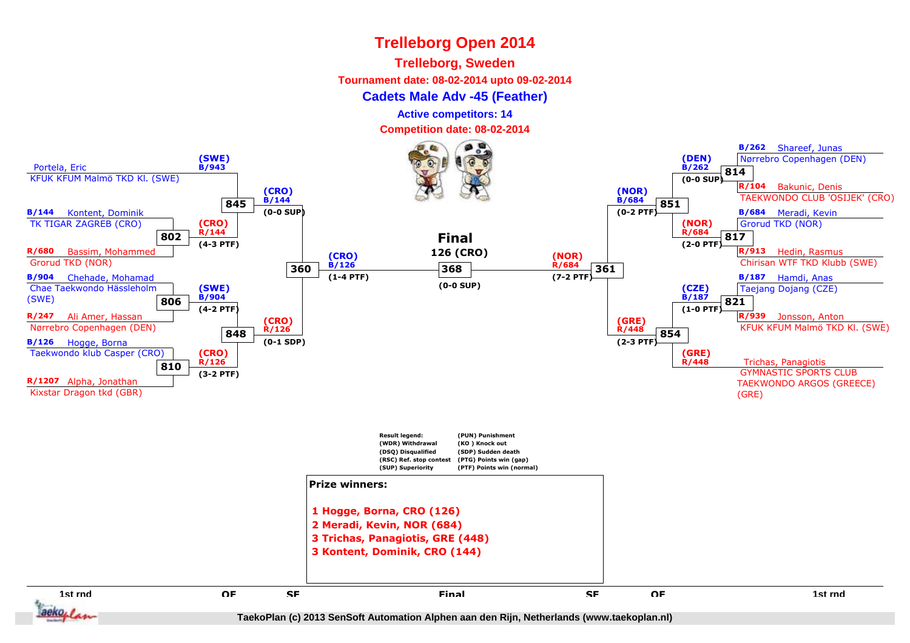# Trelleborg Open 2014

## Trelleborg, Sweden

**Tournament date: 08-02-2014 upto 09-02-2014**

### Cadets Male Adv -45 (Feather)

**Active competitors: 14**

**Competition date: 08-02-2014**

**1st rnd (left side)**

- Portela, Eric — KFUK KFUM Malmö TKD Kl. (SWE)
- B/144 Kontent, Dominik — TK TIGAR ZAGREB (CRO)
- R/680 Bassim, Mohammed — Grorud TKD (NOR)
- B/904 Chehade, Mohamad — Chae Taekwondo Hässleholm (SWE)
- R/247 Ali Amer, Hassan — Nørrebro Copenhagen (DEN)
- B/126 Hogge, Borna — Taekwondo klub Casper (CRO)
- R/1207 Alpha, Jonathan — Kixstar Dragon tkd (GBR)

**Matches (left side)**

- 802: (CRO) R/144 (4-3 PTF)
- 806: (SWE) B/904 (4-2 PTF)
- 810: (CRO) R/126 (3-2 PTF)
- 845: (SWE) B/943 vs (CRO) R/144 → (CRO) B/144 (0-0 SUP)
- 848: (CRO) R/126 (0-1 SDP)
- 360: (CRO) B/126 (1-4 PTF)

**Final**

- 368: 126 (CRO) (0-0 SUP)

**1st rnd (right side)**

- B/262 Shareef, Junas — Nørrebro Copenhagen (DEN)
- R/104 Bakunic, Denis — TAEKWONDO CLUB 'OSIJEK' (CRO)
- B/684 Meradi, Kevin — Grorud TKD (NOR)
- R/913 Hedin, Rasmus — Chirisan WTF TKD Klubb (SWE)
- B/187 Hamdi, Anas — Taejang Dojang (CZE)
- R/939 Jonsson, Anton — KFUK KFUM Malmö TKD Kl. (SWE)
- Trichas, Panagiotis — GYMNASTIC SPORTS CLUB TAEKWONDO ARGOS (GREECE) (GRE)

**Matches (right side)**

- 814: (DEN) B/262 (0-0 SUP)
- 817: (NOR) R/684 (2-0 PTF)
- 821: (CZE) B/187 (1-0 PTF)
- 851: (NOR) B/684 (0-2 PTF)
- 854: (GRE) R/448 (2-3 PTF); (GRE) R/448
- 361: (NOR) R/684 (7-2 PTF)

**Result legend:**

- (WDR) Withdrawal
- (DSQ) Disqualified
- (RSC) Ref. stop contest
- (SUP) Superiority
- (PUN) Punishment
- (KO ) Knock out
- (SDP) Sudden death
- (PTG) Points win (gap)
- (PTF) Points win (normal)

**Prize winners:**

1 Hogge, Borna, CRO (126)
2 Meradi, Kevin, NOR (684)
3 Trichas, Panagiotis, GRE (448)
3 Kontent, Dominik, CRO (144)

1st rnd | QF | SF | Final | SF | QF | 1st rnd

TaekoPlan (c) 2013 SenSoft Automation Alphen aan den Rijn, Netherlands (www.taekoplan.nl)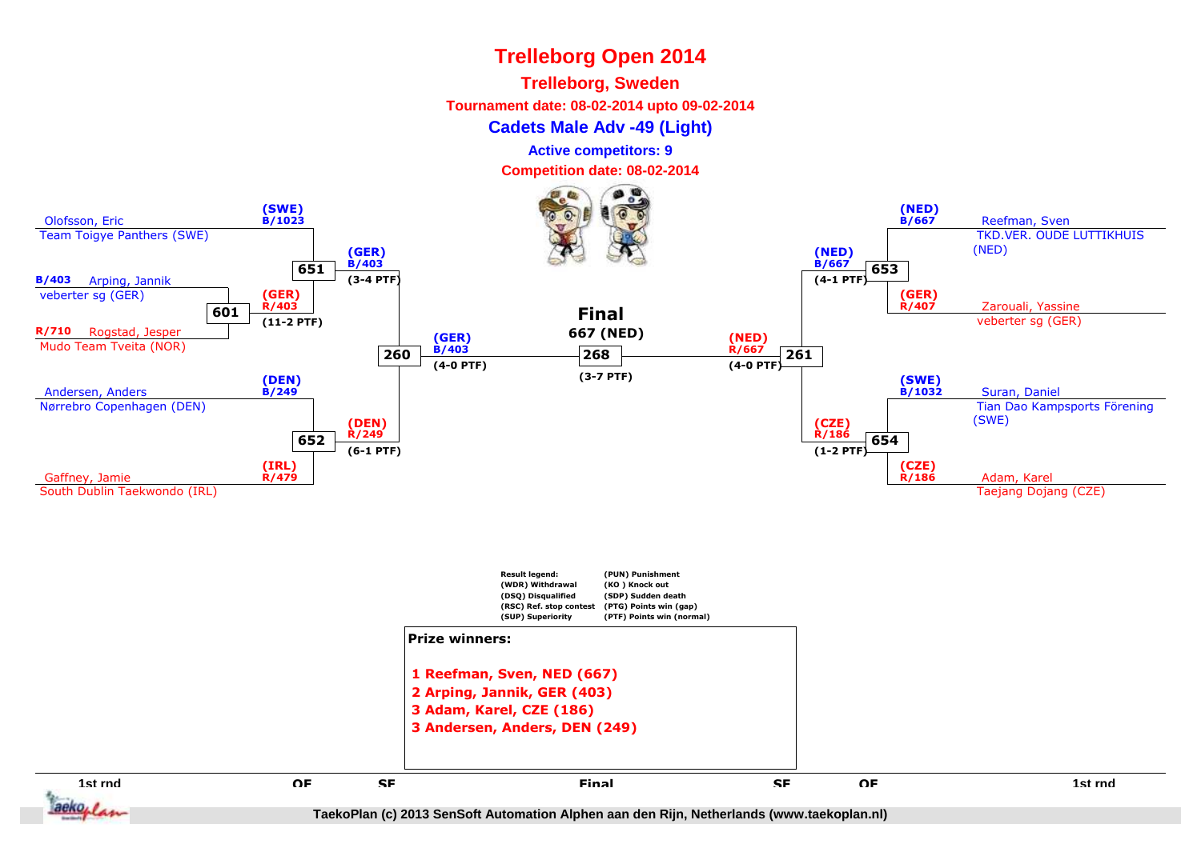# Trelleborg Open 2014

## Trelleborg, Sweden

**Tournament date: 08-02-2014 upto 09-02-2014**

### Cadets Male Adv -49 (Light)

**Active competitors: 9**

**Competition date: 08-02-2014**

**1st rnd / QF / SF (left side)**

- 601: B/403 Arping, Jannik – veberter sg (GER) vs R/710 Rogstad, Jesper – Mudo Team Tveita (NOR) → (GER) R/403 (11-2 PTF)
- 651: (SWE) B/1023 Olofsson, Eric – Team Toigye Panthers (SWE) vs (GER) R/403 → (GER) B/403 (3-4 PTF)
- 652: (DEN) B/249 Andersen, Anders – Nørrebro Copenhagen (DEN) vs (IRL) R/479 Gaffney, Jamie – South Dublin Taekwondo (IRL) → (DEN) R/249 (6-1 PTF)
- 260: (GER) B/403 vs (DEN) R/249 → (GER) B/403 (4-0 PTF)

**1st rnd / QF / SF (right side)**

- 653: (NED) B/667 Reefman, Sven – TKD.VER. OUDE LUTTIKHUIS (NED) vs (GER) R/407 Zarouali, Yassine – veberter sg (GER) → (NED) B/667 (4-1 PTF)
- 654: (SWE) B/1032 Suran, Daniel – Tian Dao Kampsports Förening (SWE) vs (CZE) R/186 Adam, Karel – Taejang Dojang (CZE) → (CZE) R/186 (1-2 PTF)
- 261: (NED) B/667 vs (CZE) R/186 → (NED) R/667 (4-0 PTF)

**Final**

- 268: (GER) B/403 vs (NED) R/667 → 667 (NED) (3-7 PTF)

**Result legend:**

| | |
|---|---|
| (WDR) Withdrawal | (PUN) Punishment |
| (DSQ) Disqualified | (KO ) Knock out |
| (RSC) Ref. stop contest | (SDP) Sudden death |
| (SUP) Superiority | (PTG) Points win (gap) |
| | (PTF) Points win (normal) |

**Prize winners:**

1 Reefman, Sven, NED (667)
2 Arping, Jannik, GER (403)
3 Adam, Karel, CZE (186)
3 Andersen, Anders, DEN (249)

TaekoPlan (c) 2013 SenSoft Automation Alphen aan den Rijn, Netherlands (www.taekoplan.nl)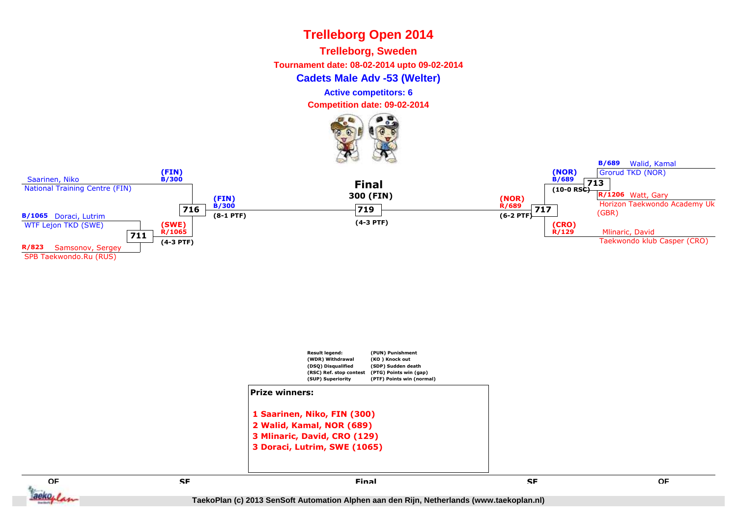# Trelleborg Open 2014

## Trelleborg, Sweden

**Tournament date: 08-02-2014 upto 09-02-2014**

### Cadets Male Adv -53 (Welter)

**Active competitors: 6**

**Competition date: 09-02-2014**

**Left side:**

- Saarinen, Niko — National Training Centre (FIN) — (FIN) B/300
- B/1065 Doraci, Lutrim — WTF Lejon TKD (SWE)
- R/823 Samsonov, Sergey — SPB Taekwondo.Ru (RUS)

Match 711: (SWE) R/1065 (4-3 PTF)

Match 716: (FIN) B/300 (8-1 PTF)

**Final**

300 (FIN)

Match 719: (4-3 PTF)

**Right side:**

- B/689 Walid, Kamal — Grorud TKD (NOR)
- R/1206 Watt, Gary — Horizon Taekwondo Academy Uk (GBR)
- Mlinaric, David — Taekwondo klub Casper (CRO) — (CRO) R/129

Match 713: (NOR) B/689 (10-0 RSC)

Match 717: (NOR) R/689 (6-2 PTF)

| Result legend: | |
|---|---|
| (WDR) Withdrawal | (PUN) Punishment |
| (DSQ) Disqualified | (KO ) Knock out |
| (RSC) Ref. stop contest | (SDP) Sudden death |
| (SUP) Superiority | (PTG) Points win (gap) |
| | (PTF) Points win (normal) |

**Prize winners:**

1. **1 Saarinen, Niko, FIN (300)**
2. **2 Walid, Kamal, NOR (689)**
3. **3 Mlinaric, David, CRO (129)**
4. **3 Doraci, Lutrim, SWE (1065)**

QF | SF | Final | SF | QF

TaekoPlan (c) 2013 SenSoft Automation Alphen aan den Rijn, Netherlands (www.taekoplan.nl)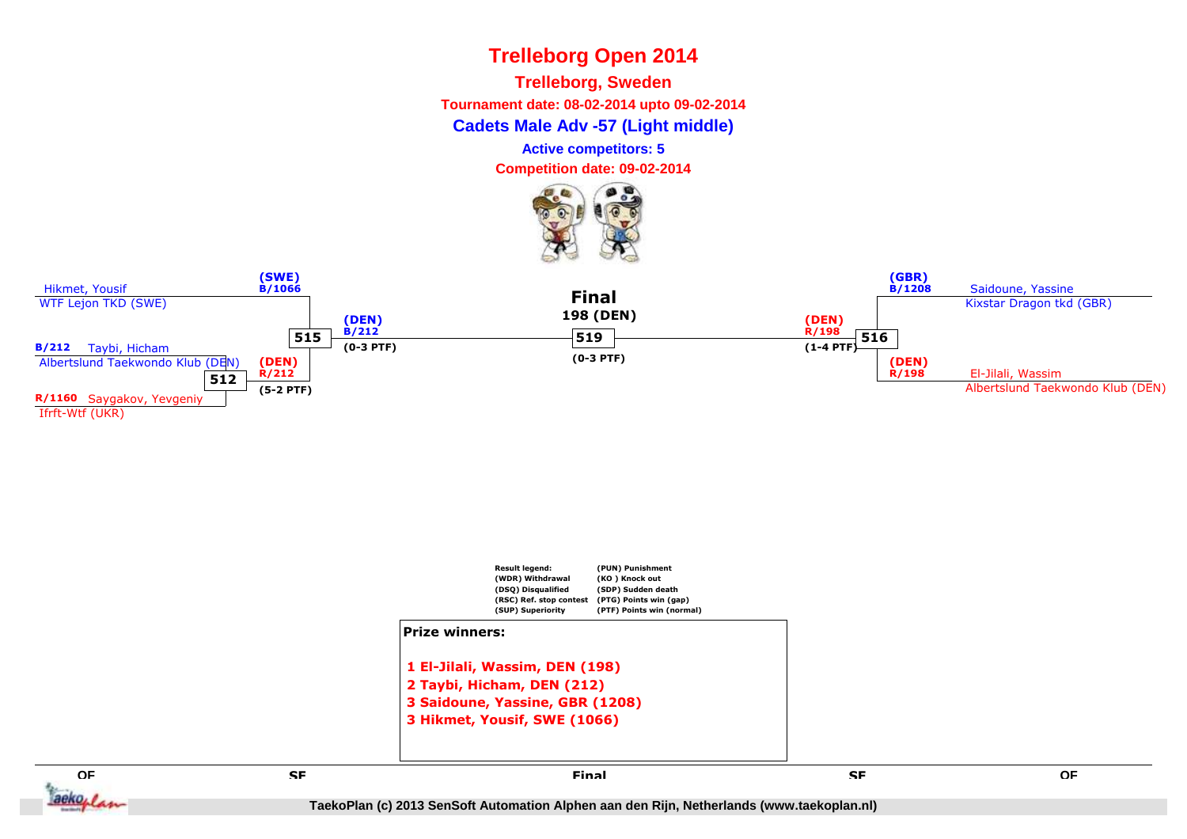# Trelleborg Open 2014

## Trelleborg, Sweden

**Tournament date: 08-02-2014 upto 09-02-2014**

**Cadets Male Adv -57 (Light middle)**

**Active competitors: 5**

**Competition date: 09-02-2014**

Hikmet, Yousif
WTF Lejon TKD (SWE)

(SWE)
B/1066

515

(DEN)
B/212
(0-3 PTF)

B/212 Taybi, Hicham
Albertslund Taekwondo Klub (DEN)

512

(DEN)
R/212
(5-2 PTF)

R/1160 Saygakov, Yevgeniy
Ifrft-Wtf (UKR)

**Final**
**198 (DEN)**

519
(0-3 PTF)

(GBR)
B/1208
Saidoune, Yassine
Kixstar Dragon tkd (GBR)

(DEN)
R/198
(1-4 PTF)

516

(DEN)
R/198
El-Jilali, Wassim
Albertslund Taekwondo Klub (DEN)

Result legend:
(WDR) Withdrawal
(DSQ) Disqualified
(RSC) Ref. stop contest
(SUP) Superiority
(PUN) Punishment
(KO ) Knock out
(SDP) Sudden death
(PTG) Points win (gap)
(PTF) Points win (normal)

**Prize winners:**

1. El-Jilali, Wassim, DEN (198)
2. Taybi, Hicham, DEN (212)
3. Saidoune, Yassine, GBR (1208)
3. Hikmet, Yousif, SWE (1066)

QF | SF | Final | SF | QF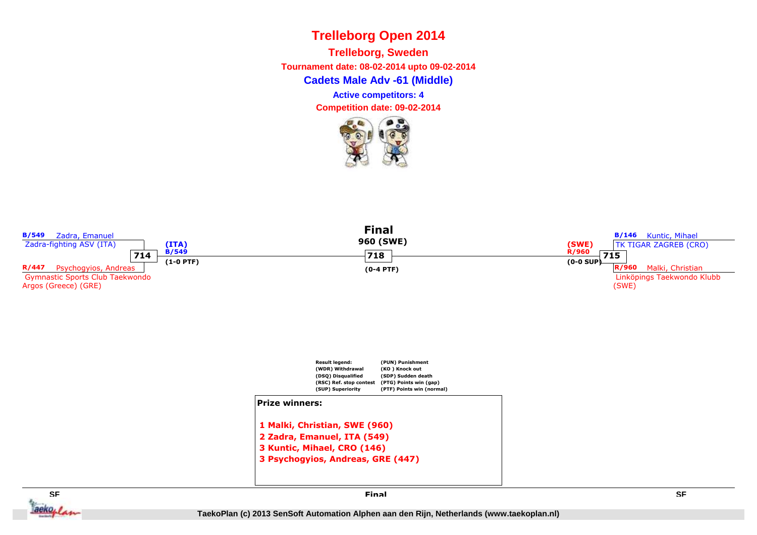# Trelleborg Open 2014

**Trelleborg, Sweden**

**Tournament date: 08-02-2014 upto 09-02-2014**

## Cadets Male Adv -61 (Middle)

**Active competitors: 4**

**Competition date: 09-02-2014**

### SF

**B/549** Zadra, Emanuel
Zadra-fighting ASV (ITA)

**714** — (ITA) B/549 (1-0 PTF)

**R/447** Psychogyios, Andreas
Gymnastic Sports Club Taekwondo Argos (Greece) (GRE)

### Final

**960 (SWE)**

**718** — (0-4 PTF)

### SF

**B/146** Kuntic, Mihael
TK TIGAR ZAGREB (CRO)

**715** — (SWE) R/960 (0-0 SUP)

**R/960** Malki, Christian
Linköpings Taekwondo Klubb (SWE)

| Result legend: | |
|---|---|
| (WDR) Withdrawal | (PUN) Punishment |
| (DSQ) Disqualified | (KO ) Knock out |
| (RSC) Ref. stop contest | (SDP) Sudden death |
| (SUP) Superiority | (PTG) Points win (gap) |
| | (PTF) Points win (normal) |

**Prize winners:**

1. **Malki, Christian, SWE (960)**
2. **Zadra, Emanuel, ITA (549)**
3. **Kuntic, Mihael, CRO (146)**
3. **Psychogyios, Andreas, GRE (447)**

TaekoPlan (c) 2013 SenSoft Automation Alphen aan den Rijn, Netherlands (www.taekoplan.nl)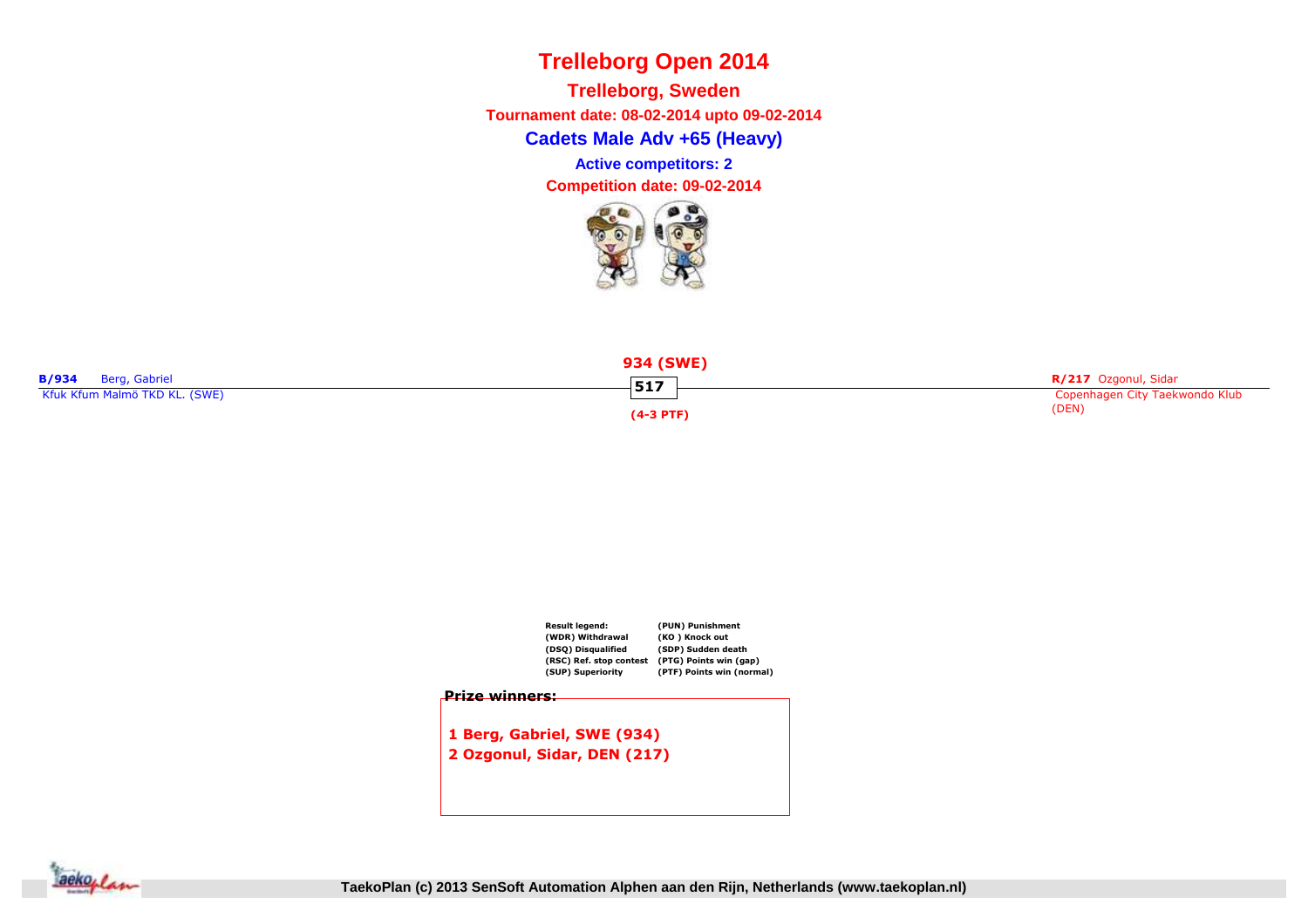# Trelleborg Open 2014

## Trelleborg, Sweden

**Tournament date: 08-02-2014 upto 09-02-2014**

### Cadets Male Adv +65 (Heavy)

**Active competitors: 2**

**Competition date: 09-02-2014**

**B/934** Berg, Gabriel
Kfuk Kfum Malmö TKD KL. (SWE)

**934 (SWE)**
**517**
**(4-3 PTF)**

**R/217** Ozgonul, Sidar
Copenhagen City Taekwondo Klub (DEN)

| Result legend: | |
|---|---|
| (WDR) Withdrawal | (PUN) Punishment |
| (DSQ) Disqualified | (KO ) Knock out |
| (RSC) Ref. stop contest | (SDP) Sudden death |
| (SUP) Superiority | (PTG) Points win (gap) |
| | (PTF) Points win (normal) |

**Prize winners:**

**1 Berg, Gabriel, SWE (934)**
**2 Ozgonul, Sidar, DEN (217)**

TaekoPlan (c) 2013 SenSoft Automation Alphen aan den Rijn, Netherlands (www.taekoplan.nl)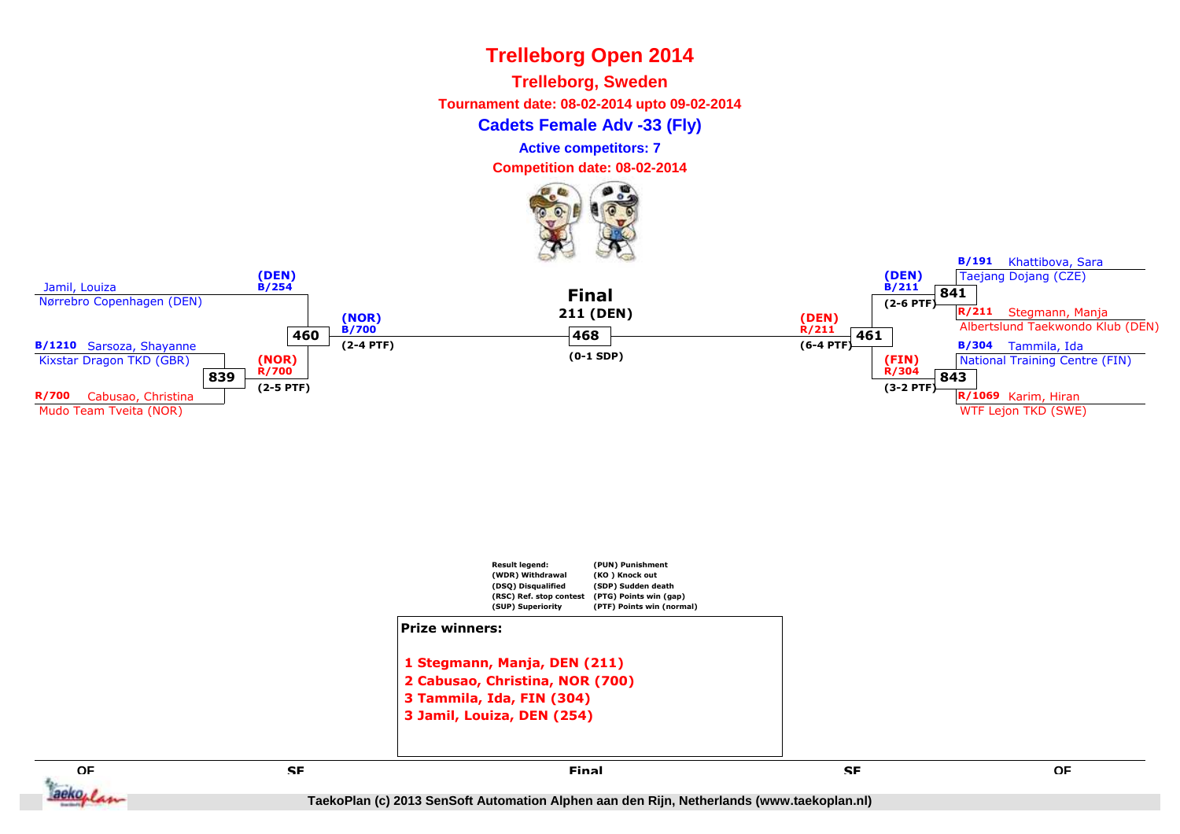# Trelleborg Open 2014

**Trelleborg, Sweden**

**Tournament date: 08-02-2014 upto 09-02-2014**

## Cadets Female Adv -33 (Fly)

**Active competitors: 7**

**Competition date: 08-02-2014**

Jamil, Louiza
Nørrebro Copenhagen (DEN)

**(DEN)**
**B/254**

**460**

**B/1210** Sarsoza, Shayanne
Kixstar Dragon TKD (GBR)

**839**

**(NOR)**
**R/700**
**(2-5 PTF)**

**R/700** Cabusao, Christina
Mudo Team Tveita (NOR)

**(NOR)**
**B/700**
**(2-4 PTF)**

**Final**
**211 (DEN)**
**468**
**(0-1 SDP)**

**(DEN)**
**R/211**
**(6-4 PTF)**

**461**

**B/191** Khattibova, Sara
Taejang Dojang (CZE)

**(DEN)**
**B/211**
**841**
**(2-6 PTF)**

**R/211** Stegmann, Manja
Albertslund Taekwondo Klub (DEN)

**B/304** Tammila, Ida
National Training Centre (FIN)

**(FIN)**
**R/304**
**843**
**(3-2 PTF)**

**R/1069** Karim, Hiran
WTF Lejon TKD (SWE)

| Result legend: | |
|---|---|
| (WDR) Withdrawal | (PUN) Punishment |
| (DSQ) Disqualified | (KO ) Knock out |
| (RSC) Ref. stop contest | (SDP) Sudden death |
| (SUP) Superiority | (PTG) Points win (gap) |
| | (PTF) Points win (normal) |

**Prize winners:**

1 Stegmann, Manja, DEN (211)
2 Cabusao, Christina, NOR (700)
3 Tammila, Ida, FIN (304)
3 Jamil, Louiza, DEN (254)

QF | SF | Final | SF | QF

TaekoPlan (c) 2013 SenSoft Automation Alphen aan den Rijn, Netherlands (www.taekoplan.nl)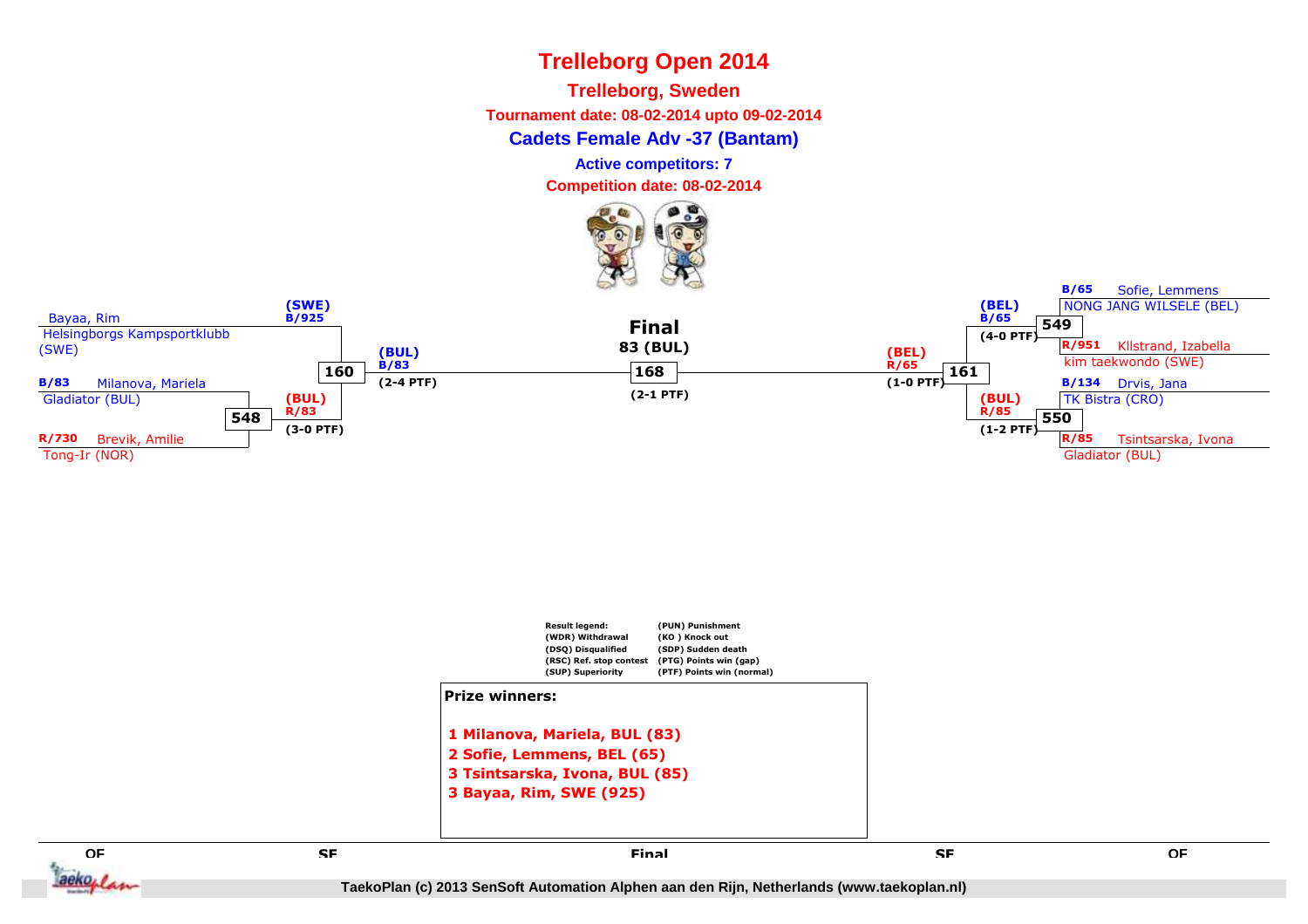# Trelleborg Open 2014

## Trelleborg, Sweden

**Tournament date: 08-02-2014 upto 09-02-2014**

### Cadets Female Adv -37 (Bantam)

**Active competitors: 7**

**Competition date: 08-02-2014**

Bayaa, Rim
Helsingborgs Kampsportklubb (SWE)

B/83 Milanova, Mariela
Gladiator (BUL)

548

R/730 Brevik, Amilie
Tong-Ir (NOR)

(BUL) R/83
(3-0 PTF)

(SWE) B/925

160

(BUL) B/83
(2-4 PTF)

**Final**
**83 (BUL)**

168

(2-1 PTF)

(BEL) R/65
(1-0 PTF)

161

(BEL) B/65
(4-0 PTF)

549

B/65 Sofie, Lemmens
NONG JANG WILSELE (BEL)

R/951 Kllstrand, Izabella
kim taekwondo (SWE)

(BUL) R/85
(1-2 PTF)

550

B/134 Drvis, Jana
TK Bistra (CRO)

R/85 Tsintsarska, Ivona
Gladiator (BUL)

| Result legend: | |
|---|---|
| (WDR) Withdrawal | (PUN) Punishment |
| (DSQ) Disqualified | (KO ) Knock out |
| (RSC) Ref. stop contest | (SDP) Sudden death |
| (SUP) Superiority | (PTG) Points win (gap) |
| | (PTF) Points win (normal) |

**Prize winners:**

1 Milanova, Mariela, BUL (83)
2 Sofie, Lemmens, BEL (65)
3 Tsintsarska, Ivona, BUL (85)
3 Bayaa, Rim, SWE (925)

QF SF Final SF QF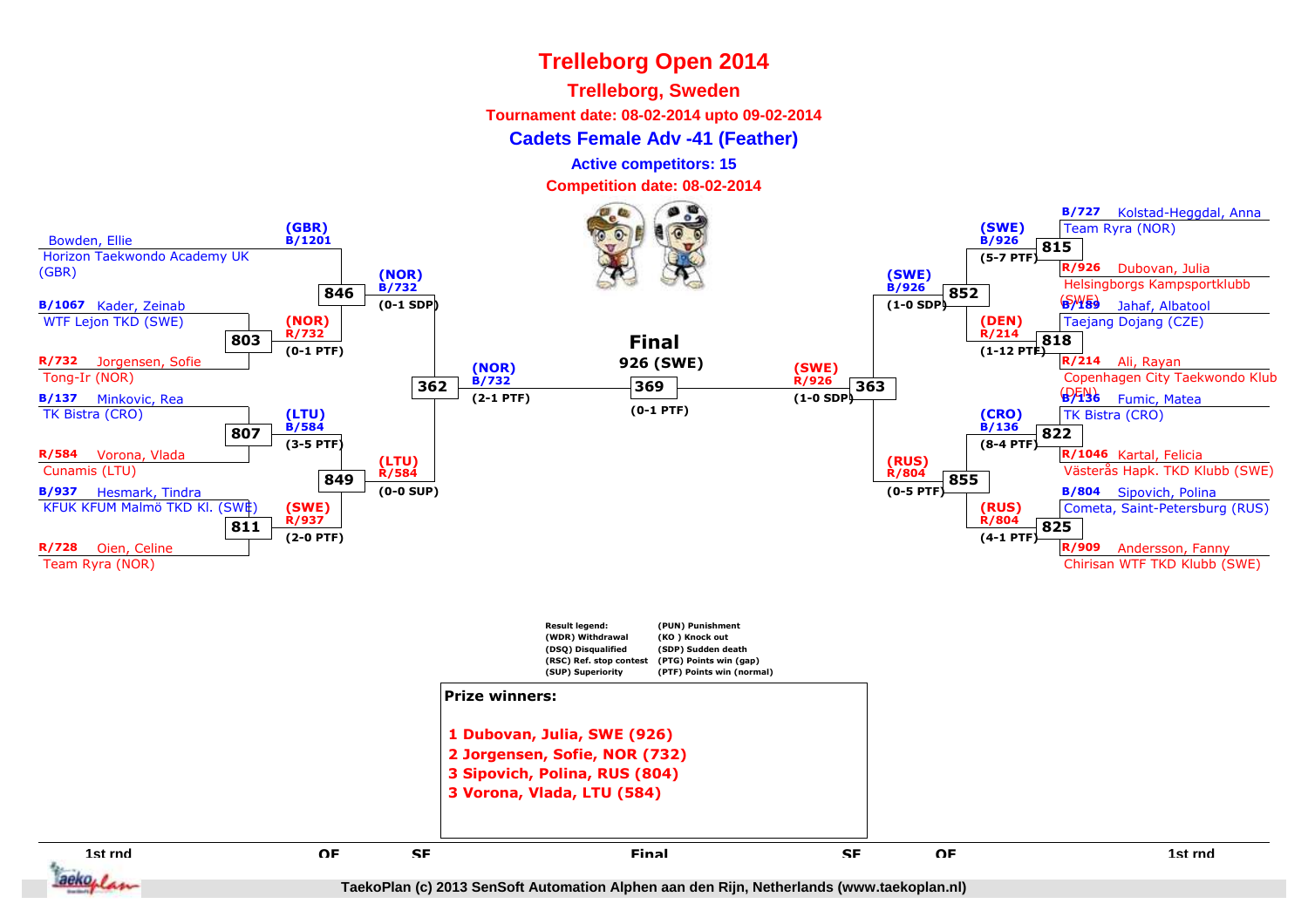# Trelleborg Open 2014

## Trelleborg, Sweden

**Tournament date: 08-02-2014 upto 09-02-2014**

### Cadets Female Adv -41 (Feather)

**Active competitors: 15**

**Competition date: 08-02-2014**

**1st rnd (left side)**

- Bowden, Ellie — Horizon Taekwondo Academy UK (GBR)
- B/1067 Kader, Zeinab — WTF Lejon TKD (SWE)
- R/732 Jorgensen, Sofie — Tong-Ir (NOR)
- B/137 Minkovic, Rea — TK Bistra (CRO)
- R/584 Vorona, Vlada — Cunamis (LTU)
- B/937 Hesmark, Tindra — KFUK KFUM Malmö TKD Kl. (SWE)
- R/728 Olen, Celine — Team Ryra (NOR)

**Matches (left side)**

- 803: (NOR) R/732 (0-1 PTF)
- 807: (LTU) B/584 (3-5 PTF)
- 811: (SWE) R/937 (2-0 PTF)
- 846 (QF): (GBR) B/1201 vs (NOR) R/732 → (NOR) B/732 (0-1 SDP)
- 849 (QF): (LTU) B/584 vs (SWE) R/937 → (LTU) R/584 (0-0 SUP)
- 362 (SF): (NOR) B/732 (2-1 PTF)

**Final**

369: 926 (SWE) (0-1 PTF)

**Matches (right side)**

- 363 (SF): (SWE) R/926 (1-0 SDP)
- 852 (QF): (SWE) B/926 (1-0 SDP)
- 855 (QF): (RUS) R/804 (0-5 PTF)
- 815: (SWE) B/926 (5-7 PTF)
- 818: (DEN) R/214 (1-12 PTF)
- 822: (CRO) B/136 (8-4 PTF)
- 825: (RUS) R/804 (4-1 PTF)

**1st rnd (right side)**

- B/727 Kolstad-Heggdal, Anna — Team Ryra (NOR)
- R/926 Dubovan, Julia — Helsingborgs Kampsportklubb (SWE)
- B/189 Jahaf, Albatool — Taejang Dojang (CZE)
- R/214 Ali, Rayan — Copenhagen City Taekwondo Klub (DEN)
- B/136 Fumic, Matea — TK Bistra (CRO)
- R/1046 Kartal, Felicia — Västerås Hapk. TKD Klubb (SWE)
- B/804 Sipovich, Polina — Cometa, Saint-Petersburg (RUS)
- R/909 Andersson, Fanny — Chirisan WTF TKD Klubb (SWE)

**Result legend:**

| | |
|---|---|
| (WDR) Withdrawal | (PUN) Punishment |
| (DSQ) Disqualified | (KO ) Knock out |
| (RSC) Ref. stop contest | (SDP) Sudden death |
| (SUP) Superiority | (PTG) Points win (gap) |
| | (PTF) Points win (normal) |

**Prize winners:**

**1 Dubovan, Julia, SWE (926)**
**2 Jorgensen, Sofie, NOR (732)**
**3 Sipovich, Polina, RUS (804)**
**3 Vorona, Vlada, LTU (584)**

1st rnd | QF | SF | Final | SF | QF | 1st rnd

TaekoPlan (c) 2013 SenSoft Automation Alphen aan den Rijn, Netherlands (www.taekoplan.nl)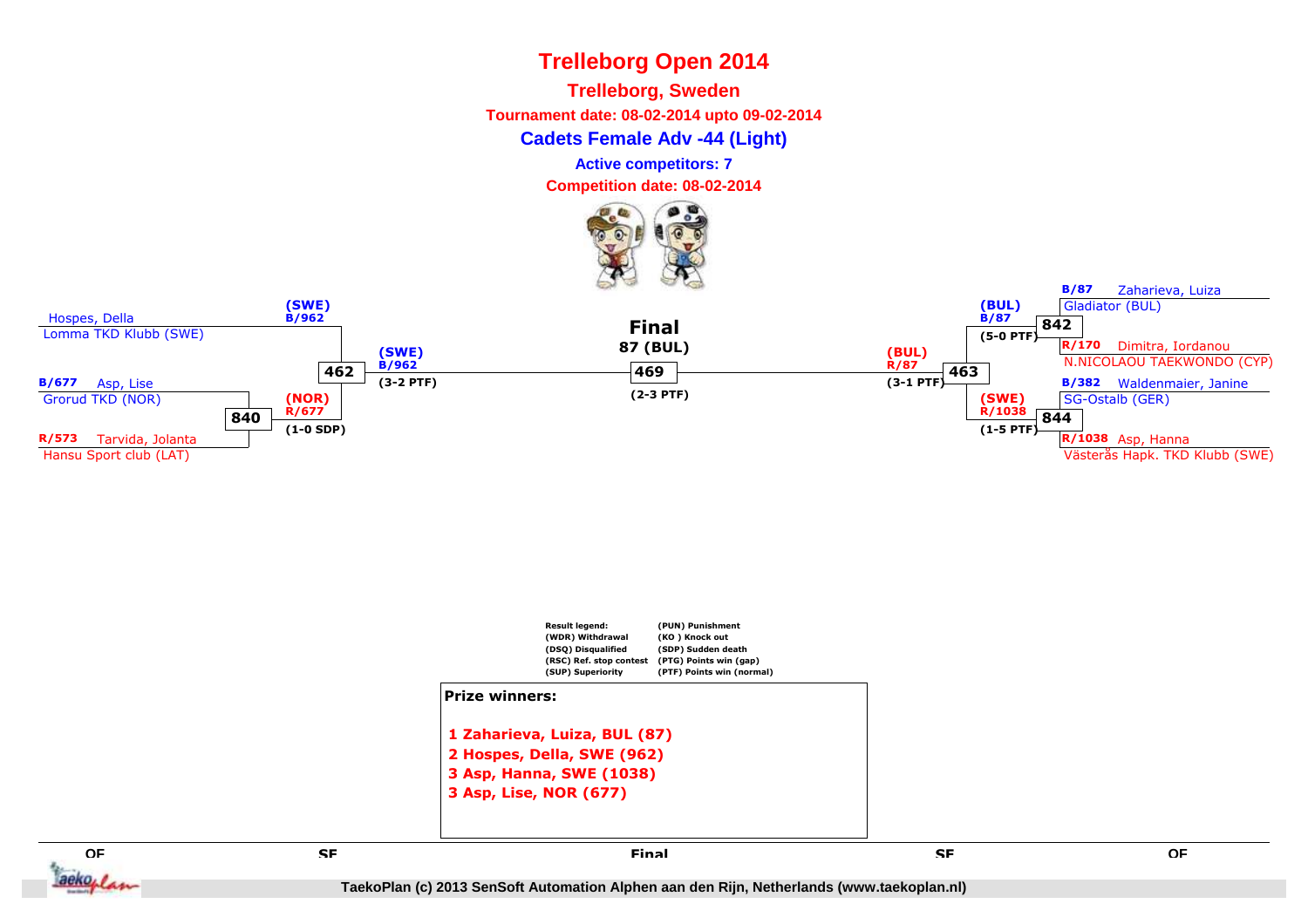# Trelleborg Open 2014

## Trelleborg, Sweden

**Tournament date: 08-02-2014 upto 09-02-2014**

**Cadets Female Adv -44 (Light)**

**Active competitors: 7**

**Competition date: 08-02-2014**

### QF (left)

- Hospes, Della — Lomma TKD Klubb (SWE) — (SWE) B/962
- B/677 Asp, Lise — Grorud TKD (NOR)
- R/573 Tarvida, Jolanta — Hansu Sport club (LAT)

Match 840: (NOR) R/677 (1-0 SDP)

### SF (left)

Match 462: (SWE) B/962 (3-2 PTF)

### Final

**Final**

**87 (BUL)**

Match 469 (2-3 PTF)

### SF (right)

Match 463: (BUL) R/87 (3-1 PTF)

### QF (right)

- B/87 Zaharieva, Luiza — Gladiator (BUL)
- R/170 Dimitra, Iordanou — N.NICOLAOU TAEKWONDO (CYP)

Match 842: (BUL) B/87 (5-0 PTF)

- B/382 Waldenmaier, Janine — SG-Ostalb (GER)
- R/1038 Asp, Hanna — Västerås Hapk. TKD Klubb (SWE)

Match 844: (SWE) R/1038 (1-5 PTF)

| Result legend: | |
|---|---|
| (WDR) Withdrawal | (PUN) Punishment |
| (DSQ) Disqualified | (KO ) Knock out |
| (RSC) Ref. stop contest | (SDP) Sudden death |
| (SUP) Superiority | (PTG) Points win (gap) |
| | (PTF) Points win (normal) |

**Prize winners:**

1 Zaharieva, Luiza, BUL (87)
2 Hospes, Della, SWE (962)
3 Asp, Hanna, SWE (1038)
3 Asp, Lise, NOR (677)

QF SF Final SF QF

TaekoPlan (c) 2013 SenSoft Automation Alphen aan den Rijn, Netherlands (www.taekoplan.nl)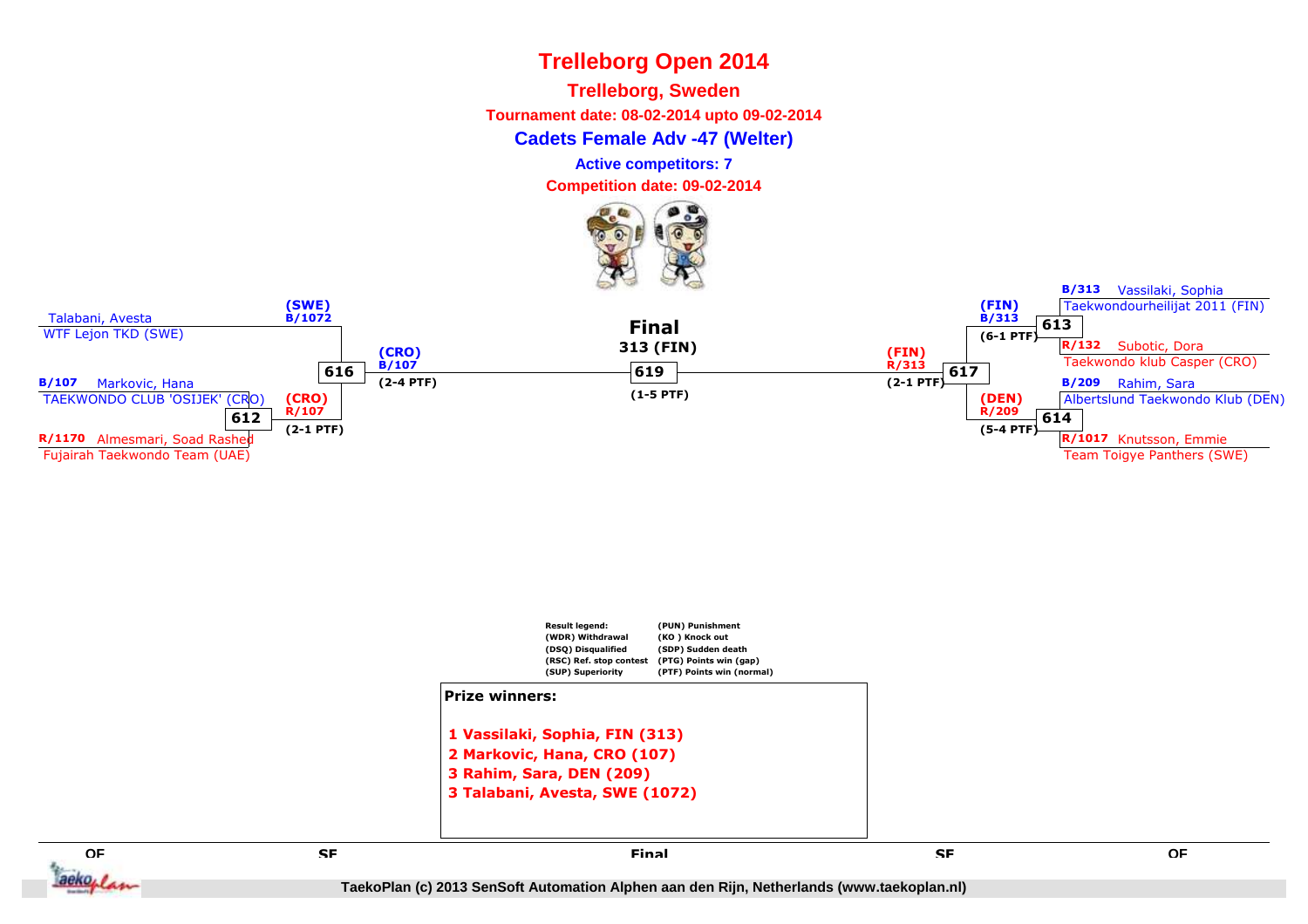# Trelleborg Open 2014

## Trelleborg, Sweden

**Tournament date: 08-02-2014 upto 09-02-2014**

**Cadets Female Adv -47 (Welter)**

**Active competitors: 7**

**Competition date: 09-02-2014**

### Left side of bracket

**QF**

- Talabani, Avesta — WTF Lejon TKD (SWE)
- B/107 Markovic, Hana — TAEKWONDO CLUB 'OSIJEK' (CRO)
- R/1170 Almesmari, Soad Rashed — Fujairah Taekwondo Team (UAE)

Match 612: (CRO) R/107 (2-1 PTF)

**SF**

Match 616: (SWE) B/1072 vs (CRO) R/107 — Winner: (CRO) B/107 (2-4 PTF)

### Final

**Final**

**313 (FIN)**

Match 619: (1-5 PTF)

### Right side of bracket

**QF**

- B/313 Vassilaki, Sophia — Taekwondourheilijat 2011 (FIN)
- R/132 Subotic, Dora — Taekwondo klub Casper (CRO)
- B/209 Rahim, Sara — Albertslund Taekwondo Klub (DEN)
- R/1017 Knutsson, Emmie — Team Toigye Panthers (SWE)

Match 613: (FIN) B/313 (6-1 PTF)

Match 614: (DEN) R/209 (5-4 PTF)

**SF**

Match 617: (FIN) R/313 (2-1 PTF)

### Result legend

| | |
|---|---|
| (WDR) Withdrawal | (PUN) Punishment |
| (DSQ) Disqualified | (KO ) Knock out |
| (RSC) Ref. stop contest | (SDP) Sudden death |
| (SUP) Superiority | (PTG) Points win (gap) |
| | (PTF) Points win (normal) |

### Prize winners:

1. Vassilaki, Sophia, FIN (313)
2. Markovic, Hana, CRO (107)
3. Rahim, Sara, DEN (209)
3. Talabani, Avesta, SWE (1072)

QF | SF | Final | SF | QF

TaekoPlan (c) 2013 SenSoft Automation Alphen aan den Rijn, Netherlands (www.taekoplan.nl)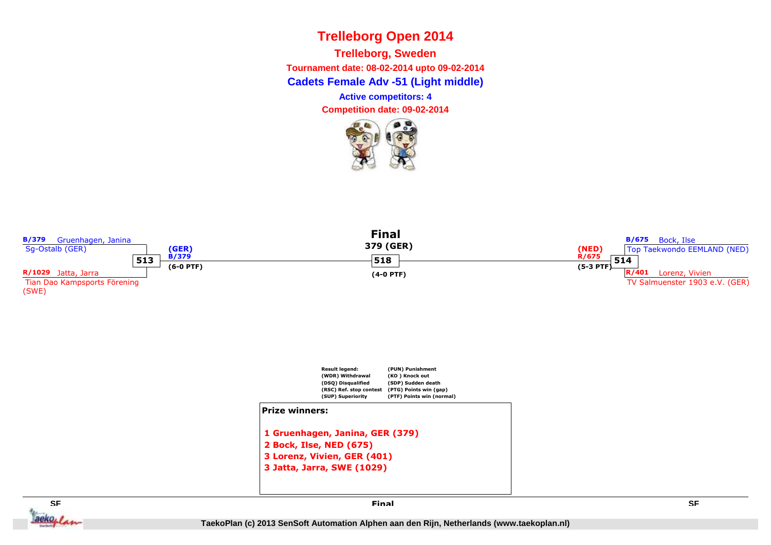# Trelleborg Open 2014

**Trelleborg, Sweden**

**Tournament date: 08-02-2014 upto 09-02-2014**

## Cadets Female Adv -51 (Light middle)

**Active competitors: 4**

**Competition date: 09-02-2014**

### SF

B/379 Gruenhagen, Janina
Sg-Ostalb (GER)

**513**

R/1029 Jatta, Jarra
Tian Dao Kampsports Förening (SWE)

(GER) B/379 (6-0 PTF)

### Final

379 (GER)

**518**

(4-0 PTF)

### SF

B/675 Bock, Ilse
Top Taekwondo EEMLAND (NED)

**514**

R/401 Lorenz, Vivien
TV Salmuenster 1903 e.V. (GER)

(NED) R/675 (5-3 PTF)

| Result legend: | |
|---|---|
| (WDR) Withdrawal | (PUN) Punishment |
| (DSQ) Disqualified | (KO ) Knock out |
| (RSC) Ref. stop contest | (SDP) Sudden death |
| (SUP) Superiority | (PTG) Points win (gap) |
| | (PTF) Points win (normal) |

**Prize winners:**

1 Gruenhagen, Janina, GER (379)
2 Bock, Ilse, NED (675)
3 Lorenz, Vivien, GER (401)
3 Jatta, Jarra, SWE (1029)

TaekoPlan (c) 2013 SenSoft Automation Alphen aan den Rijn, Netherlands (www.taekoplan.nl)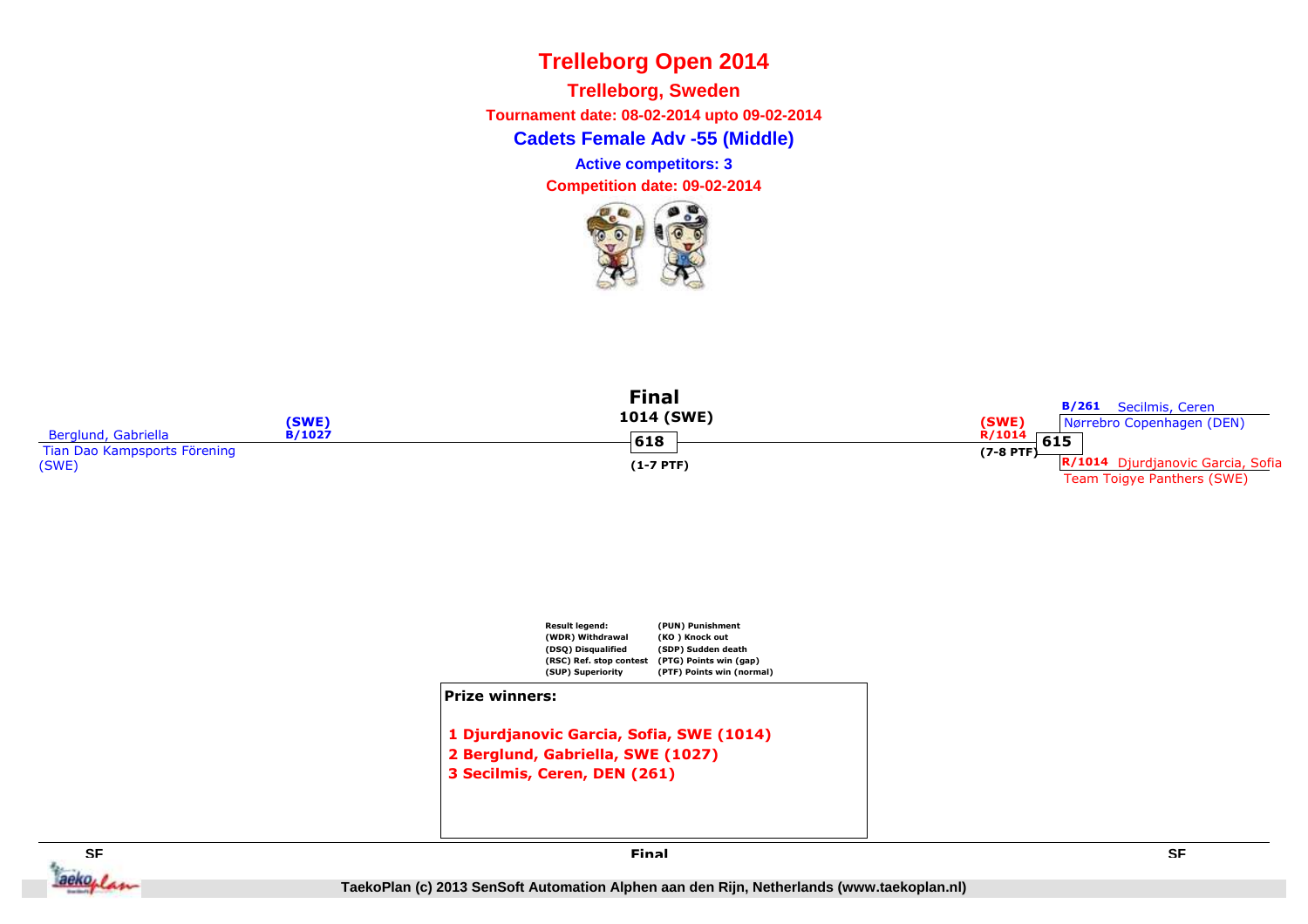# Trelleborg Open 2014

## Trelleborg, Sweden

**Tournament date: 08-02-2014 upto 09-02-2014**

## Cadets Female Adv -55 (Middle)

**Active competitors: 3**

**Competition date: 09-02-2014**

### Final

1014 (SWE)

618

(1-7 PTF)

Berglund, Gabriella
Tian Dao Kampsports Förening (SWE)
(SWE) B/1027

B/261 Secilmis, Ceren
Nørrebro Copenhagen (DEN)

(SWE) R/1014
615
(7-8 PTF)

R/1014 Djurdjanovic Garcia, Sofia
Team Toigye Panthers (SWE)

**Result legend:**

| | |
|---|---|
| (WDR) Withdrawal | (PUN) Punishment |
| (DSQ) Disqualified | (KO ) Knock out |
| (RSC) Ref. stop contest | (SDP) Sudden death |
| (SUP) Superiority | (PTG) Points win (gap) |
| | (PTF) Points win (normal) |

**Prize winners:**

1 Djurdjanovic Garcia, Sofia, SWE (1014)
2 Berglund, Gabriella, SWE (1027)
3 Secilmis, Ceren, DEN (261)

SF | Final | SF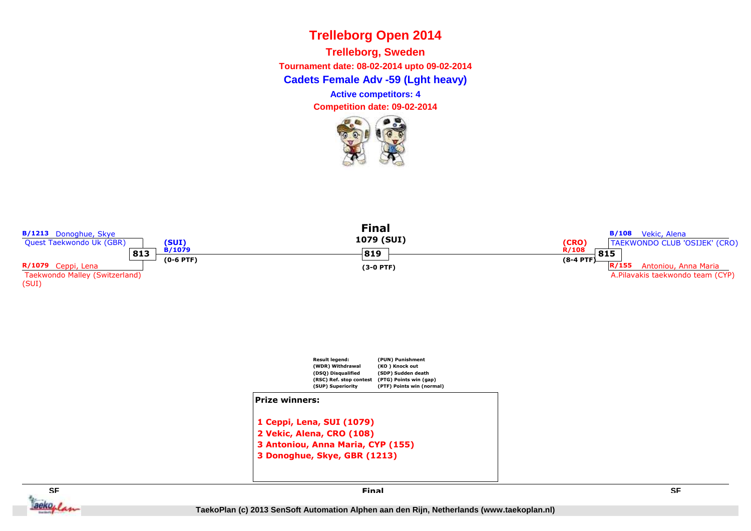# Trelleborg Open 2014

**Trelleborg, Sweden**

**Tournament date: 08-02-2014 upto 09-02-2014**

**Cadets Female Adv -59 (Lght heavy)**

**Active competitors: 4**

**Competition date: 09-02-2014**

B/1213 Donoghue, Skye
Quest Taekwondo Uk (GBR)

813

R/1079 Ceppi, Lena
Taekwondo Malley (Switzerland) (SUI)

(SUI)
B/1079
(0-6 PTF)

**Final**

1079 (SUI)

819

(3-0 PTF)

(CRO)
R/108
(8-4 PTF)

B/108 Vekic, Alena
TAEKWONDO CLUB 'OSIJEK' (CRO)

815

R/155 Antoniou, Anna Maria
A.Pilavakis taekwondo team (CYP)

| Result legend: | |
|---|---|
| (WDR) Withdrawal | (PUN) Punishment |
| (DSQ) Disqualified | (KO ) Knock out |
| (RSC) Ref. stop contest | (SDP) Sudden death |
| (SUP) Superiority | (PTG) Points win (gap) |
| | (PTF) Points win (normal) |

**Prize winners:**

**1 Ceppi, Lena, SUI (1079)**
**2 Vekic, Alena, CRO (108)**
**3 Antoniou, Anna Maria, CYP (155)**
**3 Donoghue, Skye, GBR (1213)**

SF | Final | SF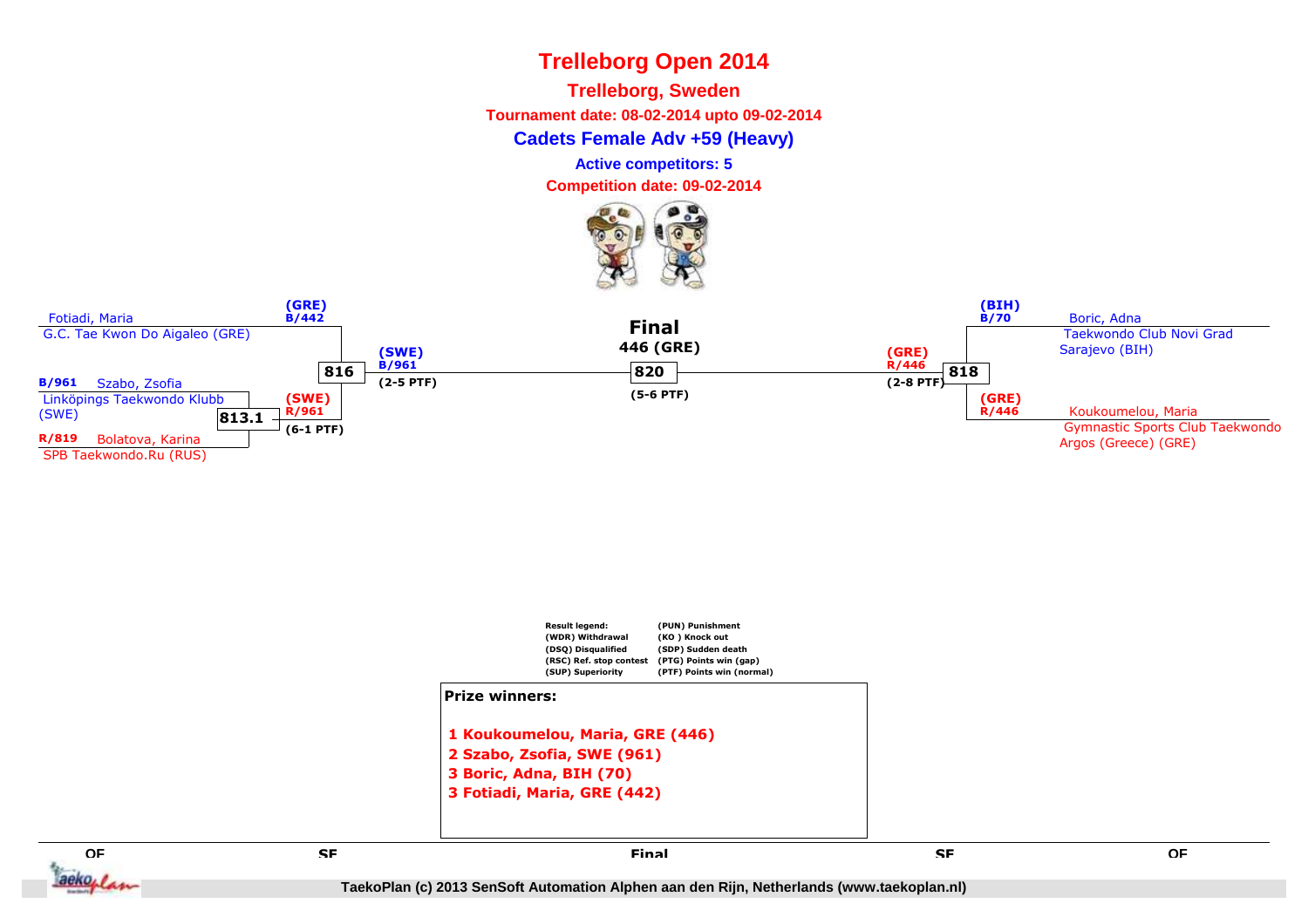# Trelleborg Open 2014

## Trelleborg, Sweden

**Tournament date: 08-02-2014 upto 09-02-2014**

### Cadets Female Adv +59 (Heavy)

**Active competitors: 5**

**Competition date: 09-02-2014**

Fotiadi, Maria
G.C. Tae Kwon Do Aigaleo (GRE)

(GRE)
B/442

B/961 Szabo, Zsofia
Linköpings Taekwondo Klubb (SWE)

813.1

R/819 Bolatova, Karina
SPB Taekwondo.Ru (RUS)

(SWE)
R/961
(6-1 PTF)

816

(SWE)
B/961
(2-5 PTF)

**Final**
**446 (GRE)**
**820**
(5-6 PTF)

(GRE)
R/446
(2-8 PTF)

818

(BIH)
B/70

Boric, Adna
Taekwondo Club Novi Grad Sarajevo (BIH)

(GRE)
R/446

Koukoumelou, Maria
Gymnastic Sports Club Taekwondo Argos (Greece) (GRE)

| Result legend: | (PUN) Punishment |
|---|---|
| (WDR) Withdrawal | (KO ) Knock out |
| (DSQ) Disqualified | (SDP) Sudden death |
| (RSC) Ref. stop contest | (PTG) Points win (gap) |
| (SUP) Superiority | (PTF) Points win (normal) |

**Prize winners:**

1. **Koukoumelou, Maria, GRE (446)**
2. **Szabo, Zsofia, SWE (961)**
3. **Boric, Adna, BIH (70)**
3. **Fotiadi, Maria, GRE (442)**

QF SF Final SF QF

TaekoPlan (c) 2013 SenSoft Automation Alphen aan den Rijn, Netherlands (www.taekoplan.nl)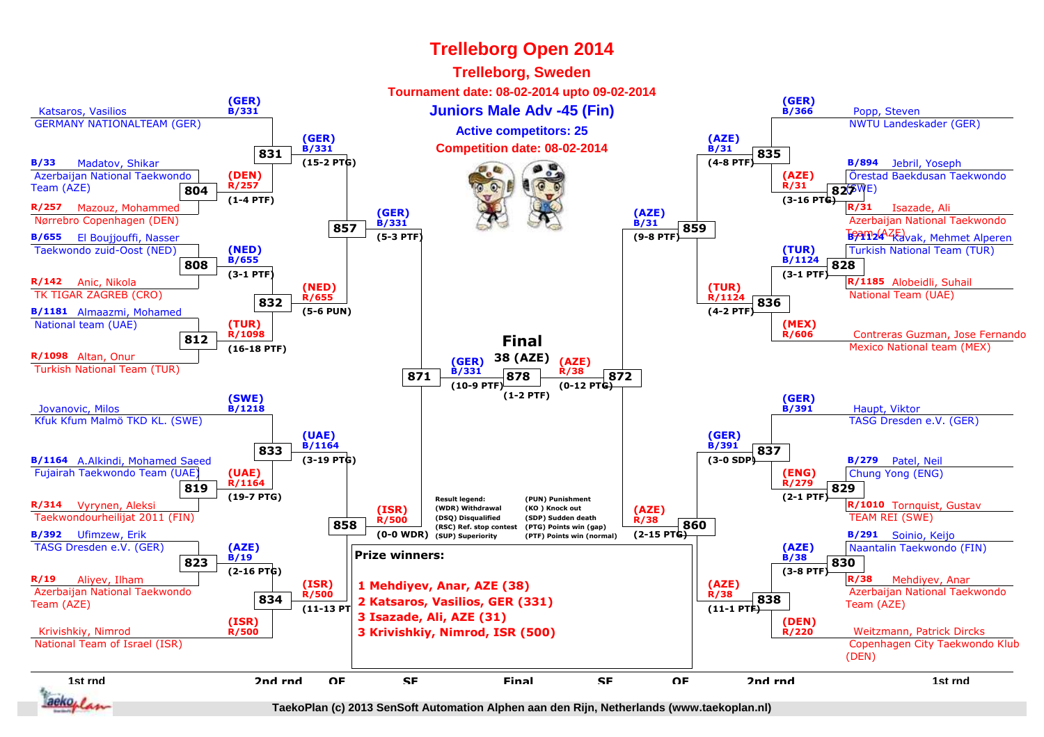# Trelleborg Open 2014

## Trelleborg, Sweden

**Tournament date: 08-02-2014 upto 09-02-2014**

### Juniors Male Adv -45 (Fin)

**Active competitors: 25**

**Competition date: 08-02-2014**

## 1st round (left side)

- Katsaros, Vasilios – GERMANY NATIONALTEAM (GER) → (GER) B/331
- 804: B/33 Madatov, Shikar – Azerbaijan National Taekwondo Team (AZE) vs R/257 Mazouz, Mohammed – Nørrebro Copenhagen (DEN) → (DEN) R/257 (1-4 PTF)
- 808: B/655 El Boujjouffi, Nasser – Taekwondo zuid-Oost (NED) vs R/142 Anic, Nikola – TK TIGAR ZAGREB (CRO) → (NED) B/655 (3-1 PTF)
- 812: B/1181 Almaazmi, Mohamed – National team (UAE) vs R/1098 Altan, Onur – Turkish National Team (TUR) → (TUR) R/1098 (16-18 PTF)
- Jovanovic, Milos – Kfuk Kfum Malmö TKD KL. (SWE) → (SWE) B/1218
- 819: B/1164 A.Alkindi, Mohamed Saeed – Fujairah Taekwondo Team (UAE) vs R/314 Vyrynen, Aleksi – Taekwondourheilijat 2011 (FIN) → (UAE) R/1164 (19-7 PTG)
- 823: B/392 Ufimzew, Erik – TASG Dresden e.V. (GER) vs R/19 Aliyev, Ilham – Azerbaijan National Taekwondo Team (AZE) → (AZE) B/19 (2-16 PTG)
- Krivishkiy, Nimrod – National Team of Israel (ISR) → (ISR) R/500

## 2nd round (left side)

- 831: (GER) B/331 vs (DEN) R/257 → (GER) B/331 (15-2 PTG)
- 832: (NED) B/655 vs (TUR) R/1098 → (NED) R/655 (5-6 PUN)
- 833: (SWE) B/1218 vs (UAE) R/1164 → (UAE) B/1164 (3-19 PTG)
- 834: (AZE) B/19 vs (ISR) R/500 → (ISR) R/500 (11-13 PT

## QF (left side)

- 857: (GER) B/331 vs (NED) R/655 → (GER) B/331 (5-3 PTF)
- 858: (UAE) B/1164 vs (ISR) R/500 → (ISR) R/500 (0-0 WDR)

## SF (left side)

- 871: (GER) B/331 (10-9 PTF)

## Final

- 878: (GER) B/331 vs (AZE) R/38 → **38 (AZE)** (1-2 PTF)

## SF (right side)

- 872: (AZE) R/38 (0-12 PTG)

## QF (right side)

- 859: (AZE) B/31 (9-8 PTF)
- 860: (AZE) R/38 (2-15 PTG)

## 2nd round (right side)

- 835: (GER) B/366 vs (AZE) R/31 → (AZE) B/31 (4-8 PTF)
- 836: (TUR) B/1124 vs (MEX) R/606 → (TUR) R/1124 (4-2 PTF)
- 837: (GER) B/391 vs (ENG) R/279 → (GER) B/391 (3-0 SDP)
- 838: (AZE) B/38 vs (DEN) R/220 → (AZE) R/38 (11-1 PTF)

## 1st round (right side)

- Popp, Steven – NWTU Landeskader (GER) → (GER) B/366
- 827: B/894 Jebril, Yoseph – Örestad Baekdusan Taekwondo (SWE) vs R/31 Isazade, Ali – Azerbaijan National Taekwondo Team (AZE) → (AZE) R/31 (3-16 PTG)
- 828: B/1124 Kavak, Mehmet Alperen – Turkish National Team (TUR) vs R/1185 Alobeidli, Suhail – National Team (UAE) → (TUR) B/1124 (3-1 PTF)
- Contreras Guzman, Jose Fernando – Mexico National team (MEX) → (MEX) R/606
- Haupt, Viktor – TASG Dresden e.V. (GER) → (GER) B/391
- 829: B/279 Patel, Neil – Chung Yong (ENG) vs R/1010 Tornquist, Gustav – TEAM REI (SWE) → (ENG) R/279 (2-1 PTF)
- 830: B/291 Soinio, Keijo – Naantalin Taekwondo (FIN) vs R/38 Mehdiyev, Anar – Azerbaijan National Taekwondo Team (AZE) → (AZE) B/38 (3-8 PTF)
- Weitzmann, Patrick Dircks – Copenhagen City Taekwondo Klub (DEN) → (DEN) R/220

## Result legend:

- (WDR) Withdrawal
- (DSQ) Disqualified
- (RSC) Ref. stop contest
- (SUP) Superiority
- (PUN) Punishment
- (KO ) Knock out
- (SDP) Sudden death
- (PTG) Points win (gap)
- (PTF) Points win (normal)

## Prize winners:

1. Mehdiyev, Anar, AZE (38)
2. Katsaros, Vasilios, GER (331)
3. Isazade, Ali, AZE (31)
3. Krivishkiy, Nimrod, ISR (500)

1st rnd | 2nd rnd | QF | SF | Final | SF | QF | 2nd rnd | 1st rnd

TaekoPlan (c) 2013 SenSoft Automation Alphen aan den Rijn, Netherlands (www.taekoplan.nl)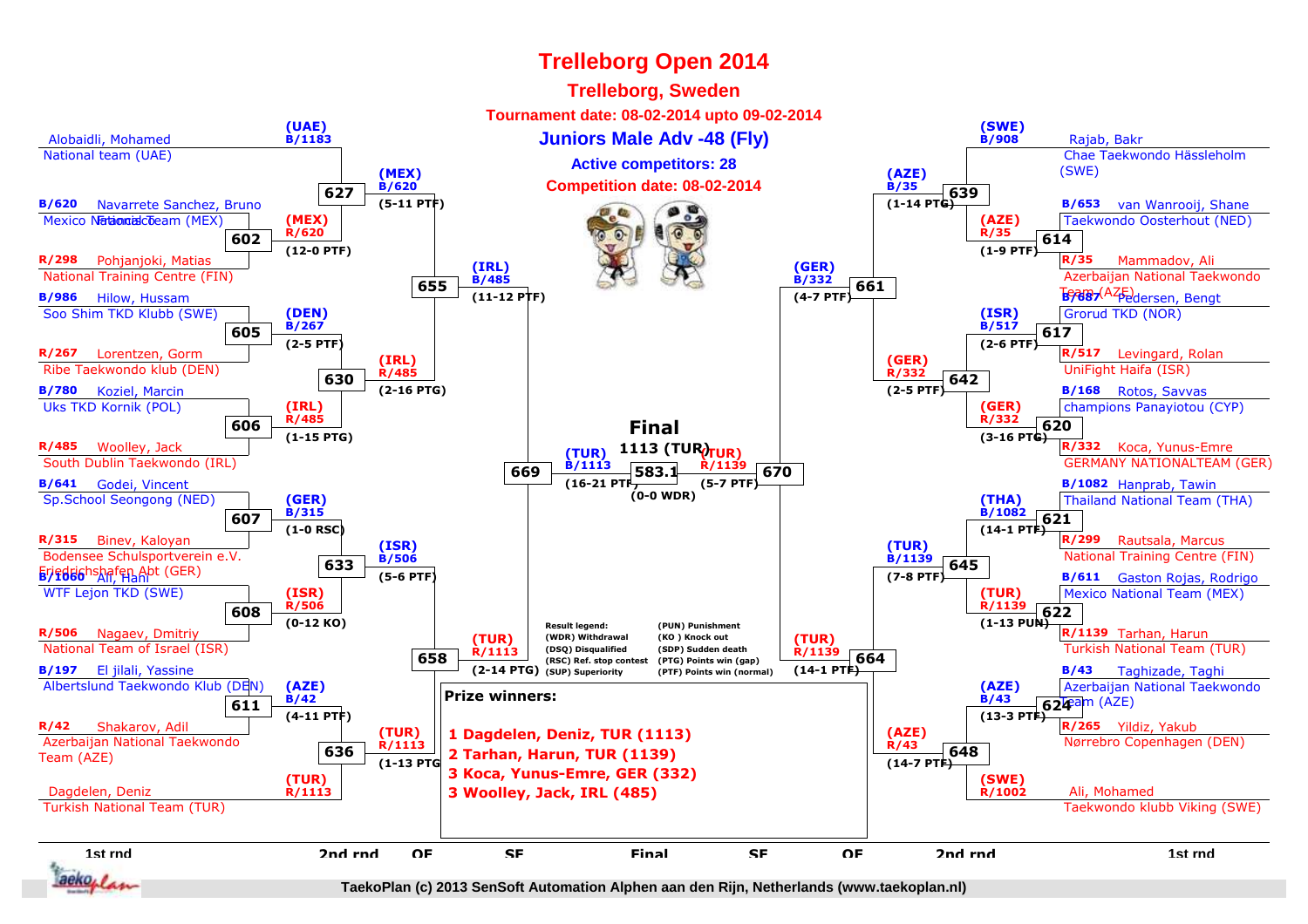# Trelleborg Open 2014

## Trelleborg, Sweden

**Tournament date: 08-02-2014 upto 09-02-2014**

### Juniors Male Adv -48 (Fly)

**Active competitors: 28**

**Competition date: 08-02-2014**

## Left side of bracket

### 1st round

| Competitor | Club |
|---|---|
| Alobaidli, Mohamed | National team (UAE) |
| B/620 Navarrete Sanchez, Bruno | Mexico National Team (MEX) |
| R/298 Pohjanjoki, Matias | National Training Centre (FIN) |
| B/986 Hilow, Hussam | Soo Shim TKD Klubb (SWE) |
| R/267 Lorentzen, Gorm | Ribe Taekwondo klub (DEN) |
| B/780 Koziel, Marcin | Uks TKD Kornik (POL) |
| R/485 Woolley, Jack | South Dublin Taekwondo (IRL) |
| B/641 Godei, Vincent | Sp.School Seongong (NED) |
| R/315 Binev, Kaloyan | Bodensee Schulsportverein e.V. Friedrichshafen Abt (GER) |
| B/1060 Ali, Hani | WTF Lejon TKD (SWE) |
| R/506 Nagaev, Dmitriy | National Team of Israel (ISR) |
| B/197 El jilali, Yassine | Albertslund Taekwondo Klub (DEN) |
| R/42 Shakarov, Adil | Azerbaijan National Taekwondo Team (AZE) |
| Dagdelen, Deniz | Turkish National Team (TUR) |

### Matches

| Match | Winner | Score |
|---|---|---|
| 627 | (UAE) B/1183 | |
| 602 | (MEX) R/620 | (12-0 PTF) |
| 605 | (DEN) B/267 | (2-5 PTF) |
| 606 | (IRL) R/485 | (1-15 PTG) |
| 607 | (GER) B/315 | (1-0 RSC) |
| 608 | (ISR) R/506 | (0-12 KO) |
| 611 | (AZE) B/42 | (4-11 PTF) |
| 636 | (TUR) R/1113 | |
| 627 | (MEX) B/620 | (5-11 PTF) |
| 630 | (IRL) R/485 | (2-16 PTG) |
| 633 | (ISR) B/506 | (5-6 PTF) |
| 636 | (TUR) R/1113 | (1-13 PTG) |
| 655 | (IRL) B/485 | (11-12 PTF) |
| 658 | (TUR) R/1113 | (2-14 PTG) |
| 669 | (TUR) B/1113 | (16-21 PTF) |

## Right side of bracket

### 1st round

| Competitor | Club |
|---|---|
| Rajab, Bakr | Chae Taekwondo Hässleholm (SWE) |
| B/653 van Wanrooij, Shane | Taekwondo Oosterhout (NED) |
| R/35 Mammadov, Ali | Azerbaijan National Taekwondo Team (AZE) |
| B/687 Pedersen, Bengt | Grorud TKD (NOR) |
| R/517 Levingard, Rolan | UniFight Haifa (ISR) |
| B/168 Rotos, Savvas | champions Panayiotou (CYP) |
| R/332 Koca, Yunus-Emre | GERMANY NATIONALTEAM (GER) |
| B/1082 Hanprab, Tawin | Thailand National Team (THA) |
| R/299 Rautsala, Marcus | National Training Centre (FIN) |
| B/611 Gaston Rojas, Rodrigo | Mexico National Team (MEX) |
| R/1139 Tarhan, Harun | Turkish National Team (TUR) |
| B/43 Taghizade, Taghi | Azerbaijan National Taekwondo Team (AZE) |
| R/265 Yildiz, Yakub | Nørrebro Copenhagen (DEN) |
| Ali, Mohamed | Taekwondo klubb Viking (SWE) |

### Matches

| Match | Winner | Score |
|---|---|---|
| 639 | (SWE) B/908 | |
| 614 | (AZE) R/35 | (1-9 PTF) |
| 617 | (ISR) B/517 | (2-6 PTF) |
| 620 | (GER) R/332 | (3-16 PTG) |
| 621 | (THA) B/1082 | (14-1 PTF) |
| 622 | (TUR) R/1139 | (1-13 PUN) |
| 624 | (AZE) B/43 | (13-3 PTF) |
| 648 | (SWE) R/1002 | |
| 639 | (AZE) B/35 | (1-14 PTG) |
| 642 | (GER) R/332 | (2-5 PTF) |
| 645 | (TUR) B/1139 | (7-8 PTF) |
| 648 | (AZE) R/43 | (14-7 PTF) |
| 661 | (GER) B/332 | (4-7 PTF) |
| 664 | (TUR) R/1139 | (14-1 PTF) |
| 670 | (TUR) R/1139 | (5-7 PTF) |

## Final

**1113 (TUR)**

583.1 — (0-0 WDR)

**Result legend:**

- (WDR) Withdrawal
- (DSQ) Disqualified
- (RSC) Ref. stop contest
- (SUP) Superiority
- (PUN) Punishment
- (KO) Knock out
- (SDP) Sudden death
- (PTG) Points win (gap)
- (PTF) Points win (normal)

**Prize winners:**

**1 Dagdelen, Deniz, TUR (1113)**
**2 Tarhan, Harun, TUR (1139)**
**3 Koca, Yunus-Emre, GER (332)**
**3 Woolley, Jack, IRL (485)**

1st rnd | 2nd rnd | QF | SF | Final | SF | QF | 2nd rnd | 1st rnd

TaekoPlan (c) 2013 SenSoft Automation Alphen aan den Rijn, Netherlands (www.taekoplan.nl)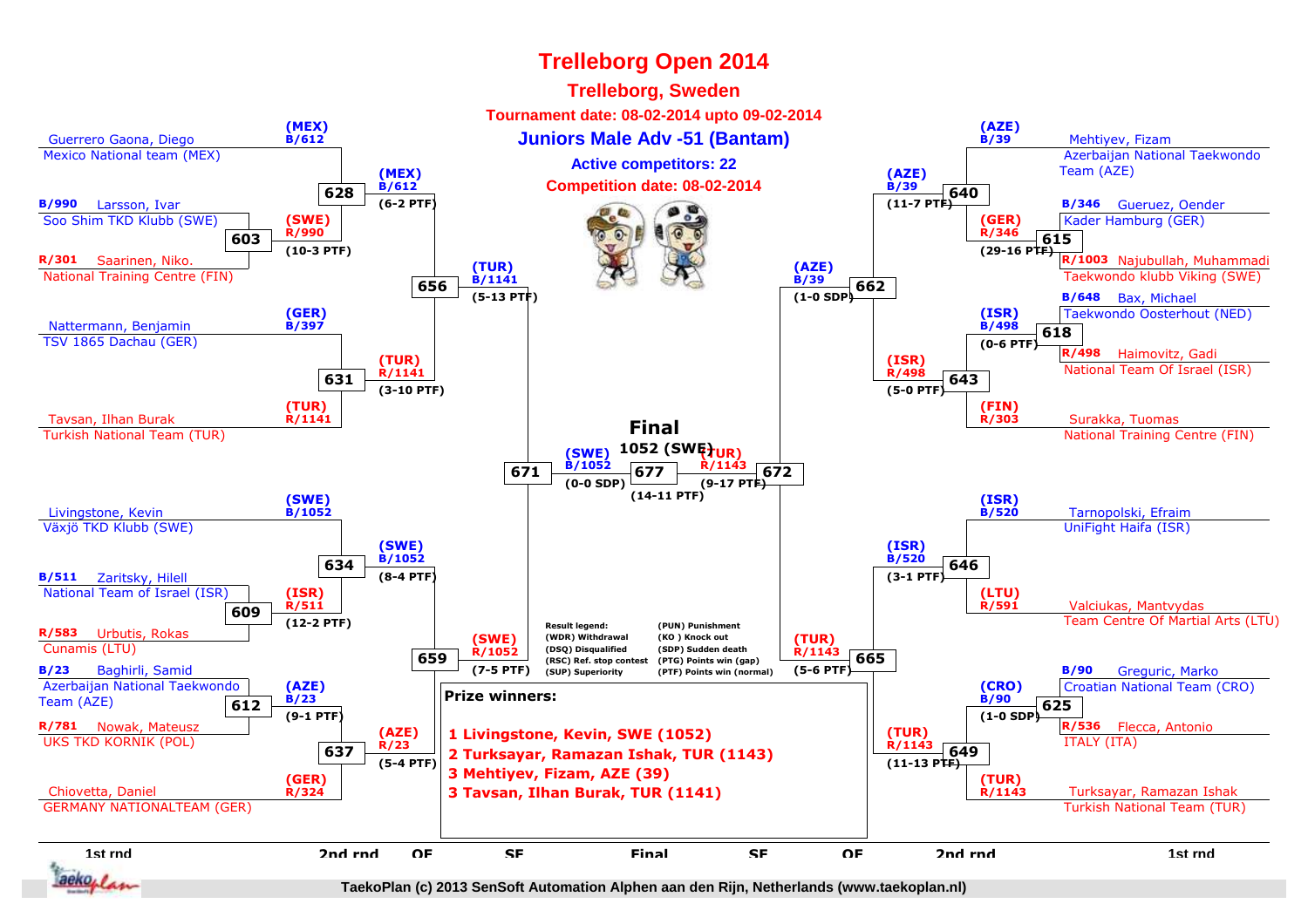# Trelleborg Open 2014

## Trelleborg, Sweden

**Tournament date: 08-02-2014 upto 09-02-2014**

## Juniors Male Adv -51 (Bantam)

**Active competitors: 22**

**Competition date: 08-02-2014**

### 1st round / 2nd round (left side)

- Guerrero Gaona, Diego — Mexico National team (MEX) — (MEX) B/612
- B/990 Larsson, Ivar — Soo Shim TKD Klubb (SWE)
- R/301 Saarinen, Niko. — National Training Centre (FIN)
- Match 603: (SWE) R/990 (10-3 PTF)
- Match 628: (MEX) B/612 (6-2 PTF)
- Nattermann, Benjamin — TSV 1865 Dachau (GER) — (GER) B/397
- Tavsan, Ilhan Burak — Turkish National Team (TUR) — (TUR) R/1141
- Match 631: (TUR) R/1141 (3-10 PTF)
- Match 656: (TUR) B/1141 (5-13 PTF)
- Livingstone, Kevin — Växjö TKD Klubb (SWE) — (SWE) B/1052
- B/511 Zaritsky, Hilell — National Team of Israel (ISR)
- R/583 Urbutis, Rokas — Cunamis (LTU)
- Match 609: (ISR) R/511 (12-2 PTF)
- Match 634: (SWE) B/1052 (8-4 PTF)
- B/23 Baghirli, Samid — Azerbaijan National Taekwondo Team (AZE)
- R/781 Nowak, Mateusz — UKS TKD KORNIK (POL)
- Match 612: (AZE) B/23 (9-1 PTF)
- Chiovetta, Daniel — GERMANY NATIONALTEAM (GER) — (GER) R/324
- Match 637: (AZE) R/23 (5-4 PTF)
- Match 659: (SWE) R/1052 (7-5 PTF)
- Match 671: (SWE) B/1052 (0-0 SDP)

### 1st round / 2nd round (right side)

- Mehtiyev, Fizam — Azerbaijan National Taekwondo Team (AZE) — (AZE) B/39
- B/346 Gueruez, Oender — Kader Hamburg (GER)
- R/1003 Najubullah, Muhammadi — Taekwondo klubb Viking (SWE)
- Match 615: (GER) R/346 (29-16 PTF)
- Match 640: (AZE) B/39 (11-7 PTF)
- B/648 Bax, Michael — Taekwondo Oosterhout (NED)
- R/498 Haimovitz, Gadi — National Team Of Israel (ISR)
- Match 618: (ISR) B/498 (0-6 PTF)
- Surakka, Tuomas — National Training Centre (FIN) — (FIN) R/303
- Match 643: (ISR) R/498 (5-0 PTF)
- Match 662: (AZE) B/39 (1-0 SDP)
- Tarnopolski, Efraim — UniFight Haifa (ISR) — (ISR) B/520
- Valciukas, Mantvydas — Team Centre Of Martial Arts (LTU) — (LTU) R/591
- Match 646: (ISR) B/520 (3-1 PTF)
- B/90 Greguric, Marko — Croatian National Team (CRO)
- R/536 Flecca, Antonio — ITALY (ITA)
- Match 625: (CRO) B/90 (1-0 SDP)
- Turksayar, Ramazan Ishak — Turkish National Team (TUR) — (TUR) R/1143
- Match 649: (TUR) R/1143 (11-13 PTF)
- Match 665: (TUR) R/1143 (5-6 PTF)
- Match 672: (TUR) R/1143 (9-17 PTF)

### Final

Match 677: 1052 (SWE) (14-11 PTF)

**Result legend:**

| | |
|---|---|
| (WDR) Withdrawal | (PUN) Punishment |
| (DSQ) Disqualified | (KO) Knock out |
| (RSC) Ref. stop contest | (SDP) Sudden death |
| (SUP) Superiority | (PTG) Points win (gap) |
| | (PTF) Points win (normal) |

**Prize winners:**

1. Livingstone, Kevin, SWE (1052)
2. Turksayar, Ramazan Ishak, TUR (1143)
3. Mehtiyev, Fizam, AZE (39)
3. Tavsan, Ilhan Burak, TUR (1141)

1st rnd | 2nd rnd | QF | SF | Final | SF | QF | 2nd rnd | 1st rnd

TaekoPlan (c) 2013 SenSoft Automation Alphen aan den Rijn, Netherlands (www.taekoplan.nl)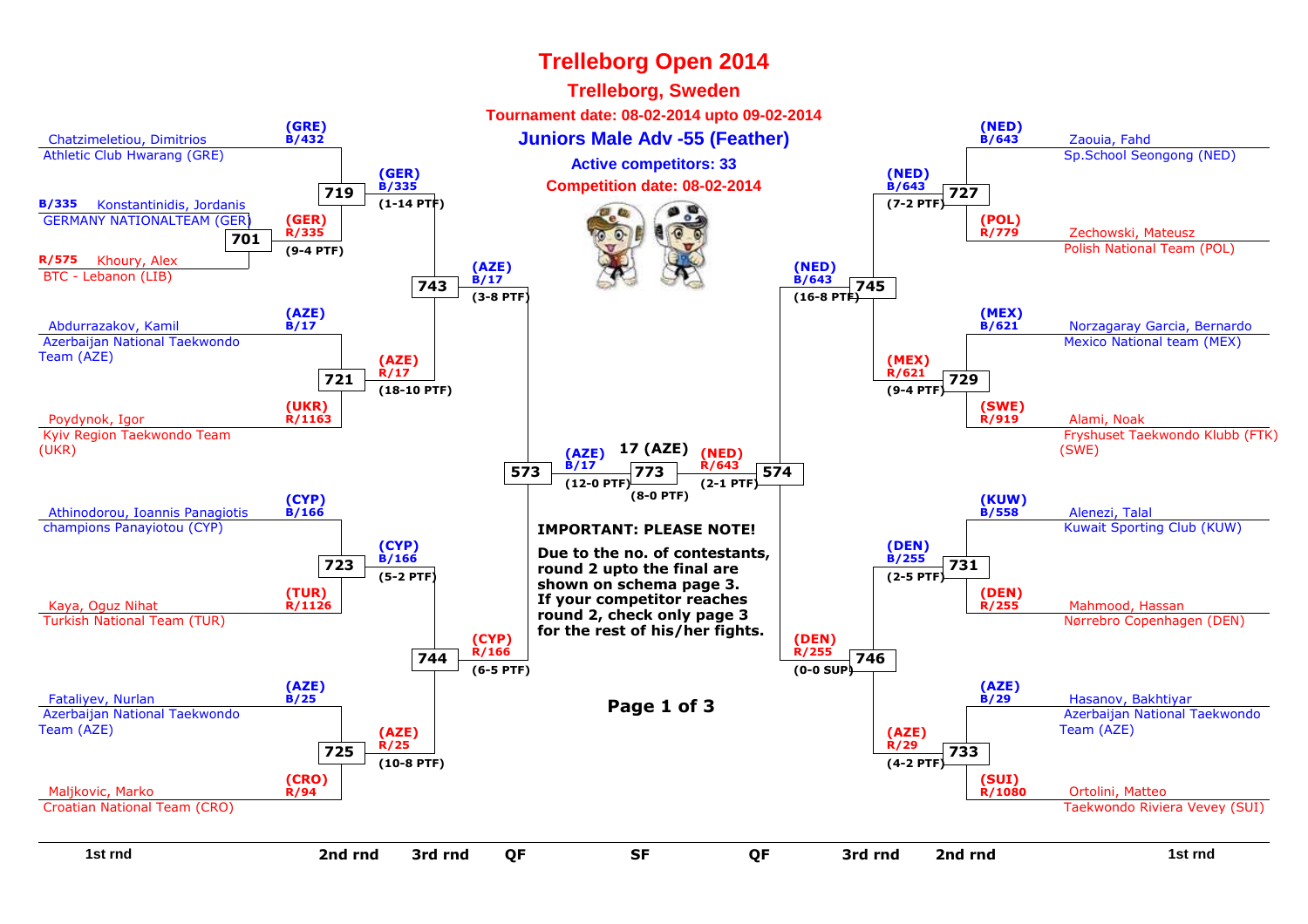# Trelleborg Open 2014

## Trelleborg, Sweden

**Tournament date: 08-02-2014 upto 09-02-2014**

### Juniors Male Adv -55 (Feather)

**Active competitors: 33**

**Competition date: 08-02-2014**

**Left half of bracket**

| 1st rnd | 2nd rnd | 3rd rnd | QF |
|---|---|---|---|
| B/335 Konstantinidis, Jordanis – GERMANY NATIONALTEAM (GER) vs R/575 Khoury, Alex – BTC - Lebanon (LIB) — Match 701: (GER) R/335 (9-4 PTF) | | | |
| Chatzimeletiou, Dimitrios – Athletic Club Hwarang (GRE) (GRE) B/432 | Match 719: (GER) B/335 (1-14 PTF) | | |
| | | Match 743: (AZE) B/17 (3-8 PTF) | |
| Abdurrazakov, Kamil – Azerbaijan National Taekwondo Team (AZE) (AZE) B/17 vs Poydynok, Igor – Kyiv Region Taekwondo Team (UKR) (UKR) R/1163 | Match 721: (AZE) R/17 (18-10 PTF) | | |
| | | | Match 573: (AZE) B/17 (12-0 PTF) |
| Athinodorou, Ioannis Panagiotis – champions Panayiotou (CYP) (CYP) B/166 vs Kaya, Oguz Nihat – Turkish National Team (TUR) (TUR) R/1126 | Match 723: (CYP) B/166 (5-2 PTF) | | |
| | | Match 744: (CYP) R/166 (6-5 PTF) | |
| Fataliyev, Nurlan – Azerbaijan National Taekwondo Team (AZE) (AZE) B/25 vs Maljkovic, Marko – Croatian National Team (CRO) (CRO) R/94 | Match 725: (AZE) R/25 (10-8 PTF) | | |

**Right half of bracket**

| 1st rnd | 2nd rnd | 3rd rnd | QF |
|---|---|---|---|
| Zaouia, Fahd – Sp.School Seongong (NED) (NED) B/643 vs Zechowski, Mateusz – Polish National Team (POL) (POL) R/779 | Match 727: (NED) B/643 (7-2 PTF) | | |
| | | Match 745: (NED) B/643 (16-8 PTF) | |
| Norzagaray Garcia, Bernardo – Mexico National team (MEX) (MEX) B/621 vs Alami, Noak – Fryshuset Taekwondo Klubb (FTK) (SWE) (SWE) R/919 | Match 729: (MEX) R/621 (9-4 PTF) | | |
| | | | Match 574: (NED) R/643 (2-1 PTF) |
| Alenezi, Talal – Kuwait Sporting Club (KUW) (KUW) B/558 vs Mahmood, Hassan – Nørrebro Copenhagen (DEN) (DEN) R/255 | Match 731: (DEN) B/255 (2-5 PTF) | | |
| | | Match 746: (DEN) R/255 (0-0 SUP) | |
| Hasanov, Bakhtiyar – Azerbaijan National Taekwondo Team (AZE) (AZE) B/29 vs Ortolini, Matteo – Taekwondo Riviera Vevey (SUI) (SUI) R/1080 | Match 733: (AZE) R/29 (4-2 PTF) | | |

**SF – Match 773:** (AZE) B/17 vs (NED) R/643 — Winner: **17 (AZE)** (8-0 PTF)

**IMPORTANT: PLEASE NOTE!**

**Due to the no. of contestants, round 2 upto the final are shown on schema page 3. If your competitor reaches round 2, check only page 3 for the rest of his/her fights.**

**Page 1 of 3**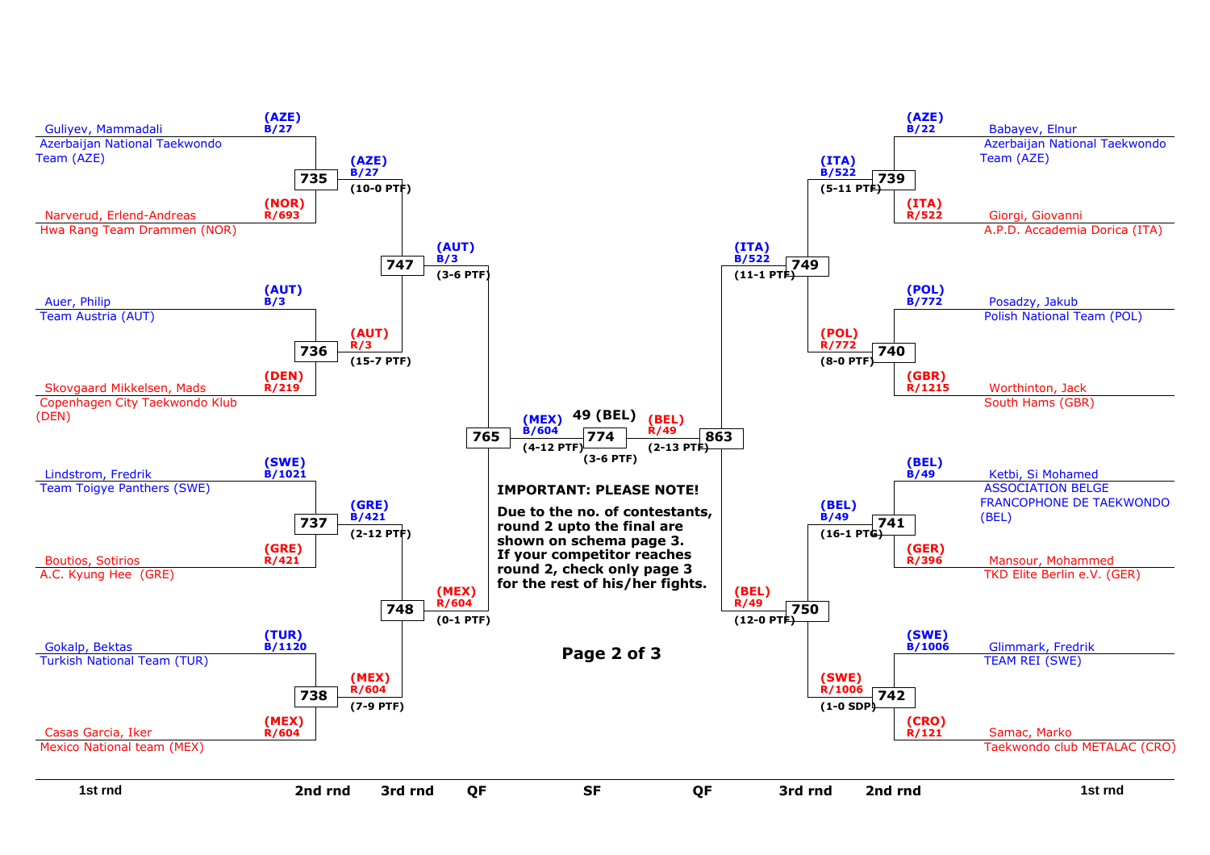## 1st rnd (left side)

| Match | Blue | Red | Winner | Score |
|---|---|---|---|---|
| 735 | Guliyev, Mammadali – Azerbaijan National Taekwondo Team (AZE) – (AZE) B/27 | Narverud, Erlend-Andreas – Hwa Rang Team Drammen (NOR) – (NOR) R/693 | (AZE) B/27 | (10-0 PTF) |
| 736 | Auer, Philip – Team Austria (AUT) – (AUT) B/3 | Skovgaard Mikkelsen, Mads – Copenhagen City Taekwondo Klub (DEN) – (DEN) R/219 | (AUT) R/3 | (15-7 PTF) |
| 737 | Lindstrom, Fredrik – Team Toigye Panthers (SWE) – (SWE) B/1021 | Boutios, Sotirios – A.C. Kyung Hee (GRE) – (GRE) R/421 | (GRE) B/421 | (2-12 PTF) |
| 738 | Gokalp, Bektas – Turkish National Team (TUR) – (TUR) B/1120 | Casas Garcia, Iker – Mexico National team (MEX) – (MEX) R/604 | (MEX) R/604 | (7-9 PTF) |

## 1st rnd (right side)

| Match | Blue | Red | Winner | Score |
|---|---|---|---|---|
| 739 | Babayev, Elnur – Azerbaijan National Taekwondo Team (AZE) – (AZE) B/22 | Giorgi, Giovanni – A.P.D. Accademia Dorica (ITA) – (ITA) R/522 | (ITA) B/522 | (5-11 PTF) |
| 740 | Posadzy, Jakub – Polish National Team (POL) – (POL) B/772 | Worthinton, Jack – South Hams (GBR) – (GBR) R/1215 | (POL) R/772 | (8-0 PTF) |
| 741 | Ketbi, Si Mohamed – ASSOCIATION BELGE FRANCOPHONE DE TAEKWONDO (BEL) – (BEL) B/49 | Mansour, Mohammed – TKD Elite Berlin e.V. (GER) – (GER) R/396 | (BEL) B/49 | (16-1 PTG) |
| 742 | Glimmark, Fredrik – TEAM REI (SWE) – (SWE) B/1006 | Samac, Marko – Taekwondo club METALAC (CRO) – (CRO) R/121 | (SWE) R/1006 | (1-0 SDP) |

## 2nd rnd

| Match | Winner | Score |
|---|---|---|
| 747 | (AUT) B/3 | (3-6 PTF) |
| 748 | (MEX) R/604 | (0-1 PTF) |
| 749 | (ITA) B/522 | (11-1 PTF) |
| 750 | (BEL) R/49 | (12-0 PTF) |

## QF

| Match | Winner | Score |
|---|---|---|
| 765 | (MEX) B/604 | (4-12 PTF) |
| 863 | (BEL) R/49 | (2-13 PTF) |

## SF

| Match | Winner | Score |
|---|---|---|
| 774 | 49 (BEL) | (3-6 PTF) |

**IMPORTANT: PLEASE NOTE!**

**Due to the no. of contestants, round 2 upto the final are shown on schema page 3. If your competitor reaches round 2, check only page 3 for the rest of his/her fights.**

1st rnd | 2nd rnd | 3rd rnd | QF | SF | QF | 3rd rnd | 2nd rnd | 1st rnd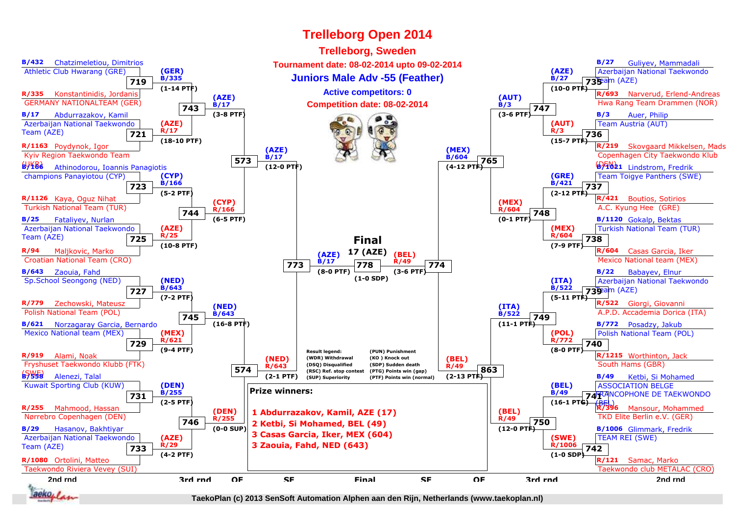# Trelleborg Open 2014

## Trelleborg, Sweden

**Tournament date: 08-02-2014 upto 09-02-2014**

## Juniors Male Adv -55 (Feather)

**Active competitors: 0**

**Competition date: 08-02-2014**

### 2nd round (left side)

| Match | Blue | Red | Winner | Score |
|---|---|---|---|---|
| 719 | B/432 Chatzimeletiou, Dimitrios – Athletic Club Hwarang (GRE) | R/335 Konstantinidis, Jordanis – GERMANY NATIONALTEAM (GER) | (GER) B/335 | (1-14 PTF) |
| 721 | B/17 Abdurrazakov, Kamil – Azerbaijan National Taekwondo Team (AZE) | R/1163 Poydynok, Igor – Kyiv Region Taekwondo Team (UKR) | (AZE) R/17 | (18-10 PTF) |
| 723 | B/166 Athinodorou, Ioannis Panagiotis – champions Panayiotou (CYP) | R/1126 Kaya, Oguz Nihat – Turkish National Team (TUR) | (CYP) B/166 | (5-2 PTF) |
| 725 | B/25 Fataliyev, Nurlan – Azerbaijan National Taekwondo Team (AZE) | R/94 Maljkovic, Marko – Croatian National Team (CRO) | (AZE) R/25 | (10-8 PTF) |
| 727 | B/643 Zaouia, Fahd – Sp.School Seongong (NED) | R/779 Zechowski, Mateusz – Polish National Team (POL) | (NED) B/643 | (7-2 PTF) |
| 729 | B/621 Norzagaray Garcia, Bernardo – Mexico National team (MEX) | R/919 Alami, Noak – Fryshuset Taekwondo Klubb (FTK) (SWE) | (MEX) R/621 | (9-4 PTF) |
| 731 | B/558 Alenezi, Talal – Kuwait Sporting Club (KUW) | R/255 Mahmood, Hassan – Nørrebro Copenhagen (DEN) | (DEN) B/255 | (2-5 PTF) |
| 733 | B/29 Hasanov, Bakhtiyar – Azerbaijan National Taekwondo Team (AZE) | R/1080 Ortolini, Matteo – Taekwondo Riviera Vevey (SUI) | (AZE) R/29 | (4-2 PTF) |

### 3rd round (left side)

| Match | Winner | Score |
|---|---|---|
| 743 | (AZE) B/17 | (3-8 PTF) |
| 744 | (CYP) R/166 | (6-5 PTF) |
| 745 | (NED) B/643 | (16-8 PTF) |
| 746 | (DEN) R/255 | (0-0 SUP) |

### QF (left side)

| Match | Winner | Score |
|---|---|---|
| 573 | (AZE) B/17 | (12-0 PTF) |
| 574 | (NED) R/643 | (2-1 PTF) |

### SF (left side)

| Match | Winner | Score |
|---|---|---|
| 773 | (AZE) B/17 | (8-0 PTF) |

### 2nd round (right side)

| Match | Blue | Red | Winner | Score |
|---|---|---|---|---|
| 735 | B/27 Guliyev, Mammadali – Azerbaijan National Taekwondo Team (AZE) | R/693 Narverud, Erlend-Andreas – Hwa Rang Team Drammen (NOR) | (AZE) B/27 | (10-0 PTF) |
| 736 | B/3 Auer, Philip – Team Austria (AUT) | R/219 Skovgaard Mikkelsen, Mads – Copenhagen City Taekwondo Klub (DEN) | (AUT) R/3 | (15-7 PTF) |
| 737 | B/1021 Lindstrom, Fredrik – Team Toigye Panthers (SWE) | R/421 Boutios, Sotirios – A.C. Kyung Hee (GRE) | (GRE) B/421 | (2-12 PTF) |
| 738 | B/1120 Gokalp, Bektas – Turkish National Team (TUR) | R/604 Casas Garcia, Iker – Mexico National team (MEX) | (MEX) R/604 | (7-9 PTF) |
| 739 | B/22 Babayev, Elnur – Azerbaijan National Taekwondo Team (AZE) | R/522 Giorgi, Giovanni – A.P.D. Accademia Dorica (ITA) | (ITA) B/522 | (5-11 PTF) |
| 740 | B/772 Posadzy, Jakub – Polish National Team (POL) | R/1215 Worthinton, Jack – South Hams (GBR) | (POL) R/772 | (8-0 PTF) |
| 741 | B/49 Ketbi, Si Mohamed – ASSOCIATION BELGE FRANCOPHONE DE TAEKWONDO (BEL) | R/396 Mansour, Mohammed – TKD Elite Berlin e.V. (GER) | (BEL) B/49 | (16-1 PTG) |
| 742 | B/1006 Glimmark, Fredrik – TEAM REI (SWE) | R/121 Samac, Marko – Taekwondo club METALAC (CRO) | (SWE) R/1006 | (1-0 SDP) |

### 3rd round (right side)

| Match | Winner | Score |
|---|---|---|
| 747 | (AUT) B/3 | (3-6 PTF) |
| 748 | (MEX) R/604 | (0-1 PTF) |
| 749 | (ITA) B/522 | (11-1 PTF) |
| 750 | (BEL) R/49 | (12-0 PTF) |

### QF (right side)

| Match | Winner | Score |
|---|---|---|
| 765 | (MEX) B/604 | (4-12 PTF) |
| 863 | (BEL) R/49 | (2-13 PTF) |

### SF (right side)

| Match | Winner | Score |
|---|---|---|
| 774 | (BEL) R/49 | (3-6 PTF) |

### Final

Match 778: (AZE) B/17 vs (BEL) R/49 — Winner: 17 (AZE) (1-0 SDP)

**Result legend:**
- (WDR) Withdrawal
- (DSQ) Disqualified
- (RSC) Ref. stop contest
- (SUP) Superiority
- (PUN) Punishment
- (KO ) Knock out
- (SDP) Sudden death
- (PTG) Points win (gap)
- (PTF) Points win (normal)

**Prize winners:**

1 Abdurrazakov, Kamil, AZE (17)
2 Ketbi, Si Mohamed, BEL (49)
3 Casas Garcia, Iker, MEX (604)
3 Zaouia, Fahd, NED (643)

TaekoPlan (c) 2013 SenSoft Automation Alphen aan den Rijn, Netherlands (www.taekoplan.nl)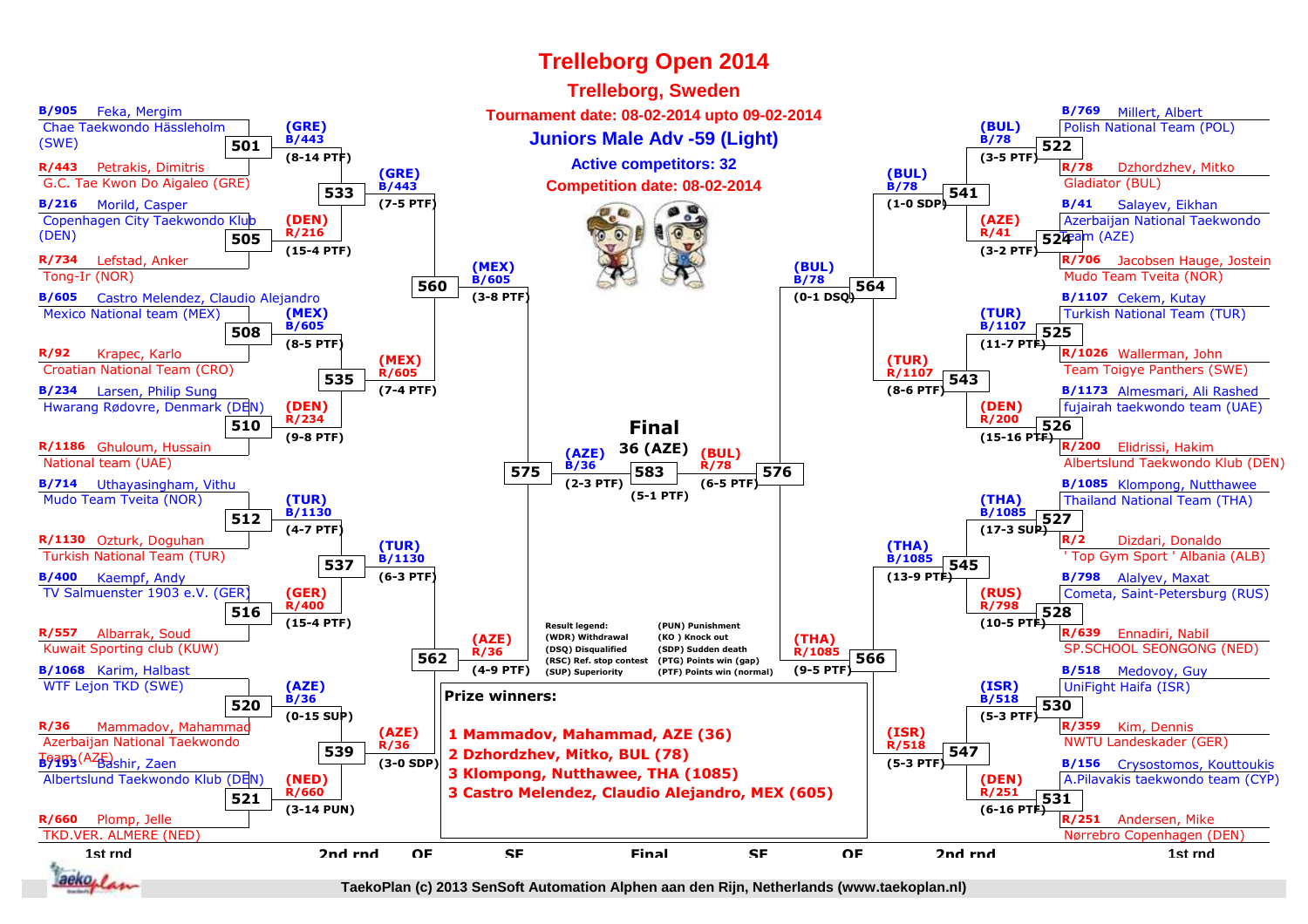# Trelleborg Open 2014

## Trelleborg, Sweden

**Tournament date: 08-02-2014 upto 09-02-2014**

## Juniors Male Adv -59 (Light)

**Active competitors: 32**

**Competition date: 08-02-2014**

### 1st round (left side)

| Match | Blue | Red | Winner | Score |
|---|---|---|---|---|
| 501 | B/905 Feka, Mergim – Chae Taekwondo Hässleholm (SWE) | R/443 Petrakis, Dimitris – G.C. Tae Kwon Do Aigaleo (GRE) | (GRE) B/443 | (8-14 PTF) |
| 505 | B/216 Morild, Casper – Copenhagen City Taekwondo Klub (DEN) | R/734 Lefstad, Anker – Tong-Ir (NOR) | (DEN) R/216 | (15-4 PTF) |
| 508 | B/605 Castro Melendez, Claudio Alejandro – Mexico National team (MEX) | R/92 Krapec, Karlo – Croatian National Team (CRO) | (MEX) B/605 | (8-5 PTF) |
| 510 | B/234 Larsen, Philip Sung – Hwarang Rødovre, Denmark (DEN) | R/1186 Ghuloum, Hussain – National team (UAE) | (DEN) R/234 | (9-8 PTF) |
| 512 | B/714 Uthayasingham, Vithu – Mudo Team Tveita (NOR) | R/1130 Ozturk, Doguhan – Turkish National Team (TUR) | (TUR) B/1130 | (4-7 PTF) |
| 516 | B/400 Kaempf, Andy – TV Salmuenster 1903 e.V. (GER) | R/557 Albarrak, Soud – Kuwait Sporting club (KUW) | (GER) R/400 | (15-4 PTF) |
| 520 | B/1068 Karim, Halbast – WTF Lejon TKD (SWE) | R/36 Mammadov, Mahammad – Azerbaijan National Taekwondo Team (AZE) | (AZE) B/36 | (0-15 SUP) |
| 521 | B/193 Bashir, Zaen – Albertslund Taekwondo Klub (DEN) | R/660 Plomp, Jelle – TKD.VER. ALMERE (NED) | (NED) R/660 | (3-14 PUN) |

### 2nd round (left side)

| Match | Winner | Score |
|---|---|---|
| 533 | (GRE) B/443 | (7-5 PTF) |
| 535 | (MEX) R/605 | (7-4 PTF) |
| 537 | (TUR) B/1130 | (6-3 PTF) |
| 539 | (AZE) R/36 | (3-0 SDP) |

### QF (left side)

| Match | Winner | Score |
|---|---|---|
| 560 | (MEX) B/605 | (3-8 PTF) |
| 562 | (AZE) R/36 | (4-9 PTF) |

### 1st round (right side)

| Match | Blue | Red | Winner | Score |
|---|---|---|---|---|
| 522 | B/769 Millert, Albert – Polish National Team (POL) | R/78 Dzhordzhev, Mitko – Gladiator (BUL) | (BUL) B/78 | (3-5 PTF) |
| 524 | B/41 Salayev, Eikhan – Azerbaijan National Taekwondo Team (AZE) | R/706 Jacobsen Hauge, Jostein – Mudo Team Tveita (NOR) | (AZE) R/41 | (3-2 PTF) |
| 525 | B/1107 Cekem, Kutay – Turkish National Team (TUR) | R/1026 Wallerman, John – Team Toigye Panthers (SWE) | (TUR) B/1107 | (11-7 PTF) |
| 526 | B/1173 Almesmari, Ali Rashed – fujairah taekwondo team (UAE) | R/200 Elidrissi, Hakim – Albertslund Taekwondo Klub (DEN) | (DEN) R/200 | (15-16 PTF) |
| 527 | B/1085 Klompong, Nutthawee – Thailand National Team (THA) | R/2 Dizdari, Donaldo – ' Top Gym Sport ' Albania (ALB) | (THA) B/1085 | (17-3 SUP) |
| 528 | B/798 Alalyev, Maxat – Cometa, Saint-Petersburg (RUS) | R/639 Ennadiri, Nabil – SP.SCHOOL SEONGONG (NED) | (RUS) R/798 | (10-5 PTF) |
| 530 | B/518 Medovoy, Guy – UniFight Haifa (ISR) | R/359 Kim, Dennis – NWTU Landeskader (GER) | (ISR) B/518 | (5-3 PTF) |
| 531 | B/156 Crysostomos, Kouttoukis – A.Pilavakis taekwondo team (CYP) | R/251 Andersen, Mike – Nørrebro Copenhagen (DEN) | (DEN) R/251 | (6-16 PTF) |

### 2nd round (right side)

| Match | Winner | Score |
|---|---|---|
| 541 | (BUL) B/78 | (1-0 SDP) |
| 543 | (TUR) R/1107 | (8-6 PTF) |
| 545 | (THA) B/1085 | (13-9 PTF) |
| 547 | (ISR) R/518 | (5-3 PTF) |

### QF (right side)

| Match | Winner | Score |
|---|---|---|
| 564 | (BUL) B/78 | (0-1 DSQ) |
| 566 | (THA) R/1085 | (9-5 PTF) |

### SF

| Match | Winner | Score |
|---|---|---|
| 575 | (AZE) B/36 | (2-3 PTF) |
| 576 | (BUL) R/78 | (6-5 PTF) |

### Final

| Match | Winner | Score |
|---|---|---|
| 583 | 36 (AZE) | (5-1 PTF) |

**Result legend:**
- (WDR) Withdrawal
- (DSQ) Disqualified
- (RSC) Ref. stop contest
- (SUP) Superiority
- (PUN) Punishment
- (KO) Knock out
- (SDP) Sudden death
- (PTG) Points win (gap)
- (PTF) Points win (normal)

**Prize winners:**

1. **Mammadov, Mahammad, AZE (36)**
2. **Dzhordzhev, Mitko, BUL (78)**
3. **Klompong, Nutthawee, THA (1085)**
3. **Castro Melendez, Claudio Alejandro, MEX (605)**

TaekoPlan (c) 2013 SenSoft Automation Alphen aan den Rijn, Netherlands (www.taekoplan.nl)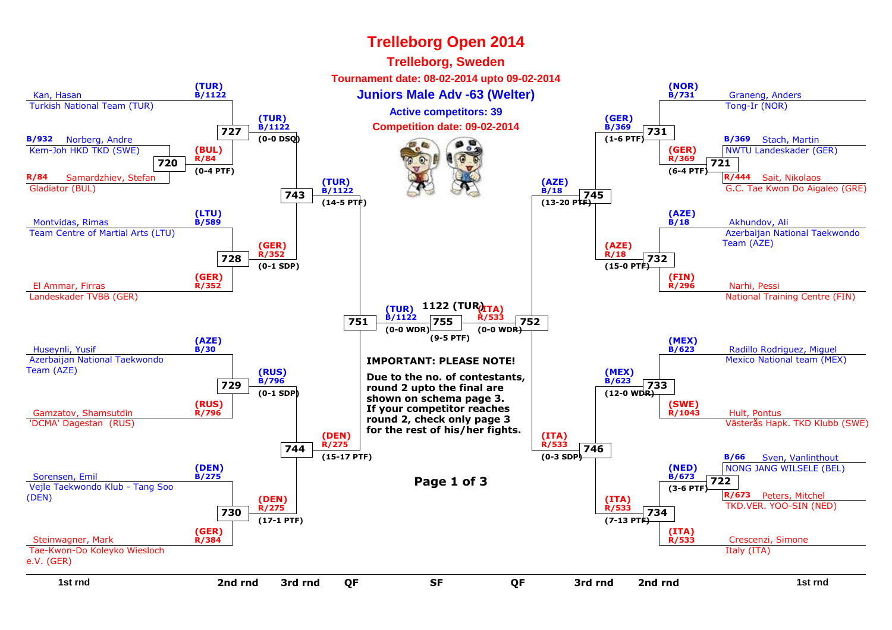# Trelleborg Open 2014

## Trelleborg, Sweden

**Tournament date: 08-02-2014 upto 09-02-2014**

### Juniors Male Adv -63 (Welter)

**Active competitors: 39**

**Competition date: 09-02-2014**

**IMPORTANT: PLEASE NOTE!**

**Due to the no. of contestants, round 2 upto the final are shown on schema page 3. If your competitor reaches round 2, check only page 3 for the rest of his/her fights.**

**Page 1 of 3**

## Left half of bracket

| Match | Round | Blue | Red | Winner | Score |
|---|---|---|---|---|---|
| 720 | 1st rnd | B/932 Norberg, Andre – Kem-Joh HKD TKD (SWE) | R/84 Samardzhiev, Stefan – Gladiator (BUL) | (BUL) R/84 | 0-4 PTF |
| 727 | 2nd rnd | (TUR) B/1122 Kan, Hasan – Turkish National Team (TUR) | (BUL) R/84 | (TUR) B/1122 | 0-0 DSQ |
| 728 | 2nd rnd | (LTU) B/589 Montvidas, Rimas – Team Centre of Martial Arts (LTU) | (GER) R/352 El Ammar, Firras – Landeskader TVBB (GER) | (GER) R/352 | 0-1 SDP |
| 743 | 3rd rnd | (TUR) B/1122 | (GER) R/352 | (TUR) B/1122 | 14-5 PTF |
| 729 | 2nd rnd | (AZE) B/30 Huseynli, Yusif – Azerbaijan National Taekwondo Team (AZE) | (RUS) R/796 Gamzatov, Shamsutdin – 'DCMA' Dagestan (RUS) | (RUS) B/796 | 0-1 SDP |
| 730 | 2nd rnd | (DEN) B/275 Sorensen, Emil – Vejle Taekwondo Klub - Tang Soo (DEN) | (GER) R/384 Steinwagner, Mark – Tae-Kwon-Do Koleyko Wiesloch e.V. (GER) | (DEN) R/275 | 17-1 PTF |
| 744 | 3rd rnd | (RUS) B/796 | (DEN) R/275 | (DEN) R/275 | 15-17 PTF |
| 751 | QF | (TUR) B/1122 | (DEN) R/275 | (TUR) B/1122 | 0-0 WDR |

## Right half of bracket

| Match | Round | Blue | Red | Winner | Score |
|---|---|---|---|---|---|
| 721 | 1st rnd | B/369 Stach, Martin – NWTU Landeskader (GER) | R/444 Sait, Nikolaos – G.C. Tae Kwon Do Aigaleo (GRE) | (GER) R/369 | 6-4 PTF |
| 731 | 2nd rnd | (NOR) B/731 Graneng, Anders – Tong-Ir (NOR) | (GER) R/369 | (GER) B/369 | 1-6 PTF |
| 732 | 2nd rnd | (AZE) B/18 Akhundov, Ali – Azerbaijan National Taekwondo Team (AZE) | (FIN) R/296 Narhi, Pessi – National Training Centre (FIN) | (AZE) R/18 | 15-0 PTF |
| 745 | 3rd rnd | (GER) B/369 | (AZE) R/18 | (AZE) B/18 | 13-20 PTF |
| 733 | 2nd rnd | (MEX) B/623 Radillo Rodriguez, Miguel – Mexico National team (MEX) | (SWE) R/1043 Hult, Pontus – Västerås Hapk. TKD Klubb (SWE) | (MEX) B/623 | 12-0 WDR |
| 722 | 1st rnd | B/66 Sven, Vanlinthout – NONG JANG WILSELE (BEL) | R/673 Peters, Mitchel – TKD.VER. YOO-SIN (NED) | (NED) B/673 | 3-6 PTF |
| 734 | 2nd rnd | (NED) B/673 | (ITA) R/533 Crescenzi, Simone – Italy (ITA) | (ITA) R/533 | 7-13 PTF |
| 746 | 3rd rnd | (MEX) B/623 | (ITA) R/533 | (ITA) R/533 | 0-3 SDP |
| 752 | QF | (AZE) B/18 | (ITA) R/533 | (ITA) R/533 | 0-0 WDR |

## Semi-final

| Match | Round | Blue | Red | Winner | Score |
|---|---|---|---|---|---|
| 755 | SF | (TUR) B/1122 | (ITA) R/533 | 1122 (TUR) | 9-5 PTF |

1st rnd | 2nd rnd | 3rd rnd | QF | SF | QF | 3rd rnd | 2nd rnd | 1st rnd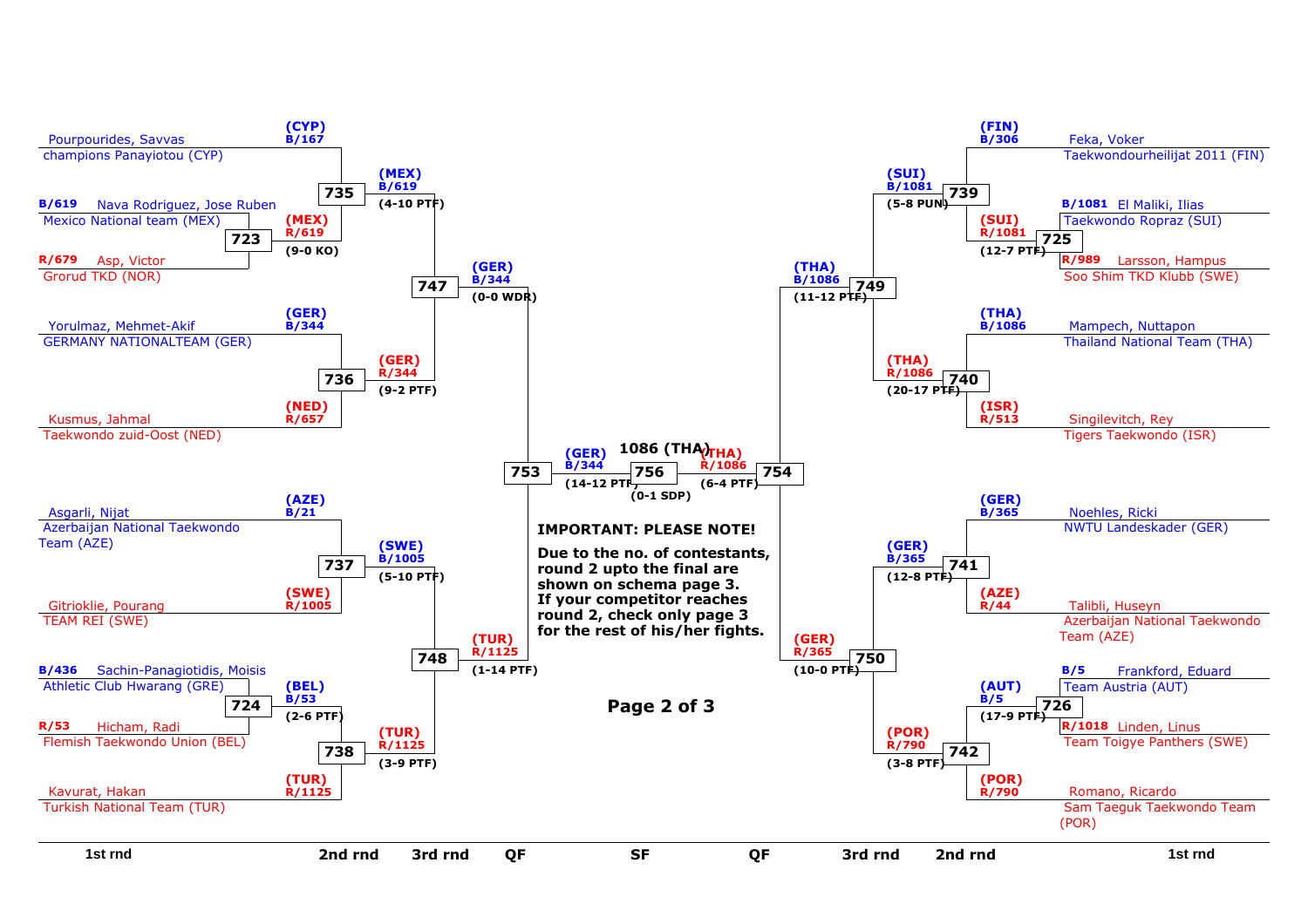## Left bracket

### 1st rnd

- Pourpourides, Savvas — champions Panayiotou (CYP)
- B/619 Nava Rodriguez, Jose Ruben — Mexico National team (MEX)
- R/679 Asp, Victor — Grorud TKD (NOR)
- Yorulmaz, Mehmet-Akif — GERMANY NATIONALTEAM (GER)
- Kusmus, Jahmal — Taekwondo zuid-Oost (NED)
- Asgarli, Nijat — Azerbaijan National Taekwondo Team (AZE)
- Gitrioklie, Pourang — TEAM REI (SWE)
- B/436 Sachin-Panagiotidis, Moisis — Athletic Club Hwarang (GRE)
- R/53 Hicham, Radi — Flemish Taekwondo Union (BEL)
- Kavurat, Hakan — Turkish National Team (TUR)

### Matches

| Match | Blue | Red | Winner | Result |
|---|---|---|---|---|
| 723 | B/619 (MEX) | R/679 (NOR) | (MEX) R/619 | 9-0 KO |
| 724 | B/436 (GRE) | R/53 (BEL) | (BEL) B/53 | 2-6 PTF |
| 735 | (CYP) B/167 | (MEX) R/619 | (MEX) B/619 | 4-10 PTF |
| 736 | (GER) B/344 | (NED) R/657 | (GER) R/344 | 9-2 PTF |
| 737 | (AZE) B/21 | (SWE) R/1005 | (SWE) B/1005 | 5-10 PTF |
| 738 | (BEL) B/53 | (TUR) R/1125 | (TUR) R/1125 | 3-9 PTF |
| 747 | (MEX) B/619 | (GER) R/344 | (GER) B/344 | 0-0 WDR |
| 748 | (SWE) B/1005 | (TUR) R/1125 | (TUR) R/1125 | 1-14 PTF |
| 753 | (GER) B/344 | (TUR) R/1125 | (GER) B/344 | 14-12 PTF |

## Right bracket

### 1st rnd

- Feka, Voker — Taekwondourheilijat 2011 (FIN)
- B/1081 El Maliki, Ilias — Taekwondo Ropraz (SUI)
- R/989 Larsson, Hampus — Soo Shim TKD Klubb (SWE)
- Mampech, Nuttapon — Thailand National Team (THA)
- Singilevitch, Rey — Tigers Taekwondo (ISR)
- Noehles, Ricki — NWTU Landeskader (GER)
- Talibli, Huseyn — Azerbaijan National Taekwondo Team (AZE)
- B/5 Frankford, Eduard — Team Austria (AUT)
- R/1018 Linden, Linus — Team Toigye Panthers (SWE)
- Romano, Ricardo — Sam Taeguk Taekwondo Team (POR)

### Matches

| Match | Blue | Red | Winner | Result |
|---|---|---|---|---|
| 725 | B/1081 (SUI) | R/989 (SWE) | (SUI) R/1081 | 12-7 PTF |
| 726 | B/5 (AUT) | R/1018 (SWE) | (AUT) B/5 | 17-9 PTF |
| 739 | (FIN) B/306 | (SUI) R/1081 | (SUI) B/1081 | 5-8 PUN |
| 740 | (THA) B/1086 | (ISR) R/513 | (THA) R/1086 | 20-17 PTF |
| 741 | (GER) B/365 | (AZE) R/44 | (GER) B/365 | 12-8 PTF |
| 742 | (AUT) B/5 | (POR) R/790 | (POR) R/790 | 3-8 PTF |
| 749 | (SUI) B/1081 | (THA) R/1086 | (THA) B/1086 | 11-12 PTF |
| 750 | (GER) B/365 | (POR) R/790 | (GER) R/365 | 10-0 PTF |
| 754 | (THA) B/1086 | (GER) R/365 | (THA) R/1086 | 6-4 PTF |

## Semifinal

| Match | Blue | Red | Winner | Result |
|---|---|---|---|---|
| 756 | (GER) B/344 | (THA) R/1086 | 1086 (THA) | 0-1 SDP |

**IMPORTANT: PLEASE NOTE!**

**Due to the no. of contestants, round 2 upto the final are shown on schema page 3. If your competitor reaches round 2, check only page 3 for the rest of his/her fights.**

1st rnd | 2nd rnd | 3rd rnd | QF | SF | QF | 3rd rnd | 2nd rnd | 1st rnd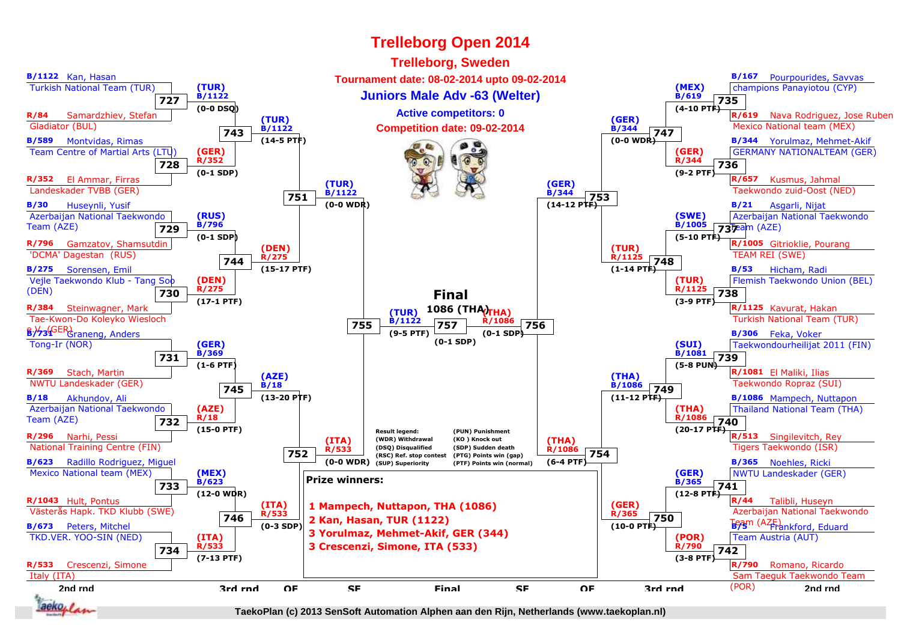# Trelleborg Open 2014

## Trelleborg, Sweden

**Tournament date: 08-02-2014 upto 09-02-2014**

**Juniors Male Adv -63 (Welter)**

**Active competitors: 0**

**Competition date: 09-02-2014**

### 2nd rnd (left side)

| Match | Blue | Red | Winner | Score |
|---|---|---|---|---|
| 727 | B/1122 Kan, Hasan – Turkish National Team (TUR) | R/84 Samardzhiev, Stefan – Gladiator (BUL) | (TUR) B/1122 | (0-0 DSQ) |
| 728 | B/589 Montvidas, Rimas – Team Centre of Martial Arts (LTU) | R/352 El Ammar, Firras – Landeskader TVBB (GER) | (GER) R/352 | (0-1 SDP) |
| 729 | B/30 Huseynli, Yusif – Azerbaijan National Taekwondo Team (AZE) | R/796 Gamzatov, Shamsutdin – 'DCMA' Dagestan (RUS) | (RUS) B/796 | (0-1 SDP) |
| 730 | B/275 Sorensen, Emil – Vejle Taekwondo Klub - Tang Soo (DEN) | R/384 Steinwagner, Mark – Tae-Kwon-Do Koleyko Wiesloch e.V. (GER) | (DEN) R/275 | (17-1 PTF) |
| 731 | B/731 Graneng, Anders – Tong-Ir (NOR) | R/369 Stach, Martin – NWTU Landeskader (GER) | (GER) B/369 | (1-6 PTF) |
| 732 | B/18 Akhundov, Ali – Azerbaijan National Taekwondo Team (AZE) | R/296 Narhi, Pessi – National Training Centre (FIN) | (AZE) R/18 | (15-0 PTF) |
| 733 | B/623 Radillo Rodriguez, Miguel – Mexico National team (MEX) | R/1043 Hult, Pontus – Västerås Hapk. TKD Klubb (SWE) | (MEX) B/623 | (12-0 WDR) |
| 734 | B/673 Peters, Mitchel – TKD.VER. YOO-SIN (NED) | R/533 Crescenzi, Simone – Italy (ITA) | (ITA) R/533 | (7-13 PTF) |

### 2nd rnd (right side)

| Match | Blue | Red | Winner | Score |
|---|---|---|---|---|
| 735 | B/167 Pourpourides, Savvas – champions Panayiotou (CYP) | R/619 Nava Rodriguez, Jose Ruben – Mexico National team (MEX) | (MEX) B/619 | (4-10 PTF) |
| 736 | B/344 Yorulmaz, Mehmet-Akif – GERMANY NATIONALTEAM (GER) | R/657 Kusmus, Jahmal – Taekwondo zuid-Oost (NED) | (GER) R/344 | (9-2 PTF) |
| 737 | B/21 Asgarli, Nijat – Azerbaijan National Taekwondo Team (AZE) | R/1005 Gitrioklie, Pourang – TEAM REI (SWE) | (SWE) B/1005 | (5-10 PTF) |
| 738 | B/53 Hicham, Radi – Flemish Taekwondo Union (BEL) | R/1125 Kavurat, Hakan – Turkish National Team (TUR) | (TUR) R/1125 | (3-9 PTF) |
| 739 | B/306 Feka, Voker – Taekwondourheilijat 2011 (FIN) | R/1081 El Maliki, Ilias – Taekwondo Ropraz (SUI) | (SUI) B/1081 | (5-8 PUN) |
| 740 | B/1086 Mampech, Nuttapon – Thailand National Team (THA) | R/513 Singilevitch, Rey – Tigers Taekwondo (ISR) | (THA) R/1086 | (20-17 PTF) |
| 741 | B/365 Noehles, Ricki – NWTU Landeskader (GER) | R/44 Talibli, Huseyn – Azerbaijan National Taekwondo Team (AZE) | (GER) B/365 | (12-8 PTF) |
| 742 | B/5 Frankford, Eduard – Team Austria (AUT) | R/790 Romano, Ricardo – Sam Taeguk Taekwondo Team (POR) | (POR) R/790 | (3-8 PTF) |

### 3rd rnd

| Match | Winner | Score |
|---|---|---|
| 743 | (TUR) B/1122 | (14-5 PTF) |
| 744 | (DEN) R/275 | (15-17 PTF) |
| 745 | (AZE) B/18 | (13-20 PTF) |
| 746 | (ITA) R/533 | (0-3 SDP) |
| 747 | (GER) B/344 | (0-0 WDR) |
| 748 | (TUR) R/1125 | (1-14 PTF) |
| 749 | (THA) B/1086 | (11-12 PTF) |
| 750 | (GER) R/365 | (10-0 PTF) |

### QF

| Match | Winner | Score |
|---|---|---|
| 751 | (TUR) B/1122 | (0-0 WDR) |
| 752 | (ITA) R/533 | (0-0 WDR) |
| 753 | (GER) B/344 | (14-12 PTF) |
| 754 | (THA) R/1086 | (6-4 PTF) |

### SF

| Match | Winner | Score |
|---|---|---|
| 755 | (TUR) B/1122 | (9-5 PTF) |
| 756 | (THA) R/1086 | (0-1 SDP) |

### Final

| Match | Winner | Score |
|---|---|---|
| 757 | 1086 (THA) | (0-1 SDP) |

**Result legend:**
- (WDR) Withdrawal
- (DSQ) Disqualified
- (RSC) Ref. stop contest
- (SUP) Superiority
- (PUN) Punishment
- (KO) Knock out
- (SDP) Sudden death
- (PTG) Points win (gap)
- (PTF) Points win (normal)

**Prize winners:**

1. Mampech, Nuttapon, THA (1086)
2. Kan, Hasan, TUR (1122)
3. Yorulmaz, Mehmet-Akif, GER (344)
3. Crescenzi, Simone, ITA (533)

TaekoPlan (c) 2013 SenSoft Automation Alphen aan den Rijn, Netherlands (www.taekoplan.nl)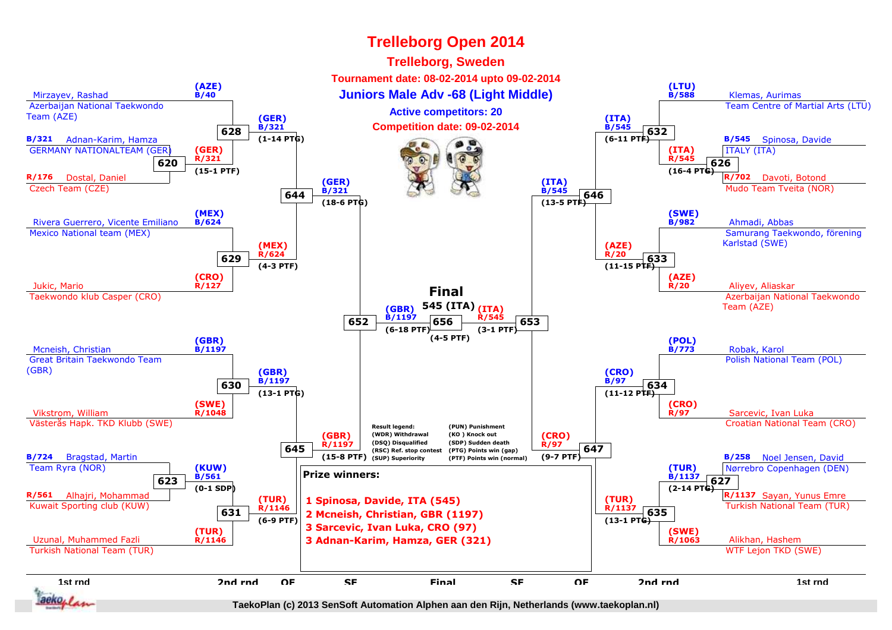# Trelleborg Open 2014

## Trelleborg, Sweden

**Tournament date: 08-02-2014 upto 09-02-2014**

### Juniors Male Adv -68 (Light Middle)

**Active competitors: 20**

**Competition date: 09-02-2014**

**Left side**

| 1st rnd | 2nd rnd | QF | SF |
|---|---|---|---|
| Mirzayev, Rashad – Azerbaijan National Taekwondo Team (AZE) | (AZE) B/40 | | |
| B/321 Adnan-Karim, Hamza – GERMANY NATIONALTEAM (GER) | 628: (GER) R/321 | (GER) B/321 (1-14 PTG) | |
| R/176 Dostal, Daniel – Czech Team (CZE) | 620: (15-1 PTF) | | 644: (GER) B/321 (18-6 PTG) |
| Rivera Guerrero, Vicente Emiliano – Mexico National team (MEX) | (MEX) B/624 | | |
| Jukic, Mario – Taekwondo klub Casper (CRO) | (CRO) R/127 | 629: (MEX) R/624 (4-3 PTF) | |
| Mcneish, Christian – Great Britain Taekwondo Team (GBR) | (GBR) B/1197 | | |
| Vikstrom, William – Västerås Hapk. TKD Klubb (SWE) | (SWE) R/1048 | 630: (GBR) B/1197 (13-1 PTG) | |
| B/724 Bragstad, Martin – Team Ryra (NOR) | (KUW) B/561 | | |
| R/561 Alhajri, Mohammad – Kuwait Sporting club (KUW) | 623: (0-1 SDP) | | 645: (GBR) R/1197 (15-8 PTF) |
| Uzunal, Muhammed Fazli – Turkish National Team (TUR) | (TUR) R/1146 | 631: (TUR) R/1146 (6-9 PTF) | |

**Final**

652: (GBR) B/1197 (6-18 PTF) — 656: 545 (ITA) (4-5 PTF) — 653: (ITA) R/545 (3-1 PTF)

**Right side**

| 1st rnd | 2nd rnd | QF | SF |
|---|---|---|---|
| Klemas, Aurimas – Team Centre of Martial Arts (LTU) | (LTU) B/588 | | |
| B/545 Spinosa, Davide – ITALY (ITA) | 626: (ITA) R/545 (16-4 PTG) | 632: (ITA) B/545 (6-11 PTF) | |
| R/702 Davoti, Botond – Mudo Team Tveita (NOR) | | | 646: (ITA) B/545 (13-5 PTF) |
| Ahmadi, Abbas – Samurang Taekwondo, förening Karlstad (SWE) | (SWE) B/982 | | |
| Aliyev, Aliaskar – Azerbaijan National Taekwondo Team (AZE) | (AZE) R/20 | 633: (AZE) R/20 (11-15 PTF) | |
| Robak, Karol – Polish National Team (POL) | (POL) B/773 | | |
| Sarcevic, Ivan Luka – Croatian National Team (CRO) | (CRO) R/97 | 634: (CRO) B/97 (11-12 PTF) | |
| B/258 Noel Jensen, David – Nørrebro Copenhagen (DEN) | 627: (TUR) B/1137 (2-14 PTG) | | 647: (CRO) R/97 (9-7 PTF) |
| R/1137 Sayan, Yunus Emre – Turkish National Team (TUR) | | 635: (TUR) R/1137 (13-1 PTG) | |
| Alikhan, Hashem – WTF Lejon TKD (SWE) | (SWE) R/1063 | | |

**Result legend:**
(WDR) Withdrawal
(DSQ) Disqualified
(RSC) Ref. stop contest
(SUP) Superiority
(PUN) Punishment
(KO) Knock out
(SDP) Sudden death
(PTG) Points win (gap)
(PTF) Points win (normal)

**Prize winners:**

**1 Spinosa, Davide, ITA (545)**
**2 Mcneish, Christian, GBR (1197)**
**3 Sarcevic, Ivan Luka, CRO (97)**
**3 Adnan-Karim, Hamza, GER (321)**

TaekoPlan (c) 2013 SenSoft Automation Alphen aan den Rijn, Netherlands (www.taekoplan.nl)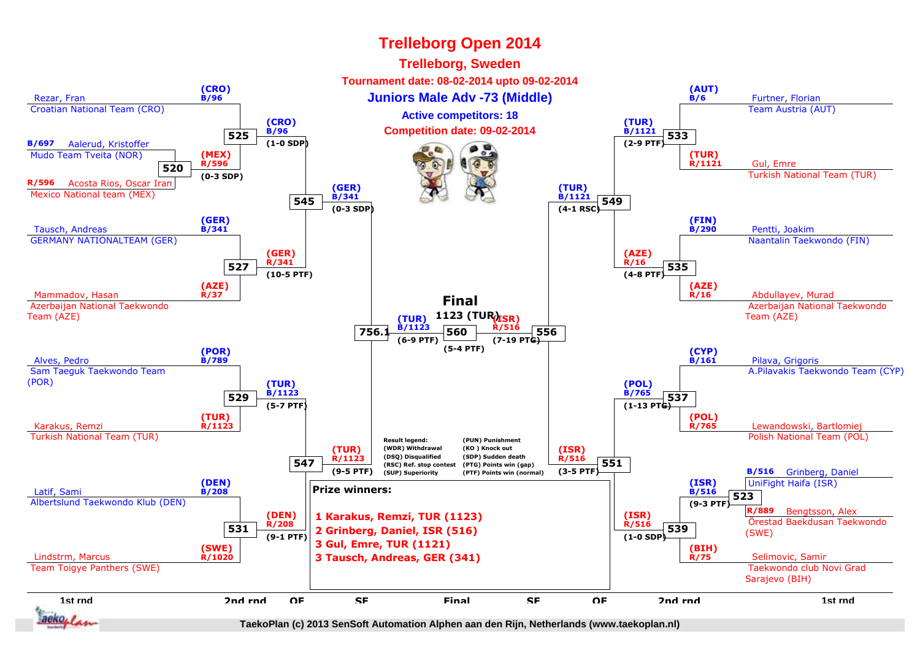# Trelleborg Open 2014

## Trelleborg, Sweden

**Tournament date: 08-02-2014 upto 09-02-2014**

### Juniors Male Adv -73 (Middle)

**Active competitors: 18**

**Competition date: 09-02-2014**

## Left side of bracket

### 1st round / 2nd round

- Match 520: B/697 Aalerud, Kristoffer – Mudo Team Tveita (NOR) vs R/596 Acosta Rios, Oscar Iran – Mexico National team (MEX) → (MEX) R/596 (0-3 SDP)
- Match 525: (CRO) B/96 Rezar, Fran – Croatian National Team (CRO) vs (MEX) R/596 → (CRO) B/96 (1-0 SDP)
- Match 527: (GER) B/341 Tausch, Andreas – GERMANY NATIONALTEAM (GER) vs (AZE) R/37 Mammadov, Hasan – Azerbaijan National Taekwondo Team (AZE) → (GER) R/341 (10-5 PTF)
- Match 529: (POR) B/789 Alves, Pedro – Sam Taeguk Taekwondo Team (POR) vs (TUR) R/1123 Karakus, Remzi – Turkish National Team (TUR) → (TUR) B/1123 (5-7 PTF)
- Match 531: (DEN) B/208 Latif, Sami – Albertslund Taekwondo Klub (DEN) vs (SWE) R/1020 Lindstrm, Marcus – Team Toigye Panthers (SWE) → (DEN) R/208 (9-1 PTF)

### QF

- Match 545: (CRO) B/96 vs (GER) R/341 → (GER) B/341 (0-3 SDP)
- Match 547: (TUR) B/1123 vs (DEN) R/208 → (TUR) R/1123 (9-5 PTF)

### SF

- Match 756.1: (GER) B/341 vs (TUR) R/1123 → (TUR) B/1123 (6-9 PTF)

## Right side of bracket

### 1st round / 2nd round

- Match 533: (AUT) B/6 Furtner, Florian – Team Austria (AUT) vs (TUR) R/1121 Gul, Emre – Turkish National Team (TUR) → (TUR) B/1121 (2-9 PTF)
- Match 535: (FIN) B/290 Pentti, Joakim – Naantalin Taekwondo (FIN) vs (AZE) R/16 Abdullayev, Murad – Azerbaijan National Taekwondo Team (AZE) → (AZE) R/16 (4-8 PTF)
- Match 537: (CYP) B/161 Pilava, Grigoris – A.Pilavakis Taekwondo Team (CYP) vs (POL) R/765 Lewandowski, Bartlomiej – Polish National Team (POL) → (POL) B/765 (1-13 PTG)
- Match 523: B/516 Grinberg, Daniel – UniFight Haifa (ISR) vs R/889 Bengtsson, Alex – Örestad Baekdusan Taekwondo (SWE) → (ISR) B/516 (9-3 PTF)
- Match 539: (ISR) B/516 vs (BIH) R/75 Selimovic, Samir – Taekwondo club Novi Grad Sarajevo (BIH) → (ISR) R/516 (1-0 SDP)

### QF

- Match 549: (TUR) B/1121 vs (AZE) R/16 → (TUR) B/1121 (4-1 RSC)
- Match 551: (POL) B/765 vs (ISR) R/516 → (ISR) R/516 (3-5 PTF)

### SF

- Match 556: (TUR) B/1121 vs (ISR) R/516 → (ISR) R/516 (7-19 PTG)

## Final

**1123 (TUR)**

- Match 560: (TUR) B/1123 vs (ISR) R/516 → (5-4 PTF)

## Result legend

- (WDR) Withdrawal
- (DSQ) Disqualified
- (RSC) Ref. stop contest
- (SUP) Superiority
- (PUN) Punishment
- (KO ) Knock out
- (SDP) Sudden death
- (PTG) Points win (gap)
- (PTF) Points win (normal)

## Prize winners:

1. Karakus, Remzi, TUR (1123)
2. Grinberg, Daniel, ISR (516)
3. Gul, Emre, TUR (1121)
3. Tausch, Andreas, GER (341)

1st rnd | 2nd rnd | QF | SF | Final | SF | QF | 2nd rnd | 1st rnd

TaekoPlan (c) 2013 SenSoft Automation Alphen aan den Rijn, Netherlands (www.taekoplan.nl)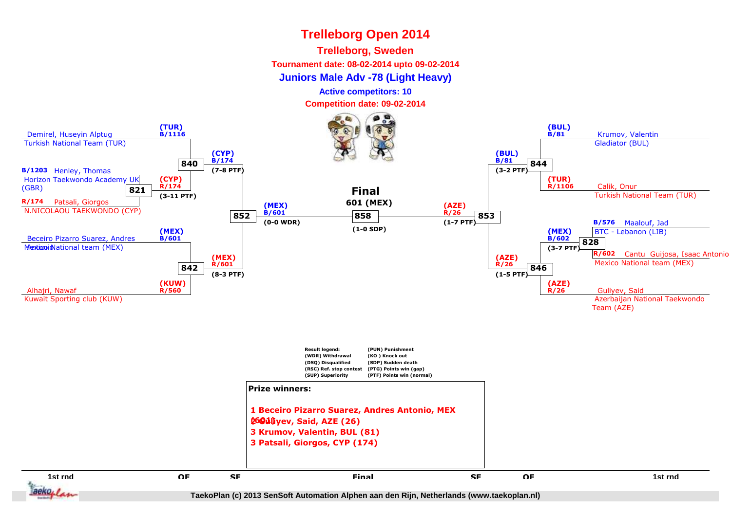# Trelleborg Open 2014

## Trelleborg, Sweden

**Tournament date: 08-02-2014 upto 09-02-2014**

### Juniors Male Adv -78 (Light Heavy)

**Active competitors: 10**

**Competition date: 09-02-2014**

**1st rnd**

- Demirel, Huseyin Alptug — Turkish National Team (TUR)
- B/1203 Henley, Thomas — Horizon Taekwondo Academy UK (GBR)
- R/174 Patsali, Giorgos — N.NICOLAOU TAEKWONDO (CYP)
- Beceiro Pizarro Suarez, Andres Antonio — Mexico National team (MEX)
- Alhajri, Nawaf — Kuwait Sporting club (KUW)
- Krumov, Valentin — Gladiator (BUL)
- Calik, Onur — Turkish National Team (TUR)
- B/576 Maalouf, Jad — BTC - Lebanon (LIB)
- R/602 Cantu Guijosa, Isaac Antonio — Mexico National team (MEX)
- Guliyev, Said — Azerbaijan National Taekwondo Team (AZE)

**Matches**

- 821: (CYP) R/174 (3-11 PTF)
- 840: (TUR) B/1116 vs (CYP) R/174 → (CYP) B/174 (7-8 PTF)
- 842: (MEX) B/601 vs (KUW) R/560 → (MEX) R/601 (8-3 PTF)
- 852: (MEX) B/601 (0-0 WDR)
- 828: (MEX) B/602 (3-7 PTF)
- 844: (BUL) B/81 vs (TUR) R/1106 → (BUL) B/81 (3-2 PTF)
- 846: (MEX) B/602 vs (AZE) R/26 → (AZE) R/26 (1-5 PTF)
- 853: (AZE) R/26 (1-7 PTF)

**Final**

858: 601 (MEX) (1-0 SDP)

**Result legend:**

- (WDR) Withdrawal
- (DSQ) Disqualified
- (RSC) Ref. stop contest
- (SUP) Superiority
- (PUN) Punishment
- (KO ) Knock out
- (SDP) Sudden death
- (PTG) Points win (gap)
- (PTF) Points win (normal)

**Prize winners:**

1 Beceiro Pizarro Suarez, Andres Antonio, MEX (601)
2 Guliyev, Said, AZE (26)
3 Krumov, Valentin, BUL (81)
3 Patsali, Giorgos, CYP (174)

1st rnd | QF | SF | Final | SF | QF | 1st rnd

TaekoPlan (c) 2013 SenSoft Automation Alphen aan den Rijn, Netherlands (www.taekoplan.nl)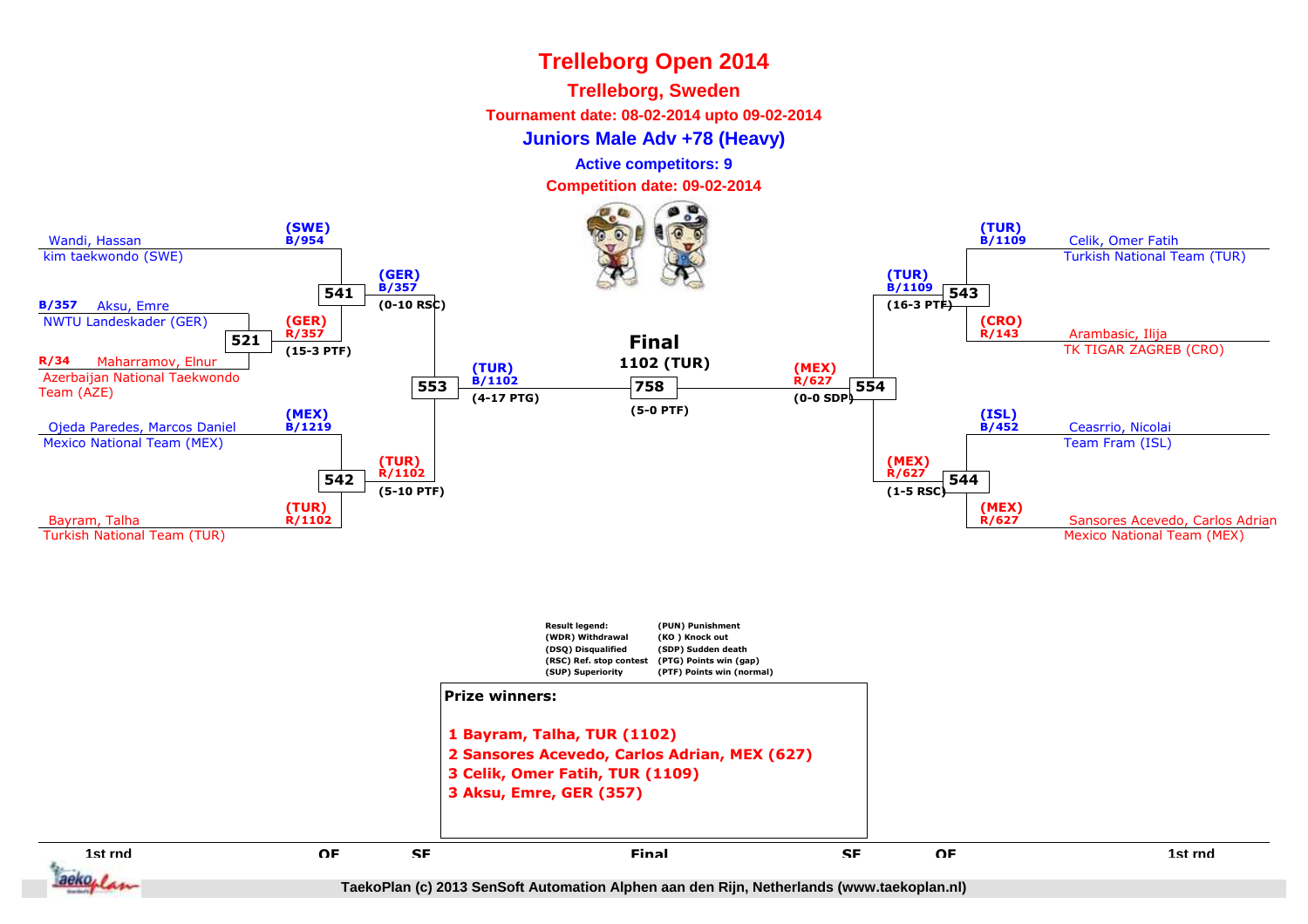# Trelleborg Open 2014

**Trelleborg, Sweden**

**Tournament date: 08-02-2014 upto 09-02-2014**

**Juniors Male Adv +78 (Heavy)**

**Active competitors: 9**

**Competition date: 09-02-2014**

### 1st round

| Match | Blue | Red | Winner | Result |
|---|---|---|---|---|
| 521 | B/357 Aksu, Emre – NWTU Landeskader (GER) | R/34 Maharramov, Elnur – Azerbaijan National Taekwondo Team (AZE) | (GER) R/357 | (15-3 PTF) |

### QF

| Match | Blue | Red | Winner | Result |
|---|---|---|---|---|
| 541 | (SWE) B/954 Wandi, Hassan – kim taekwondo (SWE) | (GER) R/357 | (GER) B/357 | (0-10 RSC) |
| 542 | (MEX) B/1219 Ojeda Paredes, Marcos Daniel – Mexico National Team (MEX) | (TUR) R/1102 Bayram, Talha – Turkish National Team (TUR) | (TUR) R/1102 | (5-10 PTF) |
| 543 | (TUR) B/1109 Celik, Omer Fatih – Turkish National Team (TUR) | (CRO) R/143 Arambasic, Ilija – TK TIGAR ZAGREB (CRO) | (TUR) B/1109 | (16-3 PTF) |
| 544 | (ISL) B/452 Ceasrrio, Nicolai – Team Fram (ISL) | (MEX) R/627 Sansores Acevedo, Carlos Adrian – Mexico National Team (MEX) | (MEX) R/627 | (1-5 RSC) |

### SF

| Match | Blue | Red | Winner | Result |
|---|---|---|---|---|
| 553 | (GER) B/357 | (TUR) R/1102 | (TUR) B/1102 | (4-17 PTG) |
| 554 | (TUR) B/1109 | (MEX) R/627 | (MEX) R/627 | (0-0 SDP) |

### Final

| Match | Blue | Red | Winner | Result |
|---|---|---|---|---|
| 758 | (TUR) B/1102 | (MEX) R/627 | 1102 (TUR) | (5-0 PTF) |

**Result legend:**

- (WDR) Withdrawal
- (DSQ) Disqualified
- (RSC) Ref. stop contest
- (SUP) Superiority
- (PUN) Punishment
- (KO ) Knock out
- (SDP) Sudden death
- (PTG) Points win (gap)
- (PTF) Points win (normal)

**Prize winners:**

1 Bayram, Talha, TUR (1102)
2 Sansores Acevedo, Carlos Adrian, MEX (627)
3 Celik, Omer Fatih, TUR (1109)
3 Aksu, Emre, GER (357)

1st rnd | QF | SF | Final | SF | QF | 1st rnd

TaekoPlan (c) 2013 SenSoft Automation Alphen aan den Rijn, Netherlands (www.taekoplan.nl)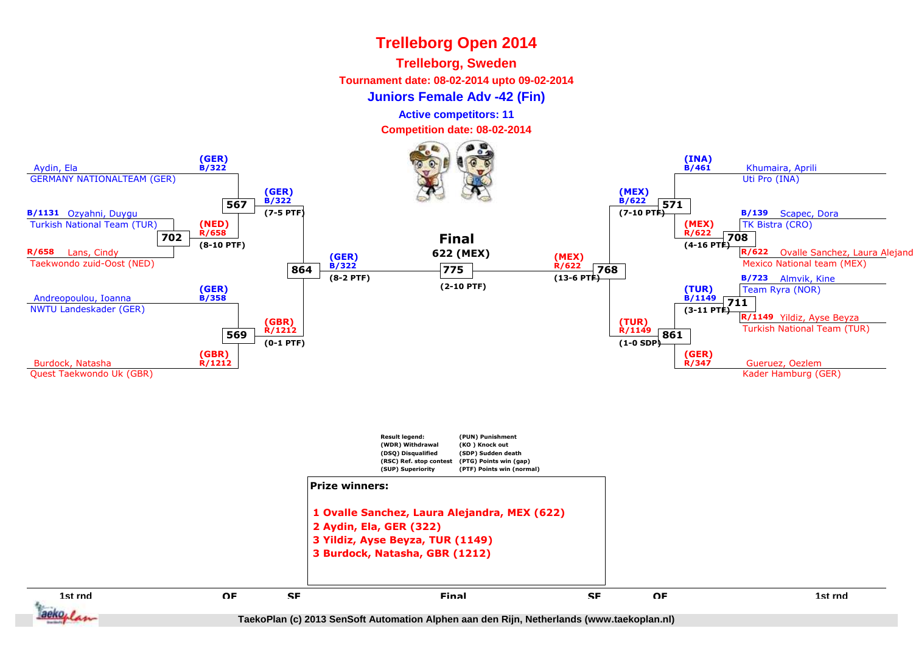# Trelleborg Open 2014

## Trelleborg, Sweden

**Tournament date: 08-02-2014 upto 09-02-2014**

### Juniors Female Adv -42 (Fin)

**Active competitors: 11**

**Competition date: 08-02-2014**

**Left side of bracket**

- Aydin, Ela — GERMANY NATIONALTEAM (GER) — (GER) B/322
- B/1131 Ozyahni, Duygu — Turkish National Team (TUR)
- R/658 Lans, Cindy — Taekwondo zuid-Oost (NED)
- Match 702: (NED) R/658 (8-10 PTF)
- Match 567: (GER) B/322 (7-5 PTF)
- Andreopoulou, Ioanna — NWTU Landeskader (GER) — (GER) B/358
- Burdock, Natasha — Quest Taekwondo Uk (GBR) — (GBR) R/1212
- Match 569: (GBR) R/1212 (0-1 PTF)
- Match 864: (GER) B/322 (8-2 PTF)

**Final**

622 (MEX)

Match 775: (2-10 PTF)

**Right side of bracket**

- Khumaira, Aprili — Uti Pro (INA) — (INA) B/461
- B/139 Scapec, Dora — TK Bistra (CRO)
- R/622 Ovalle Sanchez, Laura Alejand — Mexico National team (MEX)
- Match 708: (MEX) R/622 (4-16 PTF)
- Match 571: (MEX) B/622 (7-10 PTF)
- B/723 Almvik, Kine — Team Ryra (NOR)
- R/1149 Yildiz, Ayse Beyza — Turkish National Team (TUR)
- Match 711: (TUR) B/1149 (3-11 PTF)
- Gueruez, Oezlem — Kader Hamburg (GER) — (GER) R/347
- Match 861: (TUR) R/1149 (1-0 SDP)
- Match 768: (MEX) R/622 (13-6 PTF)

**Result legend:**

| | |
|---|---|
| (WDR) Withdrawal | (PUN) Punishment |
| (DSQ) Disqualified | (KO ) Knock out |
| (RSC) Ref. stop contest | (SDP) Sudden death |
| (SUP) Superiority | (PTG) Points win (gap) |
| | (PTF) Points win (normal) |

**Prize winners:**

**1 Ovalle Sanchez, Laura Alejandra, MEX (622)**
**2 Aydin, Ela, GER (322)**
**3 Yildiz, Ayse Beyza, TUR (1149)**
**3 Burdock, Natasha, GBR (1212)**

1st rnd | QF | SF | Final | SF | QF | 1st rnd

TaekoPlan (c) 2013 SenSoft Automation Alphen aan den Rijn, Netherlands (www.taekoplan.nl)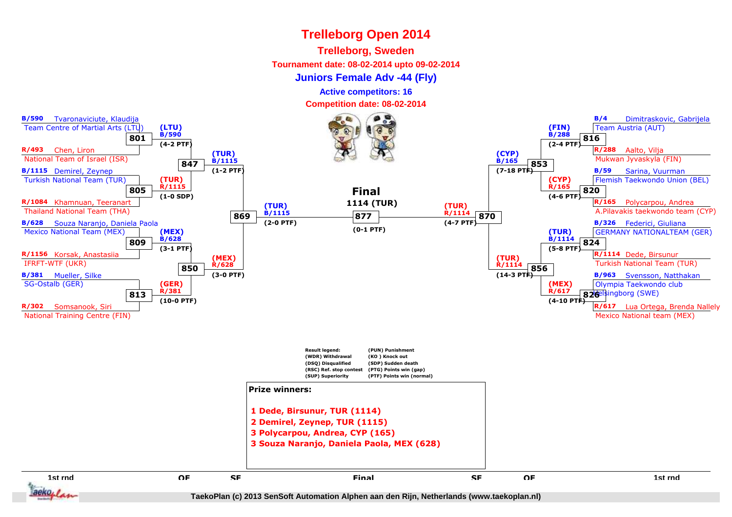# Trelleborg Open 2014

## Trelleborg, Sweden

**Tournament date: 08-02-2014 upto 09-02-2014**

### Juniors Female Adv -44 (Fly)

**Active competitors: 16**

**Competition date: 08-02-2014**

**1st rnd (left side)**

- B/590 Tvaronaviciute, Klaudija — Team Centre of Martial Arts (LTU)
- R/493 Chen, Liron — National Team of Israel (ISR)
- B/1115 Demirel, Zeynep — Turkish National Team (TUR)
- R/1084 Khamnuan, Teeranart — Thailand National Team (THA)
- B/628 Souza Naranjo, Daniela Paola — Mexico National Team (MEX)
- R/1156 Korsak, Anastasiia — IFRFT-WTF (UKR)
- B/381 Mueller, Silke — SG-Ostalb (GER)
- R/302 Somsanook, Siri — National Training Centre (FIN)

**1st rnd (right side)**

- B/4 Dimitraskovic, Gabrijela — Team Austria (AUT)
- R/288 Aalto, Vilja — Mukwan Jyvaskyla (FIN)
- B/59 Sarina, Vuurman — Flemish Taekwondo Union (BEL)
- R/165 Polycarpou, Andrea — A.Pilavakis taekwondo team (CYP)
- B/326 Federici, Giuliana — GERMANY NATIONALTEAM (GER)
- R/1114 Dede, Birsunur — Turkish National Team (TUR)
- B/963 Svensson, Natthakan — Olympia Taekwondo club Helsingborg (SWE)
- R/617 Lua Ortega, Brenda Nallely — Mexico National team (MEX)

| Match | Winner | Result |
|---|---|---|
| 801 | (LTU) B/590 | (4-2 PTF) |
| 805 | (TUR) R/1115 | (1-0 SDP) |
| 809 | (MEX) B/628 | (3-1 PTF) |
| 813 | (GER) R/381 | (10-0 PTF) |
| 847 | (TUR) B/1115 | (1-2 PTF) |
| 850 | (MEX) R/628 | (3-0 PTF) |
| 869 | (TUR) B/1115 | (2-0 PTF) |
| 816 | (FIN) B/288 | (2-4 PTF) |
| 820 | (CYP) R/165 | (4-6 PTF) |
| 824 | (TUR) B/1114 | (5-8 PTF) |
| 828 | (MEX) R/617 | (4-10 PTF) |
| 853 | (CYP) B/165 | (7-18 PTF) |
| 856 | (TUR) R/1114 | (14-3 PTF) |
| 870 | (TUR) R/1114 | (4-7 PTF) |
| 877 | Final: 1114 (TUR) | (0-1 PTF) |

Result legend:
(WDR) Withdrawal
(DSQ) Disqualified
(RSC) Ref. stop contest
(SUP) Superiority
(PUN) Punishment
(KO ) Knock out
(SDP) Sudden death
(PTG) Points win (gap)
(PTF) Points win (normal)

**Prize winners:**

1 Dede, Birsunur, TUR (1114)
2 Demirel, Zeynep, TUR (1115)
3 Polycarpou, Andrea, CYP (165)
3 Souza Naranjo, Daniela Paola, MEX (628)

1st rnd | QF | SF | Final | SF | QF | 1st rnd

TaekoPlan (c) 2013 SenSoft Automation Alphen aan den Rijn, Netherlands (www.taekoplan.nl)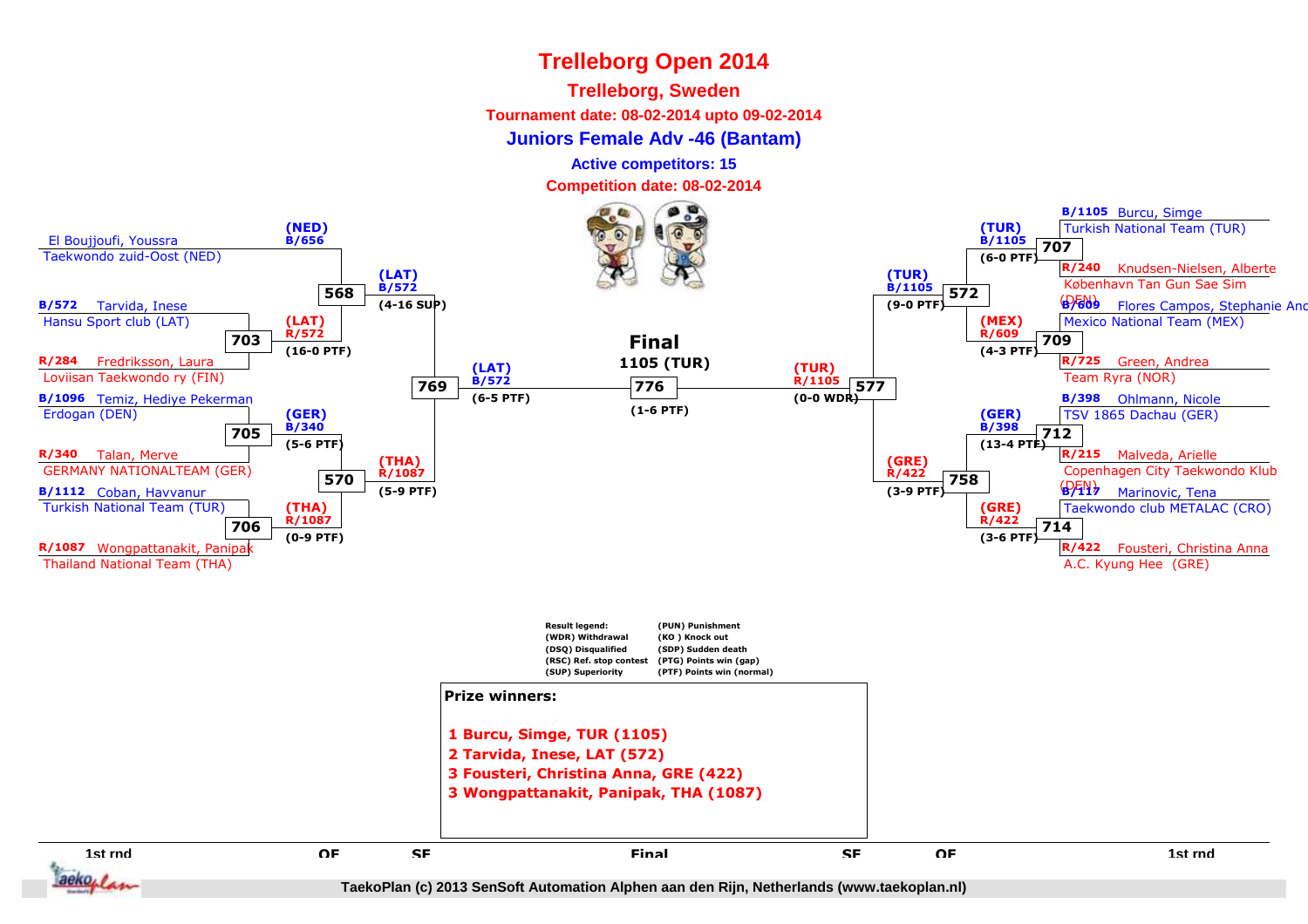# Trelleborg Open 2014

## Trelleborg, Sweden

**Tournament date: 08-02-2014 upto 09-02-2014**

**Juniors Female Adv -46 (Bantam)**

**Active competitors: 15**

**Competition date: 08-02-2014**

### 1st rnd (left)

- El Boujjoufi, Youssra — Taekwondo zuid-Oost (NED)
- B/572 Tarvida, Inese — Hansu Sport club (LAT)
- R/284 Fredriksson, Laura — Loviisan Taekwondo ry (FIN)
- B/1096 Temiz, Hediye Pekerman — Erdogan (DEN)
- R/340 Talan, Merve — GERMANY NATIONALTEAM (GER)
- B/1112 Coban, Havvanur — Turkish National Team (TUR)
- R/1087 Wongpattanakit, Panipak — Thailand National Team (THA)

### Left side matches

- 703: (LAT) R/572 (16-0 PTF)
- 705: (GER) B/340 (5-6 PTF)
- 706: (THA) R/1087 (0-9 PTF)
- 568 (QF): (NED) B/656 vs (LAT) R/572 — (LAT) B/572 (4-16 SUP)
- 570 (QF): (GER) B/340 vs (THA) R/1087 — (THA) R/1087 (5-9 PTF)
- 769 (SF): (LAT) B/572 (6-5 PTF)

### Final

- 776: **1105 (TUR)** (1-6 PTF)

### Right side matches

- 707: (TUR) B/1105 (6-0 PTF)
- 709: (MEX) R/609 (4-3 PTF)
- 712: (GER) B/398 (13-4 PTF)
- 714: (GRE) R/422 (3-6 PTF)
- 572 (QF): (TUR) B/1105 (9-0 PTF)
- 758 (QF): (GRE) R/422 (3-9 PTF)
- 577 (SF): (TUR) R/1105 (0-0 WDR)

### 1st rnd (right)

- B/1105 Burcu, Simge — Turkish National Team (TUR)
- R/240 Knudsen-Nielsen, Alberte — København Tan Gun Sae Sim (DEN)
- B/609 Flores Campos, Stephanie And — Mexico National Team (MEX)
- R/725 Green, Andrea — Team Ryra (NOR)
- B/398 Ohlmann, Nicole — TSV 1865 Dachau (GER)
- R/215 Malveda, Arielle — Copenhagen City Taekwondo Klub (DEN)
- B/117 Marinovic, Tena — Taekwondo club METALAC (CRO)
- R/422 Fousteri, Christina Anna — A.C. Kyung Hee (GRE)

### Result legend

| | |
|---|---|
| (WDR) Withdrawal | (PUN) Punishment |
| (DSQ) Disqualified | (KO ) Knock out |
| (RSC) Ref. stop contest | (SDP) Sudden death |
| (SUP) Superiority | (PTG) Points win (gap) |
| | (PTF) Points win (normal) |

### Prize winners:

1. Burcu, Simge, TUR (1105)
2. Tarvida, Inese, LAT (572)
3. Fousteri, Christina Anna, GRE (422)
3. Wongpattanakit, Panipak, THA (1087)

1st rnd — QF — SF — Final — SF — QF — 1st rnd

TaekoPlan (c) 2013 SenSoft Automation Alphen aan den Rijn, Netherlands (www.taekoplan.nl)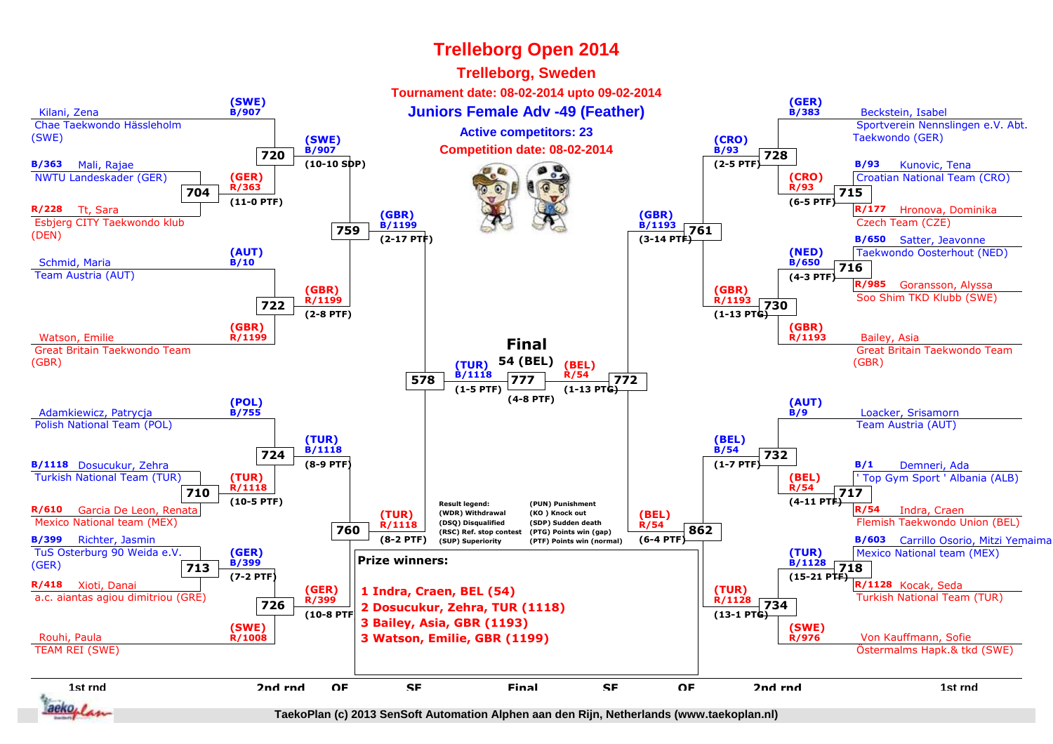# Trelleborg Open 2014

## Trelleborg, Sweden

**Tournament date: 08-02-2014 upto 09-02-2014**

## Juniors Female Adv -49 (Feather)

**Active competitors: 23**

**Competition date: 08-02-2014**

### Left side of bracket

**1st round**

- Kilani, Zena — Chae Taekwondo Hässleholm (SWE)
- B/363 Mali, Rajae — NWTU Landeskader (GER)
- R/228 Tt, Sara — Esbjerg CITY Taekwondo klub (DEN)
- Schmid, Maria — Team Austria (AUT)
- Watson, Emilie — Great Britain Taekwondo Team (GBR)
- Adamkiewicz, Patrycja — Polish National Team (POL)
- B/1118 Dosucukur, Zehra — Turkish National Team (TUR)
- R/610 Garcia De Leon, Renata — Mexico National team (MEX)
- B/399 Richter, Jasmin — TuS Osterburg 90 Weida e.V. (GER)
- R/418 Xioti, Danai — a.c. aiantas agiou dimitriou (GRE)
- Rouhi, Paula — TEAM REI (SWE)

**Matches**

- 704: (GER) R/363 (11-0 PTF)
- 720: (SWE) B/907 vs (GER) R/363 → (SWE) B/907 (10-10 SDP)
- 722: (AUT) B/10 vs (GBR) R/1199 → (GBR) R/1199 (2-8 PTF)
- 759: (SWE) B/907 vs (GBR) R/1199 → (GBR) B/1199 (2-17 PTF)
- 710: (TUR) R/1118 (10-5 PTF)
- 724: (POL) B/755 vs (TUR) R/1118 → (TUR) B/1118 (8-9 PTF)
- 713: (GER) B/399 (7-2 PTF)
- 726: (GER) B/399 vs (SWE) R/1008 → (GER) R/399 (10-8 PTF)
- 760: (TUR) B/1118 vs (GER) R/399 → (TUR) R/1118 (8-2 PTF)
- 578: (GBR) B/1199 vs (TUR) R/1118 → (TUR) B/1118 (1-5 PTF)

### Right side of bracket

**1st round**

- Beckstein, Isabel — Sportverein Nennslingen e.V. Abt. Taekwondo (GER)
- B/93 Kunovic, Tena — Croatian National Team (CRO)
- R/177 Hronova, Dominika — Czech Team (CZE)
- B/650 Satter, Jeavonne — Taekwondo Oosterhout (NED)
- R/985 Goransson, Alyssa — Soo Shim TKD Klubb (SWE)
- Bailey, Asia — Great Britain Taekwondo Team (GBR)
- Loacker, Srisamorn — Team Austria (AUT)
- B/1 Demneri, Ada — ' Top Gym Sport ' Albania (ALB)
- R/54 Indra, Craen — Flemish Taekwondo Union (BEL)
- B/603 Carrillo Osorio, Mitzi Yemaima — Mexico National team (MEX)
- R/1128 Kocak, Seda — Turkish National Team (TUR)
- Von Kauffmann, Sofie — Östermalms Hapk.& tkd (SWE)

**Matches**

- 715: (CRO) R/93 (6-5 PTF)
- 728: (GER) B/383 vs (CRO) R/93 → (CRO) B/93 (2-5 PTF)
- 716: (NED) B/650 (4-3 PTF)
- 730: (NED) B/650 vs (GBR) R/1193 → (GBR) R/1193 (1-13 PTG)
- 761: (CRO) B/93 vs (GBR) R/1193 → (GBR) B/1193 (3-14 PTF)
- 717: (BEL) R/54 (4-11 PTF)
- 732: (AUT) B/9 vs (BEL) R/54 → (BEL) B/54 (1-7 PTF)
- 718: (TUR) B/1128 (15-21 PTF)
- 734: (TUR) B/1128 vs (SWE) R/976 → (TUR) R/1128 (13-1 PTG)
- 862: (BEL) B/54 vs (TUR) R/1128 → (BEL) R/54 (6-4 PTF)
- 772: (GBR) B/1193 vs (BEL) R/54 → (BEL) R/54 (1-13 PTG)

### Final

**54 (BEL)**

777: (TUR) B/1118 vs (BEL) R/54 (4-8 PTF)

**Result legend:**

- (WDR) Withdrawal
- (DSQ) Disqualified
- (RSC) Ref. stop contest
- (SUP) Superiority
- (PUN) Punishment
- (KO) Knock out
- (SDP) Sudden death
- (PTG) Points win (gap)
- (PTF) Points win (normal)

**Prize winners:**

1. Indra, Craen, BEL (54)
2. Dosucukur, Zehra, TUR (1118)
3. Bailey, Asia, GBR (1193)
3. Watson, Emilie, GBR (1199)

1st rnd | 2nd rnd | QF | SF | Final | SF | QF | 2nd rnd | 1st rnd

TaekoPlan (c) 2013 SenSoft Automation Alphen aan den Rijn, Netherlands (www.taekoplan.nl)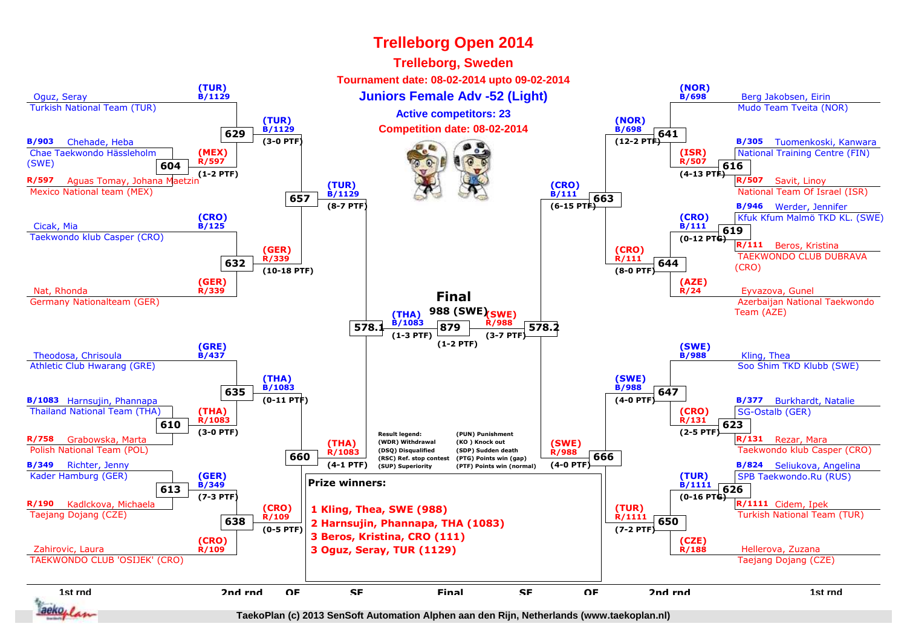# Trelleborg Open 2014

## Trelleborg, Sweden

**Tournament date: 08-02-2014 upto 09-02-2014**

## Juniors Female Adv -52 (Light)

**Active competitors: 23**

**Competition date: 08-02-2014**

### Left half

**1st rnd / 2nd rnd**

- Oguz, Seray — Turkish National Team (TUR) — (TUR) B/1129
- B/903 Chehade, Heba — Chae Taekwondo Hässleholm (SWE)
- R/597 Aguas Tomay, Johana Maetzin — Mexico National team (MEX)
- Match 604: (MEX) R/597 (1-2 PTF)
- Match 629: (TUR) B/1129 (3-0 PTF)
- Cicak, Mia — Taekwondo klub Casper (CRO) — (CRO) B/125
- Nat, Rhonda — Germany Nationalteam (GER) — (GER) R/339
- Match 632: (GER) R/339 (10-18 PTF)
- Match 657: (TUR) B/1129 (8-7 PTF)
- Theodosa, Chrisoula — Athletic Club Hwarang (GRE) — (GRE) B/437
- B/1083 Harnsujin, Phannapa — Thailand National Team (THA)
- R/758 Grabowska, Marta — Polish National Team (POL)
- Match 610: (THA) R/1083 (3-0 PTF)
- Match 635: (THA) B/1083 (0-11 PTF)
- B/349 Richter, Jenny — Kader Hamburg (GER)
- R/190 Kadlckova, Michaela — Taejang Dojang (CZE)
- Match 613: (GER) B/349 (7-3 PTF)
- Zahirovic, Laura — TAEKWONDO CLUB 'OSIJEK' (CRO) — (CRO) R/109
- Match 638: (CRO) R/109 (0-5 PTF)
- Match 660: (THA) R/1083 (4-1 PTF)
- Match 578.1: (THA) B/1083 (1-3 PTF)

### Final

- Match 879: 988 (SWE) (1-2 PTF)

### Right half

- Berg Jakobsen, Eirin — Mudo Team Tveita (NOR) — (NOR) B/698
- B/305 Tuomenkoski, Kanwara — National Training Centre (FIN)
- R/507 Savit, Linoy — National Team Of Israel (ISR)
- Match 616: (ISR) R/507 (4-13 PTF)
- Match 641: (NOR) B/698 (12-2 PTF)
- B/946 Werder, Jennifer — Kfuk Kfum Malmö TKD KL. (SWE)
- R/111 Beros, Kristina — TAEKWONDO CLUB DUBRAVA (CRO)
- Match 619: (CRO) B/111 (0-12 PTG)
- Eyvazova, Gunel — Azerbaijan National Taekwondo Team (AZE) — (AZE) R/24
- Match 644: (CRO) R/111 (8-0 PTF)
- Match 663: (CRO) B/111 (6-15 PTF)
- Kling, Thea — Soo Shim TKD Klubb (SWE) — (SWE) B/988
- B/377 Burkhardt, Natalie — SG-Ostalb (GER)
- R/131 Rezar, Mara — Taekwondo klub Casper (CRO)
- Match 623: (CRO) R/131 (2-5 PTF)
- Match 647: (SWE) B/988 (4-0 PTF)
- B/824 Seliukova, Angelina — SPB Taekwondo.Ru (RUS)
- R/1111 Cidem, Ipek — Turkish National Team (TUR)
- Match 626: (TUR) B/1111 (0-16 PTG)
- Hellerova, Zuzana — Taejang Dojang (CZE) — (CZE) R/188
- Match 650: (TUR) R/1111 (7-2 PTF)
- Match 666: (SWE) R/988 (4-0 PTF)
- Match 578.2: (SWE) R/988 (3-7 PTF)

**Result legend:**
- (WDR) Withdrawal
- (DSQ) Disqualified
- (RSC) Ref. stop contest
- (SUP) Superiority
- (PUN) Punishment
- (KO) Knock out
- (SDP) Sudden death
- (PTG) Points win (gap)
- (PTF) Points win (normal)

**Prize winners:**

**1 Kling, Thea, SWE (988)**
**2 Harnsujin, Phannapa, THA (1083)**
**3 Beros, Kristina, CRO (111)**
**3 Oguz, Seray, TUR (1129)**

1st rnd | 2nd rnd | QF | SF | Final | SF | QF | 2nd rnd | 1st rnd

TaekoPlan (c) 2013 SenSoft Automation Alphen aan den Rijn, Netherlands (www.taekoplan.nl)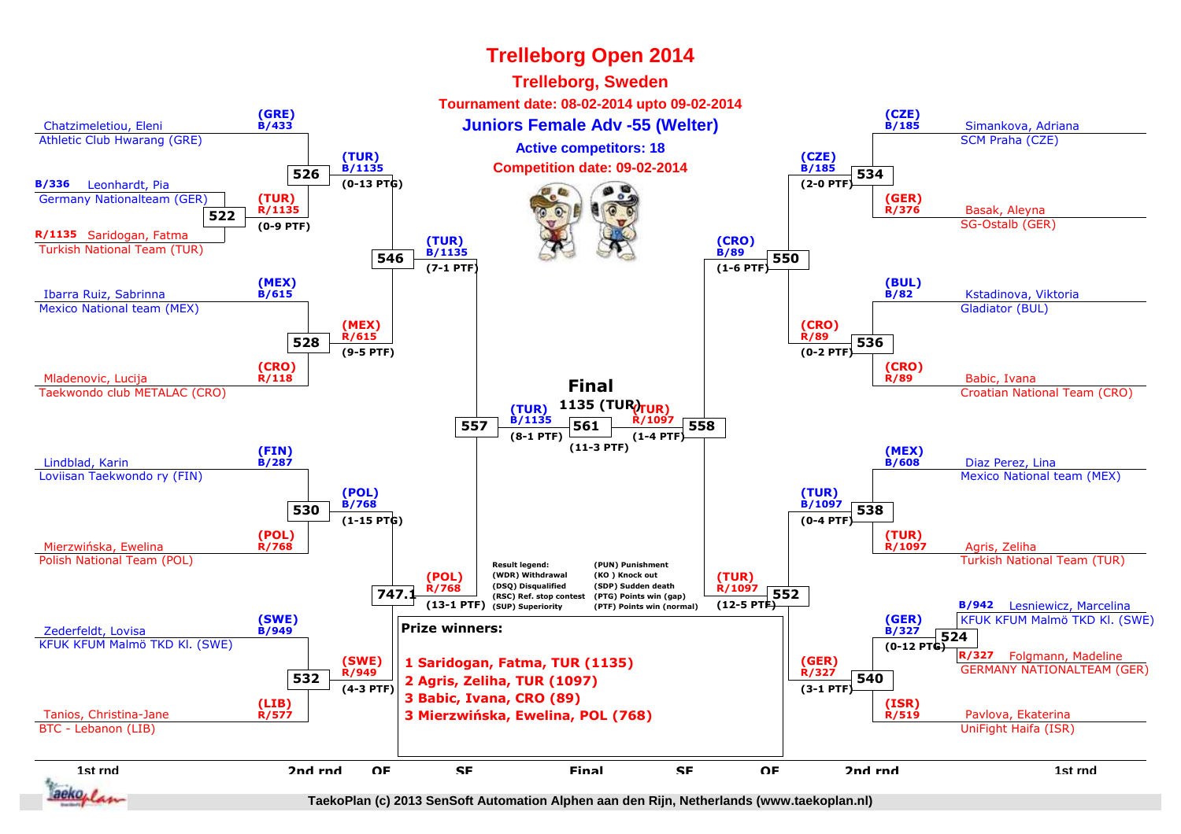# Trelleborg Open 2014

## Trelleborg, Sweden

**Tournament date: 08-02-2014 upto 09-02-2014**

### Juniors Female Adv -55 (Welter)

**Active competitors: 18**

**Competition date: 09-02-2014**

## 1st rnd / 2nd rnd (left side)

- Chatzimeletiou, Eleni — Athletic Club Hwarang (GRE) — (GRE) B/433
- B/336 Leonhardt, Pia — Germany Nationalteam (GER)
- R/1135 Saridogan, Fatma — Turkish National Team (TUR)
- Match 522: (TUR) R/1135 (0-9 PTF)
- Match 526: (TUR) B/1135 (0-13 PTG)
- Ibarra Ruiz, Sabrinna — Mexico National team (MEX) — (MEX) B/615
- Mladenovic, Lucija — Taekwondo club METALAC (CRO) — (CRO) R/118
- Match 528: (MEX) R/615 (9-5 PTF)
- Match 546: (TUR) B/1135 (7-1 PTF)
- Lindblad, Karin — Loviisan Taekwondo ry (FIN) — (FIN) B/287
- Mierzwińska, Ewelina — Polish National Team (POL) — (POL) R/768
- Match 530: (POL) B/768 (1-15 PTG)
- Zederfeldt, Lovisa — KFUK KFUM Malmö TKD Kl. (SWE) — (SWE) B/949
- Tanios, Christina-Jane — BTC - Lebanon (LIB) — (LIB) R/577
- Match 532: (SWE) R/949 (4-3 PTF)
- Match 747.1: (POL) R/768 (13-1 PTF)
- Match 557: (TUR) B/1135 (8-1 PTF)

## Final

- Match 561: **1135 (TUR)** (11-3 PTF)

## Right side

- Simankova, Adriana — SCM Praha (CZE) — (CZE) B/185
- Basak, Aleyna — SG-Ostalb (GER) — (GER) R/376
- Match 534: (CZE) B/185 (2-0 PTF)
- Kstadinova, Viktoria — Gladiator (BUL) — (BUL) B/82
- Babic, Ivana — Croatian National Team (CRO) — (CRO) R/89
- Match 536: (CRO) R/89 (0-2 PTF)
- Match 550: (CRO) B/89 (1-6 PTF)
- Diaz Perez, Lina — Mexico National team (MEX) — (MEX) B/608
- Agris, Zeliha — Turkish National Team (TUR) — (TUR) R/1097
- Match 538: (TUR) B/1097 (0-4 PTF)
- B/942 Lesniewicz, Marcelina — KFUK KFUM Malmö TKD Kl. (SWE)
- R/327 Folgmann, Madeline — GERMANY NATIONALTEAM (GER)
- Match 524: (GER) B/327 (0-12 PTG)
- Pavlova, Ekaterina — UniFight Haifa (ISR) — (ISR) R/519
- Match 540: (GER) R/327 (3-1 PTF)
- Match 552: (TUR) R/1097 (12-5 PTF)
- Match 558: (TUR) R/1097 (1-4 PTF)

**Result legend:**

| | |
|---|---|
| (WDR) Withdrawal | (PUN) Punishment |
| (DSQ) Disqualified | (KO) Knock out |
| (RSC) Ref. stop contest | (SDP) Sudden death |
| (SUP) Superiority | (PTG) Points win (gap) |
| | (PTF) Points win (normal) |

**Prize winners:**

1. Saridogan, Fatma, TUR (1135)
2. Agris, Zeliha, TUR (1097)
3. Babic, Ivana, CRO (89)
3. Mierzwińska, Ewelina, POL (768)

1st rnd | 2nd rnd | QF | SF | Final | SF | QF | 2nd rnd | 1st rnd

TaekoPlan (c) 2013 SenSoft Automation Alphen aan den Rijn, Netherlands (www.taekoplan.nl)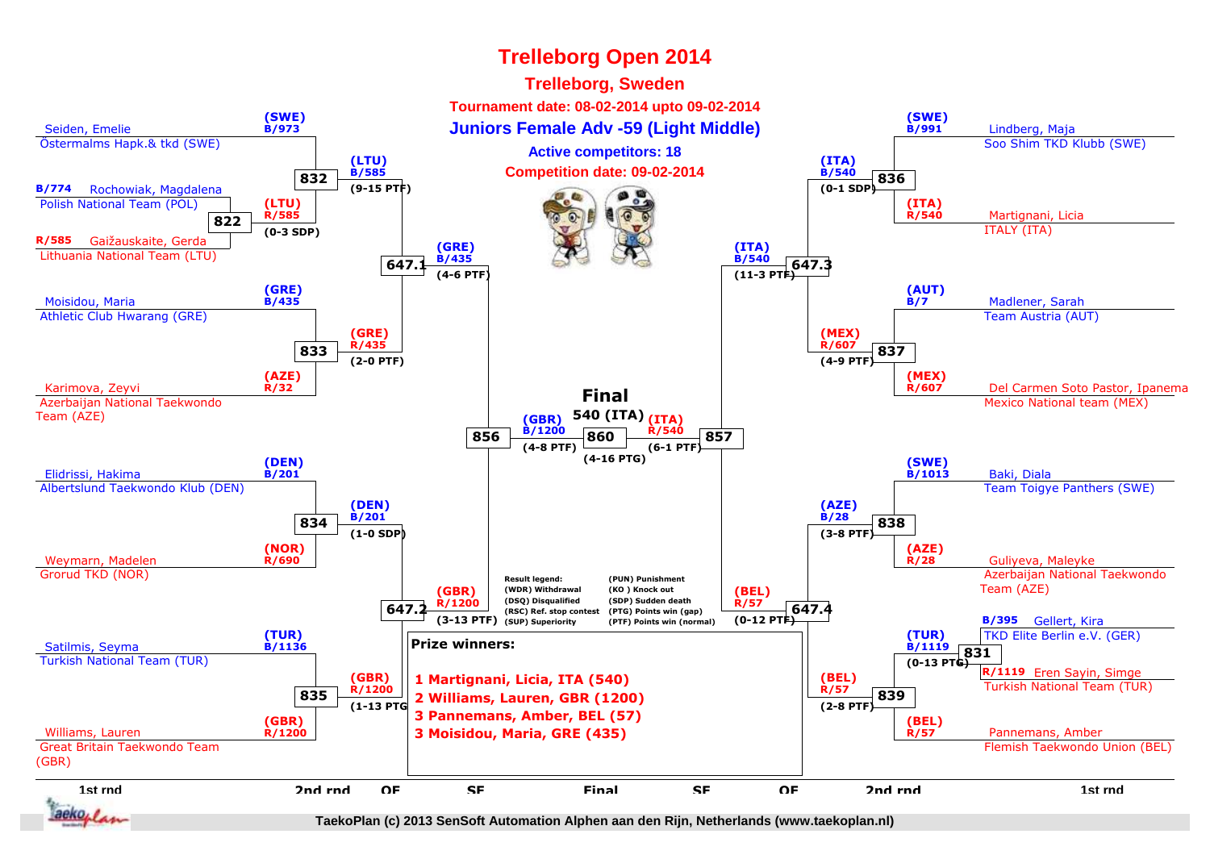# Trelleborg Open 2014

## Trelleborg, Sweden

**Tournament date: 08-02-2014 upto 09-02-2014**

### Juniors Female Adv -59 (Light Middle)

**Active competitors: 18**

**Competition date: 09-02-2014**

## Left side of bracket

**1st round**

- Seiden, Emelie — Östermalms Hapk.& tkd (SWE) — (SWE) B/973
- Match 822: B/774 Rochowiak, Magdalena — Polish National Team (POL) vs R/585 Gaižauskaite, Gerda — Lithuania National Team (LTU) → (LTU) R/585 (0-3 SDP)
- Match 833: Moisidou, Maria — Athletic Club Hwarang (GRE) — (GRE) B/435 vs Karimova, Zeyvi — Azerbaijan National Taekwondo Team (AZE) — (AZE) R/32 → (GRE) R/435 (2-0 PTF)
- Match 834: Elidrissi, Hakima — Albertslund Taekwondo Klub (DEN) — (DEN) B/201 vs Weymarn, Madelen — Grorud TKD (NOR) — (NOR) R/690 → (DEN) B/201 (1-0 SDP)
- Match 835: Satilmis, Seyma — Turkish National Team (TUR) — (TUR) B/1136 vs Williams, Lauren — Great Britain Taekwondo Team (GBR) — (GBR) R/1200 → (GBR) R/1200 (1-13 PTG)

**2nd round**

- Match 832: (SWE) B/973 vs (LTU) R/585 → (LTU) B/585 (9-15 PTF)

**QF**

- Match 647.1: (LTU) B/585 vs (GRE) R/435 → (GRE) B/435 (4-6 PTF)
- Match 647.2: (DEN) B/201 vs (GBR) R/1200 → (GBR) R/1200 (3-13 PTF)

**SF**

- Match 856: (GRE) B/435 vs (GBR) R/1200 → (GBR) B/1200 (4-8 PTF)

## Right side of bracket

**1st round**

- Lindberg, Maja — Soo Shim TKD Klubb (SWE) — (SWE) B/991
- Martignani, Licia — ITALY (ITA) — (ITA) R/540
- Match 837: Madlener, Sarah — Team Austria (AUT) — (AUT) B/7 vs Del Carmen Soto Pastor, Ipanema — Mexico National team (MEX) — (MEX) R/607 → (MEX) R/607 (4-9 PTF)
- Match 838: Baki, Diala — Team Toigye Panthers (SWE) — (SWE) B/1013 vs Guliyeva, Maleyke — Azerbaijan National Taekwondo Team (AZE) — (AZE) R/28 → (AZE) B/28 (3-8 PTF)
- Match 831: B/395 Gellert, Kira — TKD Elite Berlin e.V. (GER) vs R/1119 Eren Sayin, Simge — Turkish National Team (TUR) → (TUR) B/1119 (0-13 PTG)
- Match 839: (TUR) B/1119 vs Pannemans, Amber — Flemish Taekwondo Union (BEL) — (BEL) R/57 → (BEL) R/57 (2-8 PTF)

**2nd round**

- Match 836: (SWE) B/991 vs (ITA) R/540 → (ITA) B/540 (0-1 SDP)

**QF**

- Match 647.3: (ITA) B/540 vs (MEX) R/607 → (ITA) B/540 (11-3 PTF)
- Match 647.4: (AZE) B/28 vs (BEL) R/57 → (BEL) R/57 (0-12 PTF)

**SF**

- Match 857: (ITA) B/540 vs (BEL) R/57 → (ITA) R/540 (6-1 PTF)

## Final

- Match 860: (GBR) B/1200 vs (ITA) R/540 → **540 (ITA)** (4-16 PTG)

## Result legend

| | |
|---|---|
| (WDR) Withdrawal | (PUN) Punishment |
| (DSQ) Disqualified | (KO ) Knock out |
| (RSC) Ref. stop contest | (SDP) Sudden death |
| (SUP) Superiority | (PTG) Points win (gap) |
| | (PTF) Points win (normal) |

## Prize winners:

1 Martignani, Licia, ITA (540)
2 Williams, Lauren, GBR (1200)
3 Pannemans, Amber, BEL (57)
3 Moisidou, Maria, GRE (435)

1st rnd | 2nd rnd | QF | SF | Final | SF | QF | 2nd rnd | 1st rnd

TaekoPlan (c) 2013 SenSoft Automation Alphen aan den Rijn, Netherlands (www.taekoplan.nl)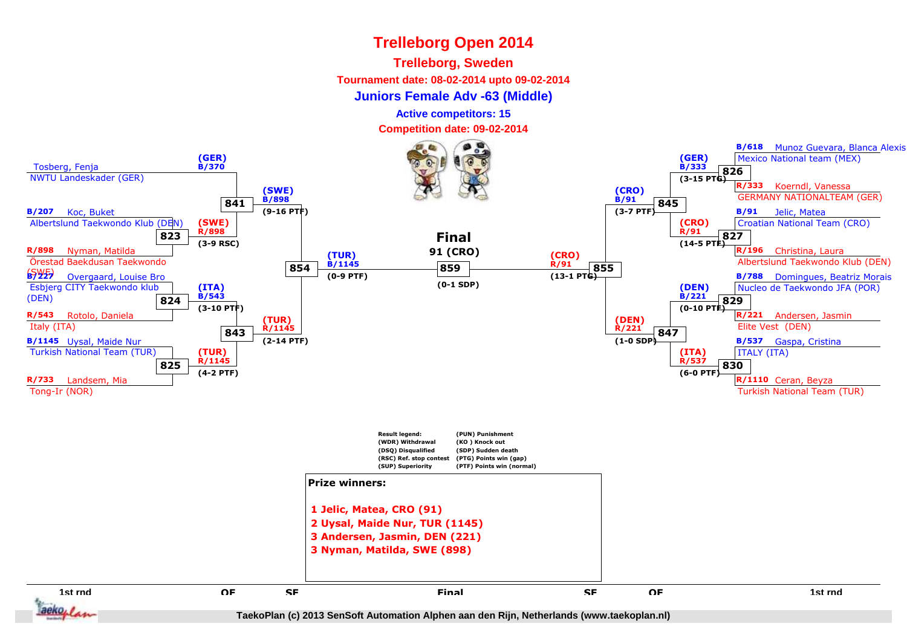# Trelleborg Open 2014

## Trelleborg, Sweden

**Tournament date: 08-02-2014 upto 09-02-2014**

### Juniors Female Adv -63 (Middle)

**Active competitors: 15**

**Competition date: 09-02-2014**

**1st rnd (left side)**

- Tosberg, Fenja — NWTU Landeskader (GER)
- B/207 Koc, Buket — Albertslund Taekwondo Klub (DEN)
- R/898 Nyman, Matilda — Örestad Baekdusan Taekwondo (SWE)
- B/227 Overgaard, Louise Bro — Esbjerg CITY Taekwondo klub (DEN)
- R/543 Rotolo, Daniela — Italy (ITA)
- B/1145 Uysal, Maide Nur — Turkish National Team (TUR)
- R/733 Landsem, Mia — Tong-Ir (NOR)

**Matches (left side)**

- 823: (SWE) R/898 (3-9 RSC)
- 824: (ITA) B/543 (3-10 PTF)
- 825: (TUR) R/1145 (4-2 PTF)
- 841: (GER) B/370 / (SWE) B/898 (9-16 PTF)
- 843: (TUR) R/1145 (2-14 PTF)
- 854: (TUR) B/1145 (0-9 PTF)

**Final**

- 859: 91 (CRO) (0-1 SDP)

**Matches (right side)**

- 826: (GER) B/333 (3-15 PTG)
- 827: (CRO) R/91 (14-5 PTF)
- 829: (DEN) B/221 (0-10 PTF)
- 830: (ITA) R/537 (6-0 PTF)
- 845: (CRO) B/91 (3-7 PTF)
- 847: (DEN) R/221 (1-0 SDP)
- 855: (CRO) R/91 (13-1 PTG)

**1st rnd (right side)**

- B/618 Munoz Guevara, Blanca Alexis — Mexico National team (MEX)
- R/333 Koerndl, Vanessa — GERMANY NATIONALTEAM (GER)
- B/91 Jelic, Matea — Croatian National Team (CRO)
- R/196 Christina, Laura — Albertslund Taekwondo Klub (DEN)
- B/788 Domingues, Beatriz Morais — Nucleo de Taekwondo JFA (POR)
- R/221 Andersen, Jasmin — Elite Vest (DEN)
- B/537 Gaspa, Cristina — ITALY (ITA)
- R/1110 Ceran, Beyza — Turkish National Team (TUR)

**Result legend:**

| | |
|---|---|
| (WDR) Withdrawal | (PUN) Punishment |
| (DSQ) Disqualified | (KO ) Knock out |
| (RSC) Ref. stop contest | (SDP) Sudden death |
| (SUP) Superiority | (PTG) Points win (gap) |
| | (PTF) Points win (normal) |

**Prize winners:**

1 Jelic, Matea, CRO (91)
2 Uysal, Maide Nur, TUR (1145)
3 Andersen, Jasmin, DEN (221)
3 Nyman, Matilda, SWE (898)

1st rnd | QF | SF | Final | SF | QF | 1st rnd

TaekoPlan (c) 2013 SenSoft Automation Alphen aan den Rijn, Netherlands (www.taekoplan.nl)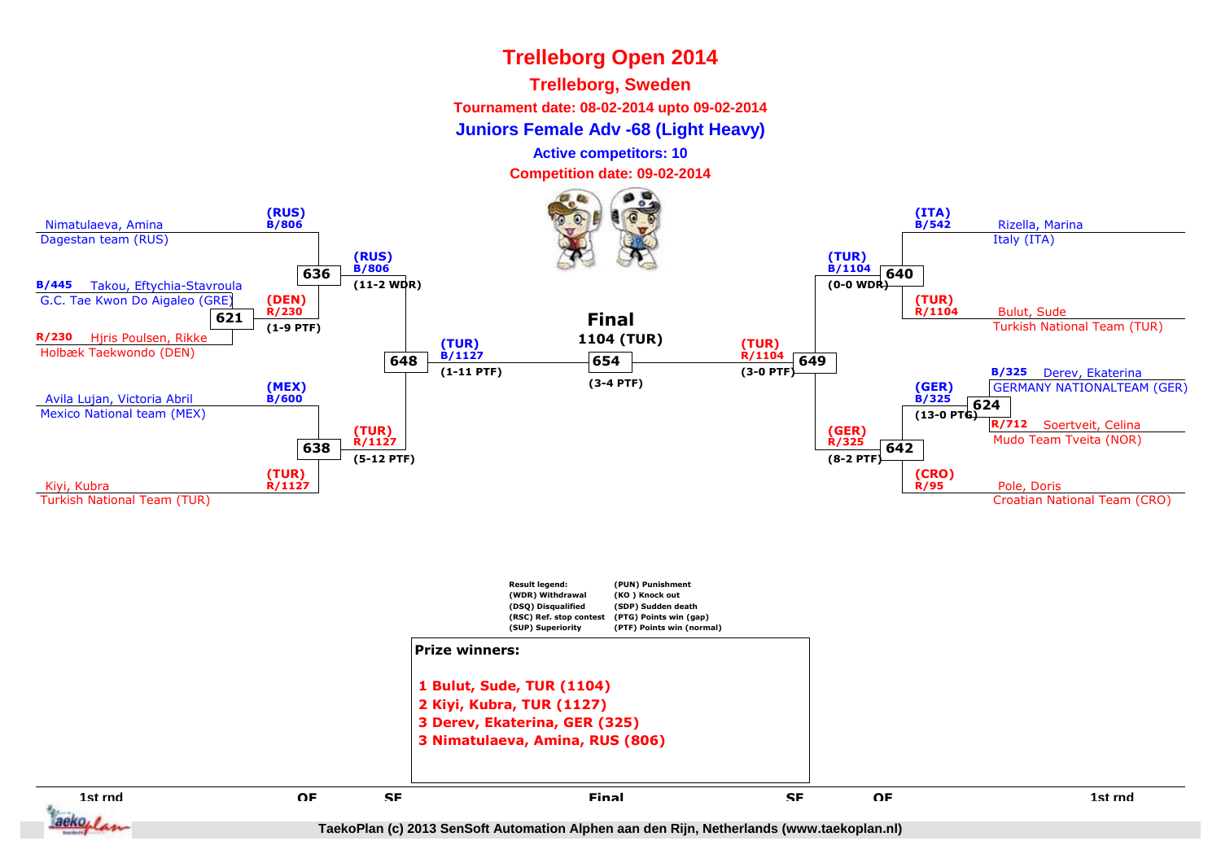# Trelleborg Open 2014

## Trelleborg, Sweden

**Tournament date: 08-02-2014 upto 09-02-2014**

**Juniors Female Adv -68 (Light Heavy)**

**Active competitors: 10**

**Competition date: 09-02-2014**

### 1st rnd / QF (left side)

- Nimatulaeva, Amina — Dagestan team (RUS) — (RUS) B/806
- B/445 Takou, Eftychia-Stavroula — G.C. Tae Kwon Do Aigaleo (GRE)
- R/230 Hjris Poulsen, Rikke — Holbæk Taekwondo (DEN)
  - Match 621: (DEN) R/230 (1-9 PTF)
- Match 636: (RUS) B/806 (11-2 WDR)
- Avila Lujan, Victoria Abril — Mexico National team (MEX) — (MEX) B/600
- Kiyi, Kubra — Turkish National Team (TUR) — (TUR) R/1127
- Match 638: (TUR) R/1127 (5-12 PTF)

### SF (left side)

- Match 648: (TUR) B/1127 (1-11 PTF)

### Final

- Match 654: **1104 (TUR)** (3-4 PTF)

### SF (right side)

- Match 649: (TUR) R/1104 (3-0 PTF)

### 1st rnd / QF (right side)

- Rizella, Marina — Italy (ITA) — (ITA) B/542
- Bulut, Sude — Turkish National Team (TUR) — (TUR) R/1104
- Match 640: (TUR) B/1104 (0-0 WDR)
- B/325 Derev, Ekaterina — GERMANY NATIONALTEAM (GER)
- R/712 Soertveit, Celina — Mudo Team Tveita (NOR)
  - Match 624: (GER) B/325 (13-0 PTG)
- Pole, Doris — Croatian National Team (CRO) — (CRO) R/95
- Match 642: (GER) R/325 (8-2 PTF)

**Result legend:**

| | |
|---|---|
| (WDR) Withdrawal | (PUN) Punishment |
| (DSQ) Disqualified | (KO ) Knock out |
| (RSC) Ref. stop contest | (SDP) Sudden death |
| (SUP) Superiority | (PTG) Points win (gap) |
| | (PTF) Points win (normal) |

**Prize winners:**

1 Bulut, Sude, TUR (1104)
2 Kiyi, Kubra, TUR (1127)
3 Derev, Ekaterina, GER (325)
3 Nimatulaeva, Amina, RUS (806)

1st rnd | QF | SF | Final | SF | QF | 1st rnd

TaekoPlan (c) 2013 SenSoft Automation Alphen aan den Rijn, Netherlands (www.taekoplan.nl)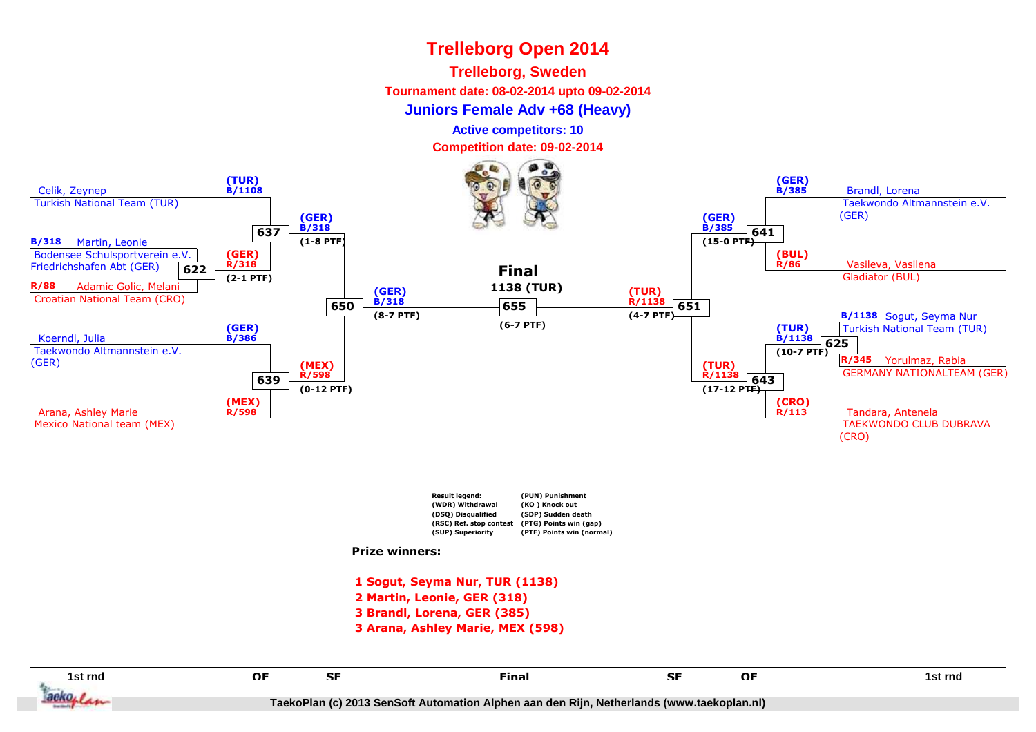# Trelleborg Open 2014

## Trelleborg, Sweden

**Tournament date: 08-02-2014 upto 09-02-2014**

**Juniors Female Adv +68 (Heavy)**

**Active competitors: 10**

**Competition date: 09-02-2014**

Celik, Zeynep
Turkish National Team (TUR)

(TUR)
B/1108

637

B/318 Martin, Leonie
Bodensee Schulsportverein e.V.
Friedrichshafen Abt (GER)

622

(GER)
R/318

(2-1 PTF)

R/88 Adamic Golic, Melani
Croatian National Team (CRO)

(GER)
B/318

(1-8 PTF)

650

(GER)
B/318

(8-7 PTF)

Koerndl, Julia
Taekwondo Altmannstein e.V.
(GER)

(GER)
B/386

639

(MEX)
R/598

(0-12 PTF)

Arana, Ashley Marie
Mexico National team (MEX)

(MEX)
R/598

**Final**

**1138 (TUR)**

655

(6-7 PTF)

(GER)
B/385

Brandl, Lorena
Taekwondo Altmannstein e.V.
(GER)

(GER)
B/385

641

(15-0 PTF)

(BUL)
R/86

Vasileva, Vasilena
Gladiator (BUL)

(TUR)
R/1138

651

(4-7 PTF)

B/1138 Sogut, Seyma Nur
Turkish National Team (TUR)

(TUR)
B/1138

625

(10-7 PTF)

R/345 Yorulmaz, Rabia
GERMANY NATIONALTEAM (GER)

(TUR)
R/1138

643

(17-12 PTF)

(CRO)
R/113

Tandara, Antenela
TAEKWONDO CLUB DUBRAVA
(CRO)

Result legend:
(WDR) Withdrawal
(DSQ) Disqualified
(RSC) Ref. stop contest
(SUP) Superiority
(PUN) Punishment
(KO ) Knock out
(SDP) Sudden death
(PTG) Points win (gap)
(PTF) Points win (normal)

**Prize winners:**

1 Sogut, Seyma Nur, TUR (1138)
2 Martin, Leonie, GER (318)
3 Brandl, Lorena, GER (385)
3 Arana, Ashley Marie, MEX (598)

1st rnd QF SF Final SF QF 1st rnd

TaekoPlan (c) 2013 SenSoft Automation Alphen aan den Rijn, Netherlands (www.taekoplan.nl)